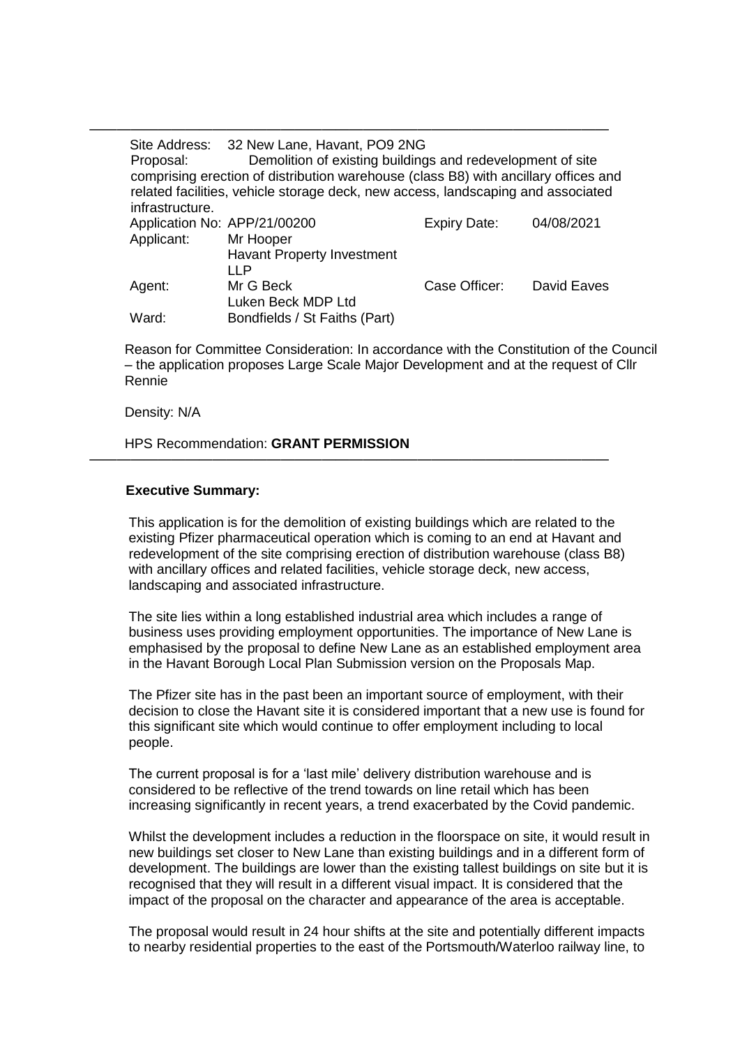| | | | |
|---|---|---|---|
| Site Address: | 32 New Lane, Havant, PO9 2NG | | |
| Proposal: | Demolition of existing buildings and redevelopment of site comprising erection of distribution warehouse (class B8) with ancillary offices and related facilities, vehicle storage deck, new access, landscaping and associated infrastructure. | | |
| Application No: | APP/21/00200 | Expiry Date: | 04/08/2021 |
| Applicant: | Mr Hooper<br>Havant Property Investment LLP | | |
| Agent: | Mr G Beck<br>Luken Beck MDP Ltd | Case Officer: | David Eaves |
| Ward: | Bondfields / St Faiths (Part) | | |

Reason for Committee Consideration: In accordance with the Constitution of the Council – the application proposes Large Scale Major Development and at the request of Cllr Rennie

Density: N/A

HPS Recommendation: **GRANT PERMISSION**

**Executive Summary:**

This application is for the demolition of existing buildings which are related to the existing Pfizer pharmaceutical operation which is coming to an end at Havant and redevelopment of the site comprising erection of distribution warehouse (class B8) with ancillary offices and related facilities, vehicle storage deck, new access, landscaping and associated infrastructure.

The site lies within a long established industrial area which includes a range of business uses providing employment opportunities. The importance of New Lane is emphasised by the proposal to define New Lane as an established employment area in the Havant Borough Local Plan Submission version on the Proposals Map.

The Pfizer site has in the past been an important source of employment, with their decision to close the Havant site it is considered important that a new use is found for this significant site which would continue to offer employment including to local people.

The current proposal is for a 'last mile' delivery distribution warehouse and is considered to be reflective of the trend towards on line retail which has been increasing significantly in recent years, a trend exacerbated by the Covid pandemic.

Whilst the development includes a reduction in the floorspace on site, it would result in new buildings set closer to New Lane than existing buildings and in a different form of development. The buildings are lower than the existing tallest buildings on site but it is recognised that they will result in a different visual impact. It is considered that the impact of the proposal on the character and appearance of the area is acceptable.

The proposal would result in 24 hour shifts at the site and potentially different impacts to nearby residential properties to the east of the Portsmouth/Waterloo railway line, to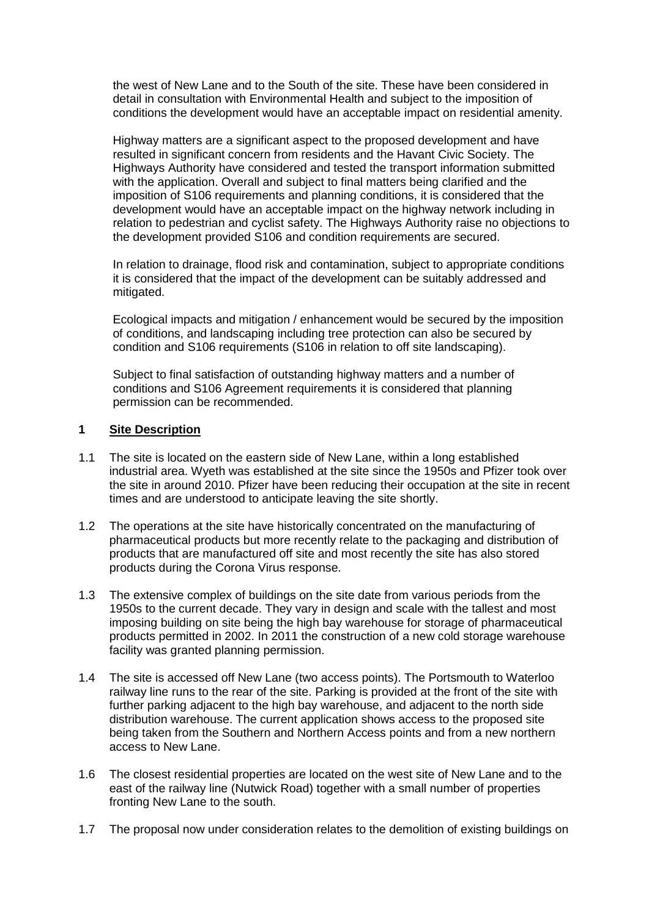the west of New Lane and to the South of the site. These have been considered in detail in consultation with Environmental Health and subject to the imposition of conditions the development would have an acceptable impact on residential amenity.

Highway matters are a significant aspect to the proposed development and have resulted in significant concern from residents and the Havant Civic Society. The Highways Authority have considered and tested the transport information submitted with the application. Overall and subject to final matters being clarified and the imposition of S106 requirements and planning conditions, it is considered that the development would have an acceptable impact on the highway network including in relation to pedestrian and cyclist safety. The Highways Authority raise no objections to the development provided S106 and condition requirements are secured.

In relation to drainage, flood risk and contamination, subject to appropriate conditions it is considered that the impact of the development can be suitably addressed and mitigated.

Ecological impacts and mitigation / enhancement would be secured by the imposition of conditions, and landscaping including tree protection can also be secured by condition and S106 requirements (S106 in relation to off site landscaping).

Subject to final satisfaction of outstanding highway matters and a number of conditions and S106 Agreement requirements it is considered that planning permission can be recommended.

## 1 Site Description

1.1 The site is located on the eastern side of New Lane, within a long established industrial area. Wyeth was established at the site since the 1950s and Pfizer took over the site in around 2010. Pfizer have been reducing their occupation at the site in recent times and are understood to anticipate leaving the site shortly.

1.2 The operations at the site have historically concentrated on the manufacturing of pharmaceutical products but more recently relate to the packaging and distribution of products that are manufactured off site and most recently the site has also stored products during the Corona Virus response.

1.3 The extensive complex of buildings on the site date from various periods from the 1950s to the current decade. They vary in design and scale with the tallest and most imposing building on site being the high bay warehouse for storage of pharmaceutical products permitted in 2002. In 2011 the construction of a new cold storage warehouse facility was granted planning permission.

1.4 The site is accessed off New Lane (two access points). The Portsmouth to Waterloo railway line runs to the rear of the site. Parking is provided at the front of the site with further parking adjacent to the high bay warehouse, and adjacent to the north side distribution warehouse. The current application shows access to the proposed site being taken from the Southern and Northern Access points and from a new northern access to New Lane.

1.6 The closest residential properties are located on the west site of New Lane and to the east of the railway line (Nutwick Road) together with a small number of properties fronting New Lane to the south.

1.7 The proposal now under consideration relates to the demolition of existing buildings on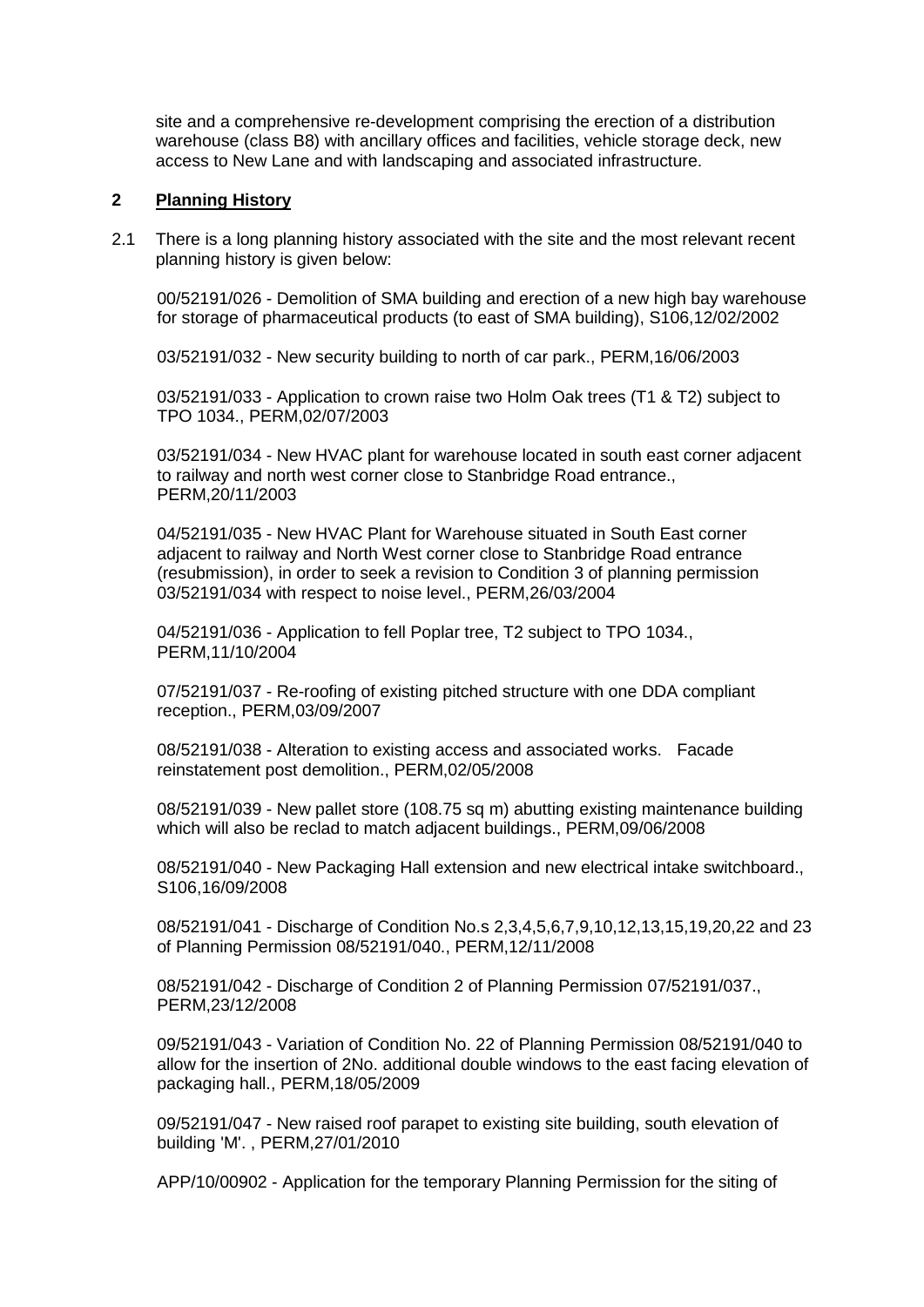site and a comprehensive re-development comprising the erection of a distribution warehouse (class B8) with ancillary offices and facilities, vehicle storage deck, new access to New Lane and with landscaping and associated infrastructure.

## 2 Planning History

2.1 There is a long planning history associated with the site and the most relevant recent planning history is given below:

00/52191/026 - Demolition of SMA building and erection of a new high bay warehouse for storage of pharmaceutical products (to east of SMA building), S106,12/02/2002

03/52191/032 - New security building to north of car park., PERM,16/06/2003

03/52191/033 - Application to crown raise two Holm Oak trees (T1 & T2) subject to TPO 1034., PERM,02/07/2003

03/52191/034 - New HVAC plant for warehouse located in south east corner adjacent to railway and north west corner close to Stanbridge Road entrance., PERM,20/11/2003

04/52191/035 - New HVAC Plant for Warehouse situated in South East corner adjacent to railway and North West corner close to Stanbridge Road entrance (resubmission), in order to seek a revision to Condition 3 of planning permission 03/52191/034 with respect to noise level., PERM,26/03/2004

04/52191/036 - Application to fell Poplar tree, T2 subject to TPO 1034., PERM,11/10/2004

07/52191/037 - Re-roofing of existing pitched structure with one DDA compliant reception., PERM,03/09/2007

08/52191/038 - Alteration to existing access and associated works. Facade reinstatement post demolition., PERM,02/05/2008

08/52191/039 - New pallet store (108.75 sq m) abutting existing maintenance building which will also be reclad to match adjacent buildings., PERM,09/06/2008

08/52191/040 - New Packaging Hall extension and new electrical intake switchboard., S106,16/09/2008

08/52191/041 - Discharge of Condition No.s 2,3,4,5,6,7,9,10,12,13,15,19,20,22 and 23 of Planning Permission 08/52191/040., PERM,12/11/2008

08/52191/042 - Discharge of Condition 2 of Planning Permission 07/52191/037., PERM,23/12/2008

09/52191/043 - Variation of Condition No. 22 of Planning Permission 08/52191/040 to allow for the insertion of 2No. additional double windows to the east facing elevation of packaging hall., PERM,18/05/2009

09/52191/047 - New raised roof parapet to existing site building, south elevation of building 'M'. , PERM,27/01/2010

APP/10/00902 - Application for the temporary Planning Permission for the siting of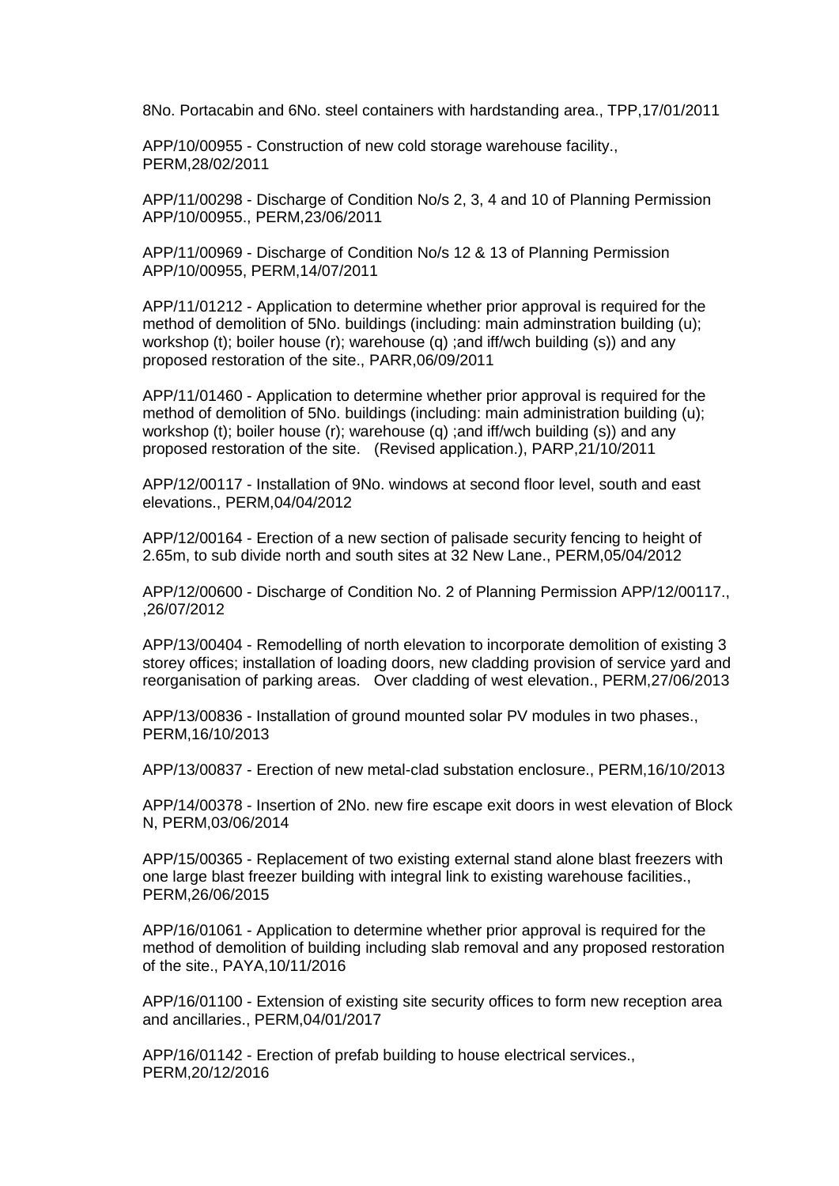8No. Portacabin and 6No. steel containers with hardstanding area., TPP,17/01/2011

APP/10/00955 - Construction of new cold storage warehouse facility., PERM,28/02/2011

APP/11/00298 - Discharge of Condition No/s 2, 3, 4 and 10 of Planning Permission APP/10/00955., PERM,23/06/2011

APP/11/00969 - Discharge of Condition No/s 12 & 13 of Planning Permission APP/10/00955, PERM,14/07/2011

APP/11/01212 - Application to determine whether prior approval is required for the method of demolition of 5No. buildings (including: main adminstration building (u); workshop (t); boiler house (r); warehouse (q) ;and iff/wch building (s)) and any proposed restoration of the site., PARR,06/09/2011

APP/11/01460 - Application to determine whether prior approval is required for the method of demolition of 5No. buildings (including: main administration building (u); workshop (t); boiler house (r); warehouse (q) ;and iff/wch building (s)) and any proposed restoration of the site. (Revised application.), PARP,21/10/2011

APP/12/00117 - Installation of 9No. windows at second floor level, south and east elevations., PERM,04/04/2012

APP/12/00164 - Erection of a new section of palisade security fencing to height of 2.65m, to sub divide north and south sites at 32 New Lane., PERM,05/04/2012

APP/12/00600 - Discharge of Condition No. 2 of Planning Permission APP/12/00117., ,26/07/2012

APP/13/00404 - Remodelling of north elevation to incorporate demolition of existing 3 storey offices; installation of loading doors, new cladding provision of service yard and reorganisation of parking areas. Over cladding of west elevation., PERM,27/06/2013

APP/13/00836 - Installation of ground mounted solar PV modules in two phases., PERM,16/10/2013

APP/13/00837 - Erection of new metal-clad substation enclosure., PERM,16/10/2013

APP/14/00378 - Insertion of 2No. new fire escape exit doors in west elevation of Block N, PERM,03/06/2014

APP/15/00365 - Replacement of two existing external stand alone blast freezers with one large blast freezer building with integral link to existing warehouse facilities., PERM,26/06/2015

APP/16/01061 - Application to determine whether prior approval is required for the method of demolition of building including slab removal and any proposed restoration of the site., PAYA,10/11/2016

APP/16/01100 - Extension of existing site security offices to form new reception area and ancillaries., PERM,04/01/2017

APP/16/01142 - Erection of prefab building to house electrical services., PERM,20/12/2016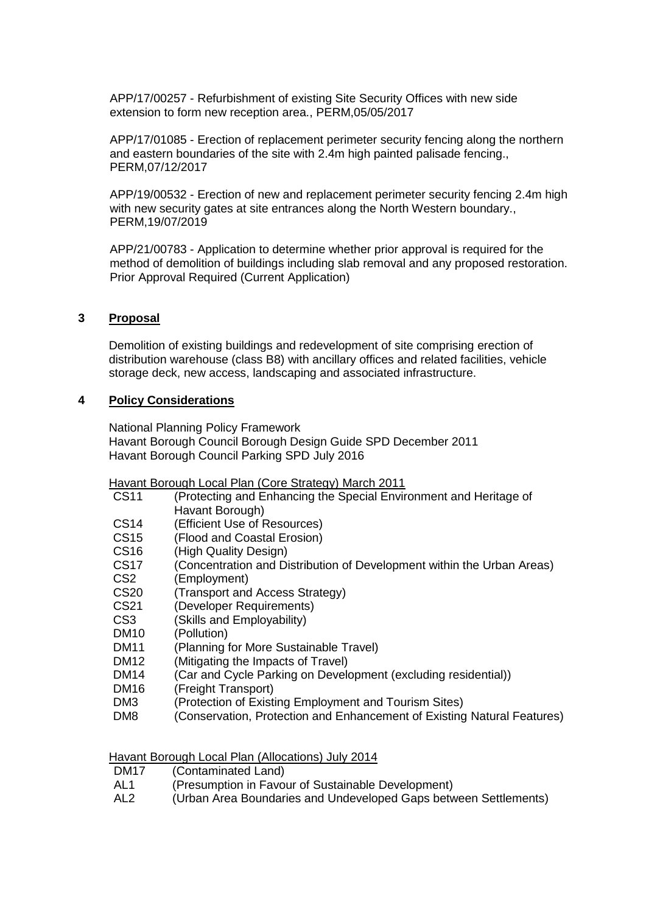APP/17/00257 - Refurbishment of existing Site Security Offices with new side extension to form new reception area., PERM,05/05/2017

APP/17/01085 - Erection of replacement perimeter security fencing along the northern and eastern boundaries of the site with 2.4m high painted palisade fencing., PERM,07/12/2017

APP/19/00532 - Erection of new and replacement perimeter security fencing 2.4m high with new security gates at site entrances along the North Western boundary., PERM,19/07/2019

APP/21/00783 - Application to determine whether prior approval is required for the method of demolition of buildings including slab removal and any proposed restoration. Prior Approval Required (Current Application)

## 3 Proposal

Demolition of existing buildings and redevelopment of site comprising erection of distribution warehouse (class B8) with ancillary offices and related facilities, vehicle storage deck, new access, landscaping and associated infrastructure.

## 4 Policy Considerations

National Planning Policy Framework
Havant Borough Council Borough Design Guide SPD December 2011
Havant Borough Council Parking SPD July 2016

Havant Borough Local Plan (Core Strategy) March 2011

| | |
|---|---|
| CS11 | (Protecting and Enhancing the Special Environment and Heritage of Havant Borough) |
| CS14 | (Efficient Use of Resources) |
| CS15 | (Flood and Coastal Erosion) |
| CS16 | (High Quality Design) |
| CS17 | (Concentration and Distribution of Development within the Urban Areas) |
| CS2 | (Employment) |
| CS20 | (Transport and Access Strategy) |
| CS21 | (Developer Requirements) |
| CS3 | (Skills and Employability) |
| DM10 | (Pollution) |
| DM11 | (Planning for More Sustainable Travel) |
| DM12 | (Mitigating the Impacts of Travel) |
| DM14 | (Car and Cycle Parking on Development (excluding residential)) |
| DM16 | (Freight Transport) |
| DM3 | (Protection of Existing Employment and Tourism Sites) |
| DM8 | (Conservation, Protection and Enhancement of Existing Natural Features) |

Havant Borough Local Plan (Allocations) July 2014

| | |
|---|---|
| DM17 | (Contaminated Land) |
| AL1 | (Presumption in Favour of Sustainable Development) |
| AL2 | (Urban Area Boundaries and Undeveloped Gaps between Settlements) |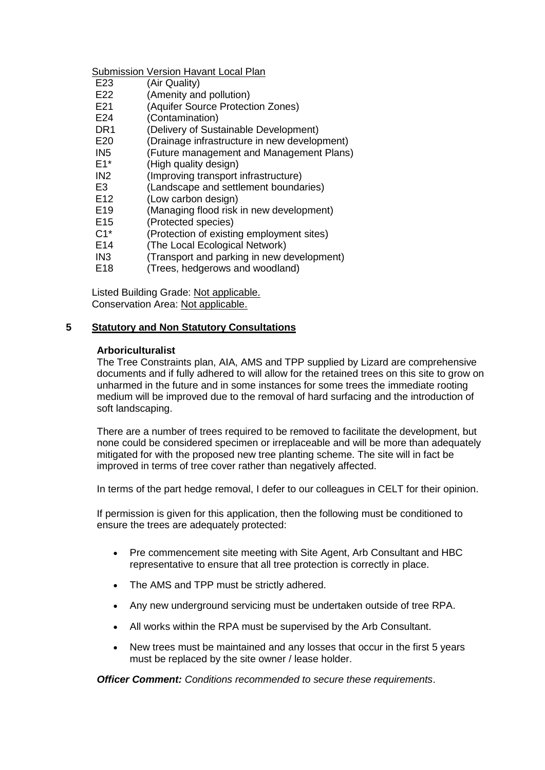Submission Version Havant Local Plan

| | |
|---|---|
| E23 | (Air Quality) |
| E22 | (Amenity and pollution) |
| E21 | (Aquifer Source Protection Zones) |
| E24 | (Contamination) |
| DR1 | (Delivery of Sustainable Development) |
| E20 | (Drainage infrastructure in new development) |
| IN5 | (Future management and Management Plans) |
| E1* | (High quality design) |
| IN2 | (Improving transport infrastructure) |
| E3 | (Landscape and settlement boundaries) |
| E12 | (Low carbon design) |
| E19 | (Managing flood risk in new development) |
| E15 | (Protected species) |
| C1* | (Protection of existing employment sites) |
| E14 | (The Local Ecological Network) |
| IN3 | (Transport and parking in new development) |
| E18 | (Trees, hedgerows and woodland) |

Listed Building Grade: Not applicable.
Conservation Area: Not applicable.

## 5 Statutory and Non Statutory Consultations

**Arboriculturalist**

The Tree Constraints plan, AIA, AMS and TPP supplied by Lizard are comprehensive documents and if fully adhered to will allow for the retained trees on this site to grow on unharmed in the future and in some instances for some trees the immediate rooting medium will be improved due to the removal of hard surfacing and the introduction of soft landscaping.

There are a number of trees required to be removed to facilitate the development, but none could be considered specimen or irreplaceable and will be more than adequately mitigated for with the proposed new tree planting scheme. The site will in fact be improved in terms of tree cover rather than negatively affected.

In terms of the part hedge removal, I defer to our colleagues in CELT for their opinion.

If permission is given for this application, then the following must be conditioned to ensure the trees are adequately protected:

- Pre commencement site meeting with Site Agent, Arb Consultant and HBC representative to ensure that all tree protection is correctly in place.
- The AMS and TPP must be strictly adhered.
- Any new underground servicing must be undertaken outside of tree RPA.
- All works within the RPA must be supervised by the Arb Consultant.
- New trees must be maintained and any losses that occur in the first 5 years must be replaced by the site owner / lease holder.

***Officer Comment:*** *Conditions recommended to secure these requirements*.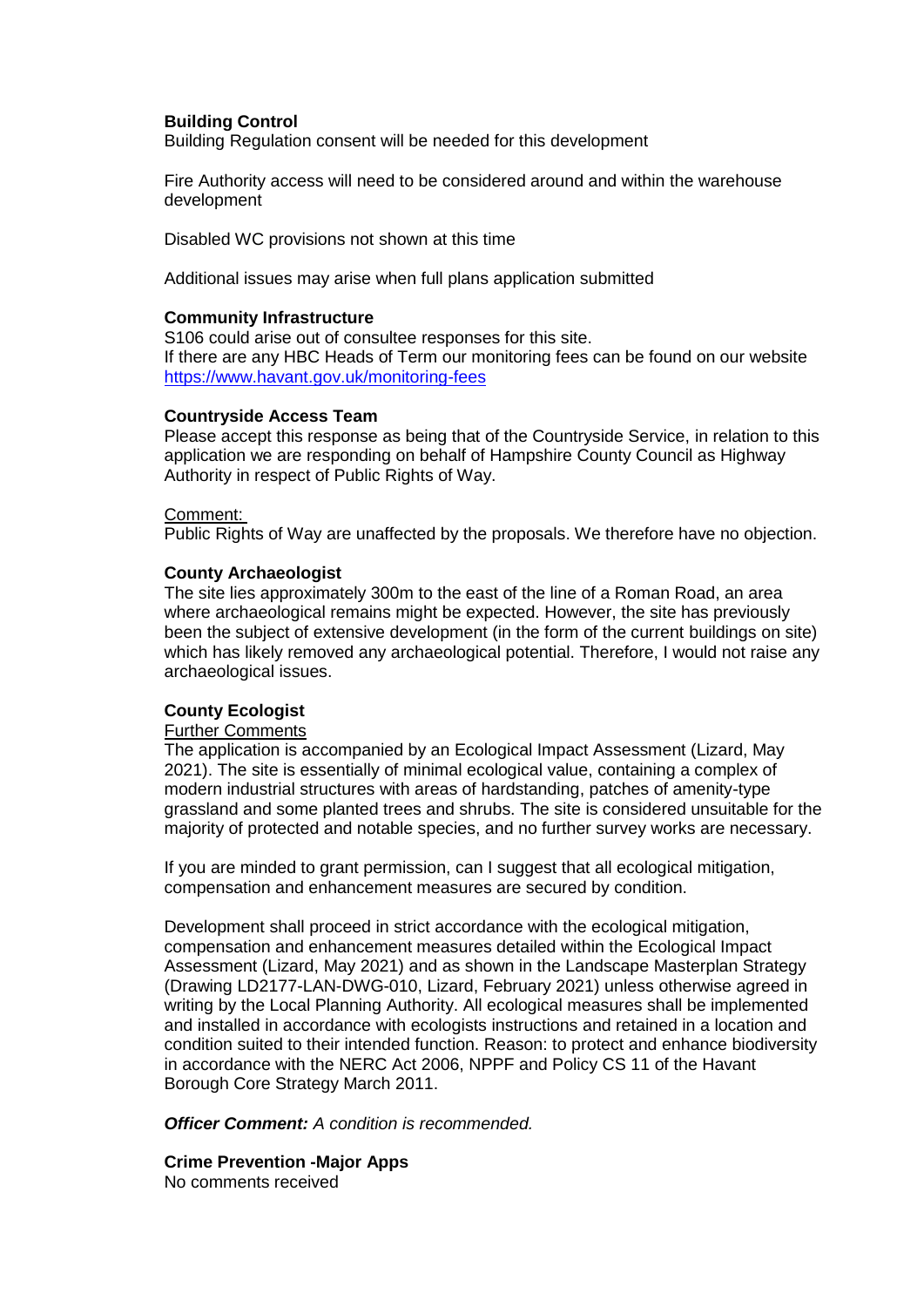**Building Control**
Building Regulation consent will be needed for this development

Fire Authority access will need to be considered around and within the warehouse development

Disabled WC provisions not shown at this time

Additional issues may arise when full plans application submitted

**Community Infrastructure**
S106 could arise out of consultee responses for this site.
If there are any HBC Heads of Term our monitoring fees can be found on our website [https://www.havant.gov.uk/monitoring-fees](https://www.havant.gov.uk/monitoring-fees)

**Countryside Access Team**
Please accept this response as being that of the Countryside Service, in relation to this application we are responding on behalf of Hampshire County Council as Highway Authority in respect of Public Rights of Way.

Comment:
Public Rights of Way are unaffected by the proposals. We therefore have no objection.

**County Archaeologist**
The site lies approximately 300m to the east of the line of a Roman Road, an area where archaeological remains might be expected. However, the site has previously been the subject of extensive development (in the form of the current buildings on site) which has likely removed any archaeological potential. Therefore, I would not raise any archaeological issues.

**County Ecologist**
Further Comments
The application is accompanied by an Ecological Impact Assessment (Lizard, May 2021). The site is essentially of minimal ecological value, containing a complex of modern industrial structures with areas of hardstanding, patches of amenity-type grassland and some planted trees and shrubs. The site is considered unsuitable for the majority of protected and notable species, and no further survey works are necessary.

If you are minded to grant permission, can I suggest that all ecological mitigation, compensation and enhancement measures are secured by condition.

Development shall proceed in strict accordance with the ecological mitigation, compensation and enhancement measures detailed within the Ecological Impact Assessment (Lizard, May 2021) and as shown in the Landscape Masterplan Strategy (Drawing LD2177-LAN-DWG-010, Lizard, February 2021) unless otherwise agreed in writing by the Local Planning Authority. All ecological measures shall be implemented and installed in accordance with ecologists instructions and retained in a location and condition suited to their intended function. Reason: to protect and enhance biodiversity in accordance with the NERC Act 2006, NPPF and Policy CS 11 of the Havant Borough Core Strategy March 2011.

***Officer Comment:*** *A condition is recommended.*

**Crime Prevention -Major Apps**
No comments received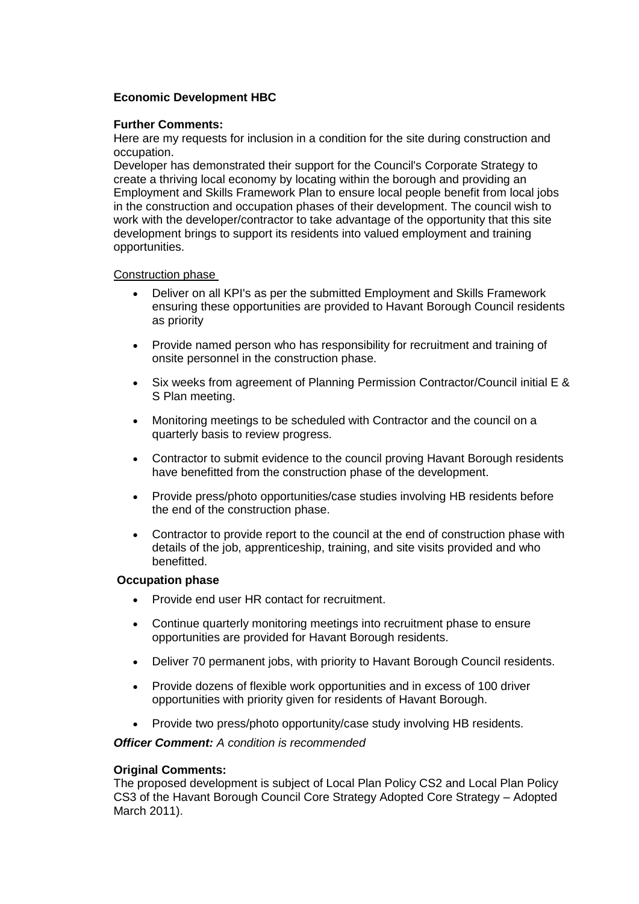**Economic Development HBC**

**Further Comments:**

Here are my requests for inclusion in a condition for the site during construction and occupation.

Developer has demonstrated their support for the Council's Corporate Strategy to create a thriving local economy by locating within the borough and providing an Employment and Skills Framework Plan to ensure local people benefit from local jobs in the construction and occupation phases of their development. The council wish to work with the developer/contractor to take advantage of the opportunity that this site development brings to support its residents into valued employment and training opportunities.

Construction phase

- Deliver on all KPI's as per the submitted Employment and Skills Framework ensuring these opportunities are provided to Havant Borough Council residents as priority
- Provide named person who has responsibility for recruitment and training of onsite personnel in the construction phase.
- Six weeks from agreement of Planning Permission Contractor/Council initial E & S Plan meeting.
- Monitoring meetings to be scheduled with Contractor and the council on a quarterly basis to review progress.
- Contractor to submit evidence to the council proving Havant Borough residents have benefitted from the construction phase of the development.
- Provide press/photo opportunities/case studies involving HB residents before the end of the construction phase.
- Contractor to provide report to the council at the end of construction phase with details of the job, apprenticeship, training, and site visits provided and who benefitted.

**Occupation phase**

- Provide end user HR contact for recruitment.
- Continue quarterly monitoring meetings into recruitment phase to ensure opportunities are provided for Havant Borough residents.
- Deliver 70 permanent jobs, with priority to Havant Borough Council residents.
- Provide dozens of flexible work opportunities and in excess of 100 driver opportunities with priority given for residents of Havant Borough.
- Provide two press/photo opportunity/case study involving HB residents.

***Officer Comment:*** *A condition is recommended*

**Original Comments:**

The proposed development is subject of Local Plan Policy CS2 and Local Plan Policy CS3 of the Havant Borough Council Core Strategy Adopted Core Strategy – Adopted March 2011).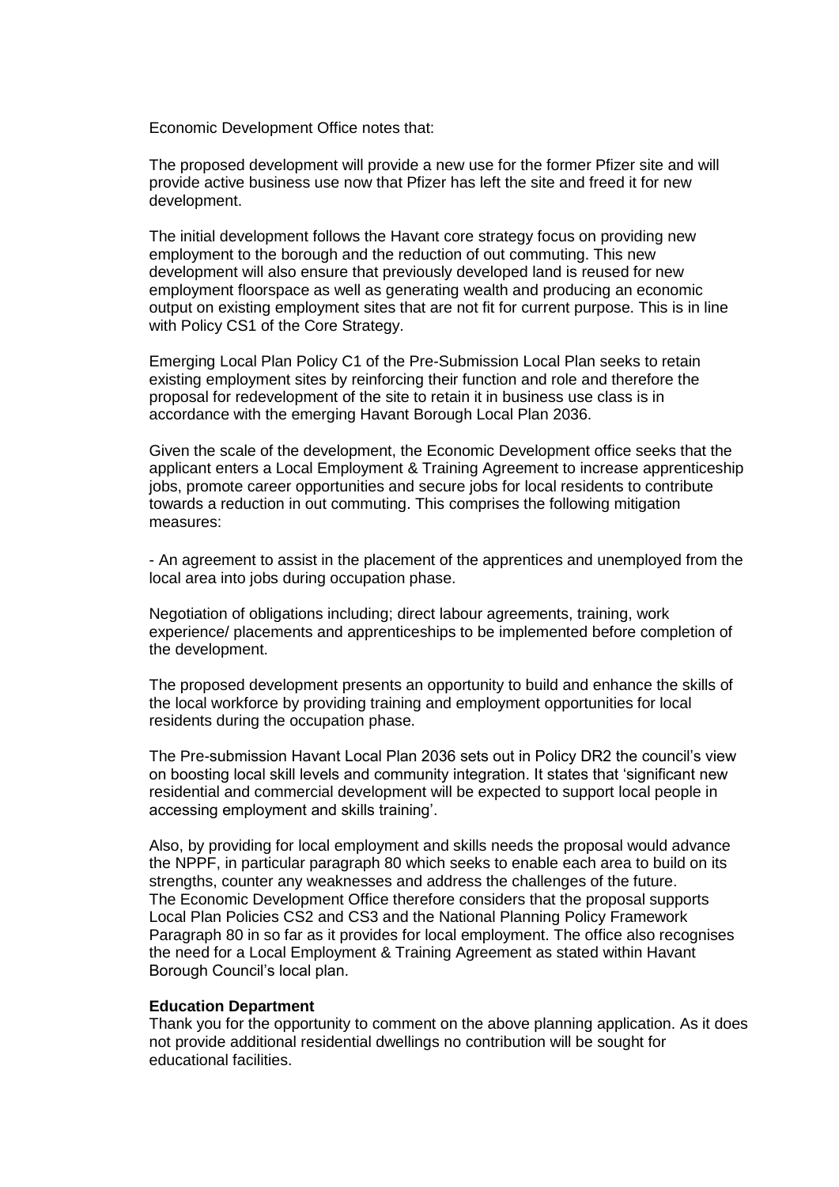Economic Development Office notes that:

The proposed development will provide a new use for the former Pfizer site and will provide active business use now that Pfizer has left the site and freed it for new development.

The initial development follows the Havant core strategy focus on providing new employment to the borough and the reduction of out commuting. This new development will also ensure that previously developed land is reused for new employment floorspace as well as generating wealth and producing an economic output on existing employment sites that are not fit for current purpose. This is in line with Policy CS1 of the Core Strategy.

Emerging Local Plan Policy C1 of the Pre-Submission Local Plan seeks to retain existing employment sites by reinforcing their function and role and therefore the proposal for redevelopment of the site to retain it in business use class is in accordance with the emerging Havant Borough Local Plan 2036.

Given the scale of the development, the Economic Development office seeks that the applicant enters a Local Employment & Training Agreement to increase apprenticeship jobs, promote career opportunities and secure jobs for local residents to contribute towards a reduction in out commuting. This comprises the following mitigation measures:

- An agreement to assist in the placement of the apprentices and unemployed from the local area into jobs during occupation phase.

Negotiation of obligations including; direct labour agreements, training, work experience/ placements and apprenticeships to be implemented before completion of the development.

The proposed development presents an opportunity to build and enhance the skills of the local workforce by providing training and employment opportunities for local residents during the occupation phase.

The Pre-submission Havant Local Plan 2036 sets out in Policy DR2 the council's view on boosting local skill levels and community integration. It states that 'significant new residential and commercial development will be expected to support local people in accessing employment and skills training'.

Also, by providing for local employment and skills needs the proposal would advance the NPPF, in particular paragraph 80 which seeks to enable each area to build on its strengths, counter any weaknesses and address the challenges of the future. The Economic Development Office therefore considers that the proposal supports Local Plan Policies CS2 and CS3 and the National Planning Policy Framework Paragraph 80 in so far as it provides for local employment. The office also recognises the need for a Local Employment & Training Agreement as stated within Havant Borough Council's local plan.

**Education Department**

Thank you for the opportunity to comment on the above planning application. As it does not provide additional residential dwellings no contribution will be sought for educational facilities.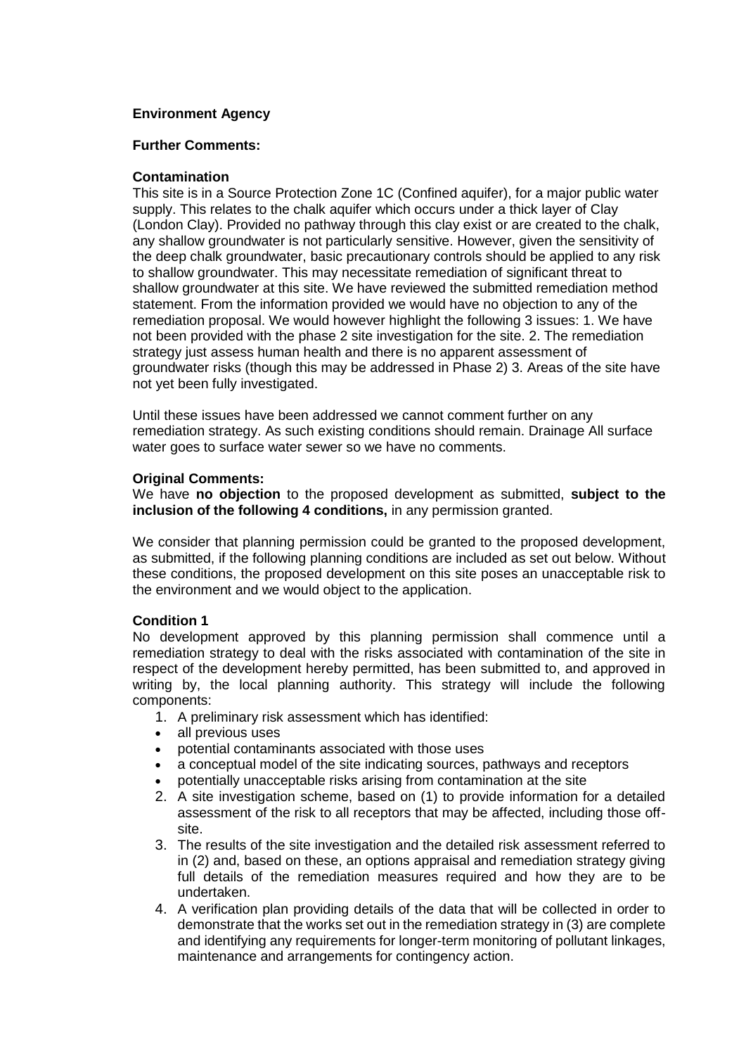**Environment Agency**

**Further Comments:**

**Contamination**

This site is in a Source Protection Zone 1C (Confined aquifer), for a major public water supply. This relates to the chalk aquifer which occurs under a thick layer of Clay (London Clay). Provided no pathway through this clay exist or are created to the chalk, any shallow groundwater is not particularly sensitive. However, given the sensitivity of the deep chalk groundwater, basic precautionary controls should be applied to any risk to shallow groundwater. This may necessitate remediation of significant threat to shallow groundwater at this site. We have reviewed the submitted remediation method statement. From the information provided we would have no objection to any of the remediation proposal. We would however highlight the following 3 issues: 1. We have not been provided with the phase 2 site investigation for the site. 2. The remediation strategy just assess human health and there is no apparent assessment of groundwater risks (though this may be addressed in Phase 2) 3. Areas of the site have not yet been fully investigated.

Until these issues have been addressed we cannot comment further on any remediation strategy. As such existing conditions should remain. Drainage All surface water goes to surface water sewer so we have no comments.

**Original Comments:**

We have **no objection** to the proposed development as submitted, **subject to the inclusion of the following 4 conditions,** in any permission granted.

We consider that planning permission could be granted to the proposed development, as submitted, if the following planning conditions are included as set out below. Without these conditions, the proposed development on this site poses an unacceptable risk to the environment and we would object to the application.

**Condition 1**

No development approved by this planning permission shall commence until a remediation strategy to deal with the risks associated with contamination of the site in respect of the development hereby permitted, has been submitted to, and approved in writing by, the local planning authority. This strategy will include the following components:

1. A preliminary risk assessment which has identified:
   - all previous uses
   - potential contaminants associated with those uses
   - a conceptual model of the site indicating sources, pathways and receptors
   - potentially unacceptable risks arising from contamination at the site
2. A site investigation scheme, based on (1) to provide information for a detailed assessment of the risk to all receptors that may be affected, including those off-site.
3. The results of the site investigation and the detailed risk assessment referred to in (2) and, based on these, an options appraisal and remediation strategy giving full details of the remediation measures required and how they are to be undertaken.
4. A verification plan providing details of the data that will be collected in order to demonstrate that the works set out in the remediation strategy in (3) are complete and identifying any requirements for longer-term monitoring of pollutant linkages, maintenance and arrangements for contingency action.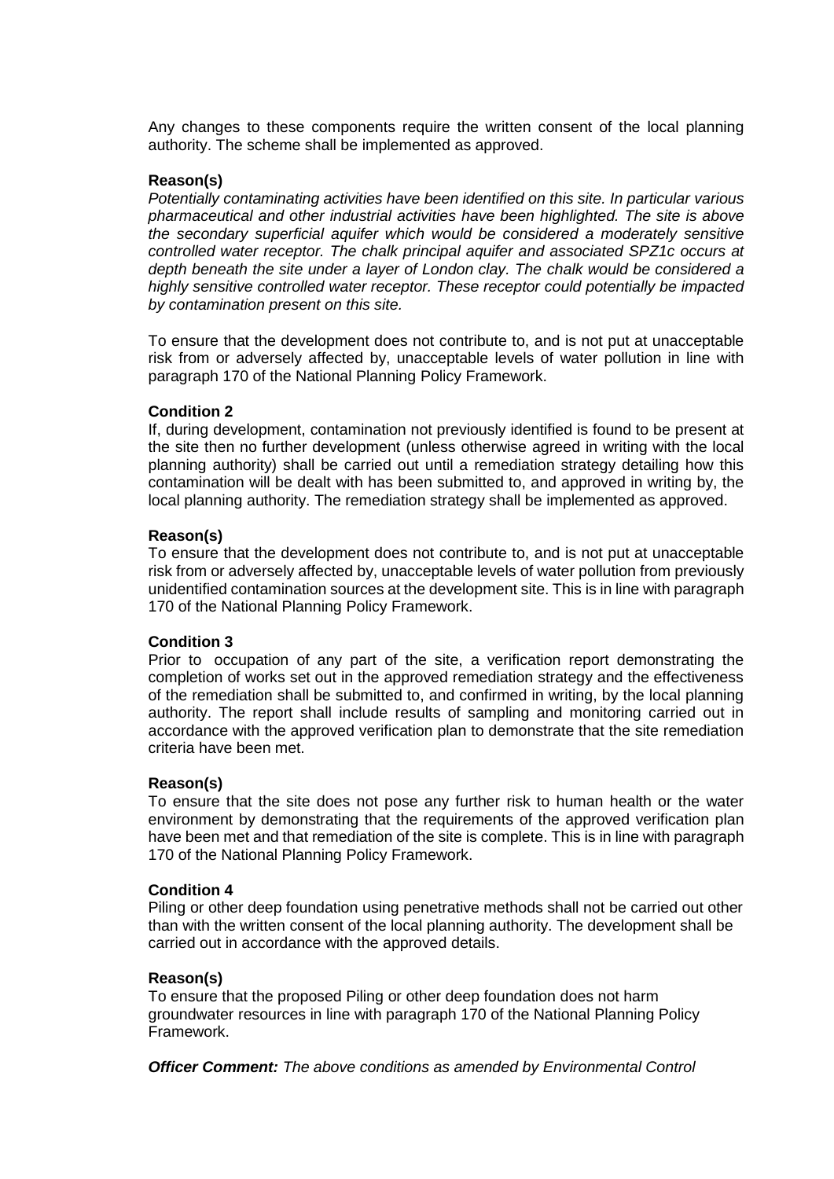Any changes to these components require the written consent of the local planning authority. The scheme shall be implemented as approved.

**Reason(s)**

*Potentially contaminating activities have been identified on this site. In particular various pharmaceutical and other industrial activities have been highlighted. The site is above the secondary superficial aquifer which would be considered a moderately sensitive controlled water receptor. The chalk principal aquifer and associated SPZ1c occurs at depth beneath the site under a layer of London clay. The chalk would be considered a highly sensitive controlled water receptor. These receptor could potentially be impacted by contamination present on this site.*

To ensure that the development does not contribute to, and is not put at unacceptable risk from or adversely affected by, unacceptable levels of water pollution in line with paragraph 170 of the National Planning Policy Framework.

**Condition 2**

If, during development, contamination not previously identified is found to be present at the site then no further development (unless otherwise agreed in writing with the local planning authority) shall be carried out until a remediation strategy detailing how this contamination will be dealt with has been submitted to, and approved in writing by, the local planning authority. The remediation strategy shall be implemented as approved.

**Reason(s)**

To ensure that the development does not contribute to, and is not put at unacceptable risk from or adversely affected by, unacceptable levels of water pollution from previously unidentified contamination sources at the development site. This is in line with paragraph 170 of the National Planning Policy Framework.

**Condition 3**

Prior to occupation of any part of the site, a verification report demonstrating the completion of works set out in the approved remediation strategy and the effectiveness of the remediation shall be submitted to, and confirmed in writing, by the local planning authority. The report shall include results of sampling and monitoring carried out in accordance with the approved verification plan to demonstrate that the site remediation criteria have been met.

**Reason(s)**

To ensure that the site does not pose any further risk to human health or the water environment by demonstrating that the requirements of the approved verification plan have been met and that remediation of the site is complete. This is in line with paragraph 170 of the National Planning Policy Framework.

**Condition 4**

Piling or other deep foundation using penetrative methods shall not be carried out other than with the written consent of the local planning authority. The development shall be carried out in accordance with the approved details.

**Reason(s)**

To ensure that the proposed Piling or other deep foundation does not harm groundwater resources in line with paragraph 170 of the National Planning Policy Framework.

***Officer Comment:*** *The above conditions as amended by Environmental Control*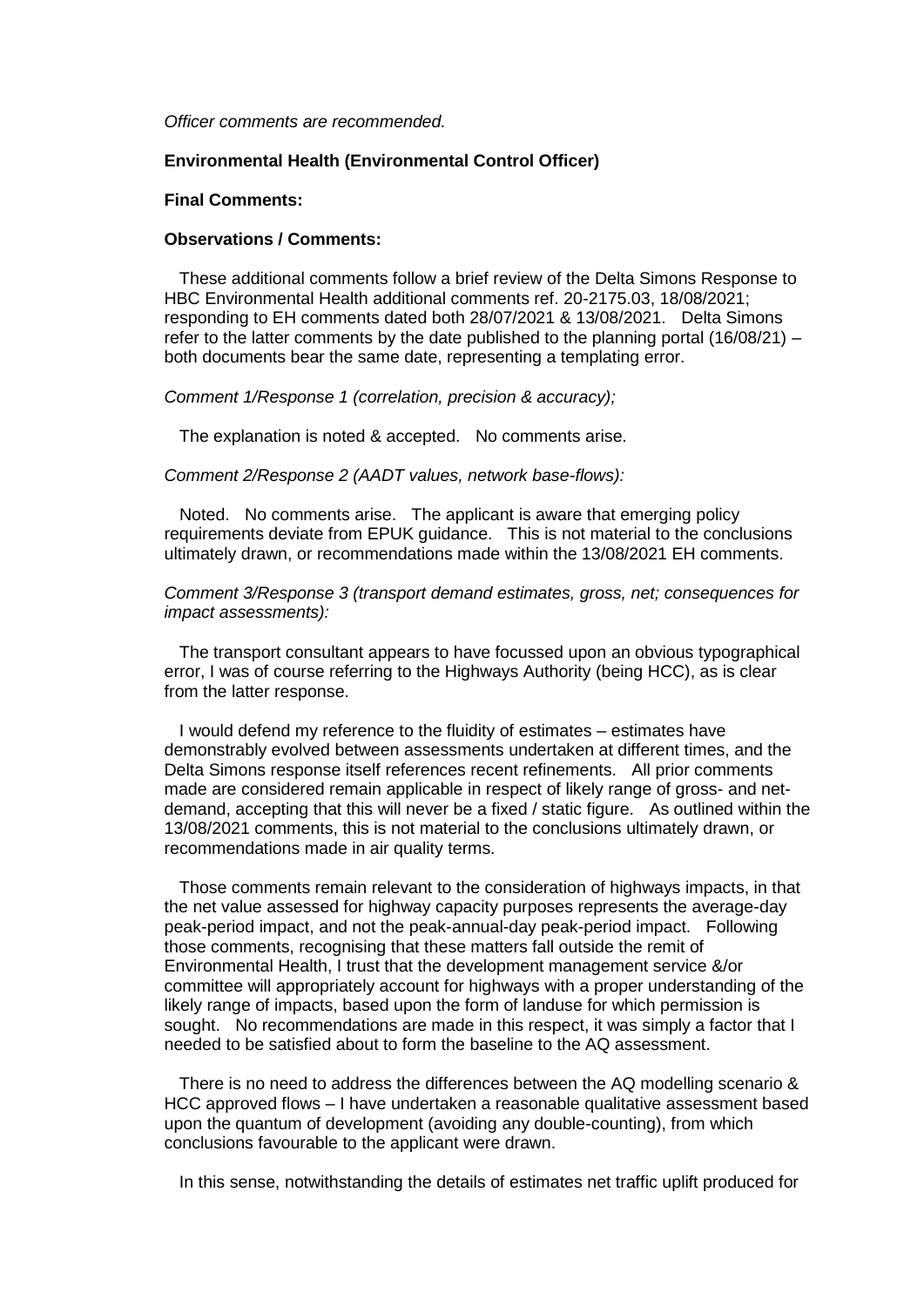*Officer comments are recommended.*

**Environmental Health (Environmental Control Officer)**

**Final Comments:**

**Observations / Comments:**

These additional comments follow a brief review of the Delta Simons Response to HBC Environmental Health additional comments ref. 20-2175.03, 18/08/2021; responding to EH comments dated both 28/07/2021 & 13/08/2021. Delta Simons refer to the latter comments by the date published to the planning portal (16/08/21) – both documents bear the same date, representing a templating error.

*Comment 1/Response 1 (correlation, precision & accuracy);*

The explanation is noted & accepted. No comments arise.

*Comment 2/Response 2 (AADT values, network base-flows):*

Noted. No comments arise. The applicant is aware that emerging policy requirements deviate from EPUK guidance. This is not material to the conclusions ultimately drawn, or recommendations made within the 13/08/2021 EH comments.

*Comment 3/Response 3 (transport demand estimates, gross, net; consequences for impact assessments):*

The transport consultant appears to have focussed upon an obvious typographical error, I was of course referring to the Highways Authority (being HCC), as is clear from the latter response.

I would defend my reference to the fluidity of estimates – estimates have demonstrably evolved between assessments undertaken at different times, and the Delta Simons response itself references recent refinements. All prior comments made are considered remain applicable in respect of likely range of gross- and net-demand, accepting that this will never be a fixed / static figure. As outlined within the 13/08/2021 comments, this is not material to the conclusions ultimately drawn, or recommendations made in air quality terms.

Those comments remain relevant to the consideration of highways impacts, in that the net value assessed for highway capacity purposes represents the average-day peak-period impact, and not the peak-annual-day peak-period impact. Following those comments, recognising that these matters fall outside the remit of Environmental Health, I trust that the development management service &/or committee will appropriately account for highways with a proper understanding of the likely range of impacts, based upon the form of landuse for which permission is sought. No recommendations are made in this respect, it was simply a factor that I needed to be satisfied about to form the baseline to the AQ assessment.

There is no need to address the differences between the AQ modelling scenario & HCC approved flows – I have undertaken a reasonable qualitative assessment based upon the quantum of development (avoiding any double-counting), from which conclusions favourable to the applicant were drawn.

In this sense, notwithstanding the details of estimates net traffic uplift produced for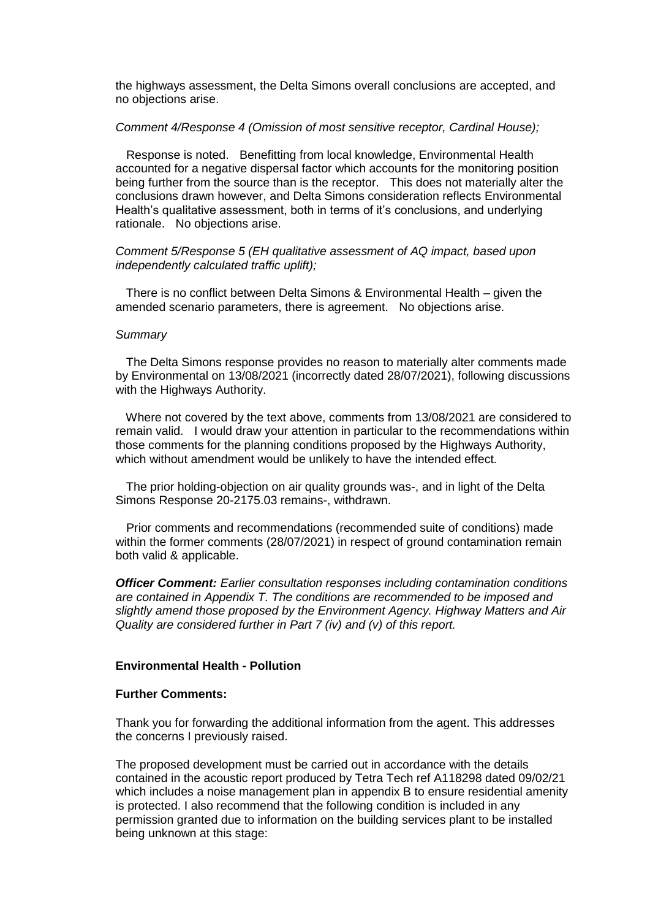the highways assessment, the Delta Simons overall conclusions are accepted, and no objections arise.

*Comment 4/Response 4 (Omission of most sensitive receptor, Cardinal House);*

Response is noted. Benefitting from local knowledge, Environmental Health accounted for a negative dispersal factor which accounts for the monitoring position being further from the source than is the receptor. This does not materially alter the conclusions drawn however, and Delta Simons consideration reflects Environmental Health's qualitative assessment, both in terms of it's conclusions, and underlying rationale. No objections arise.

*Comment 5/Response 5 (EH qualitative assessment of AQ impact, based upon independently calculated traffic uplift);*

There is no conflict between Delta Simons & Environmental Health – given the amended scenario parameters, there is agreement. No objections arise.

*Summary*

The Delta Simons response provides no reason to materially alter comments made by Environmental on 13/08/2021 (incorrectly dated 28/07/2021), following discussions with the Highways Authority.

Where not covered by the text above, comments from 13/08/2021 are considered to remain valid. I would draw your attention in particular to the recommendations within those comments for the planning conditions proposed by the Highways Authority, which without amendment would be unlikely to have the intended effect.

The prior holding-objection on air quality grounds was-, and in light of the Delta Simons Response 20-2175.03 remains-, withdrawn.

Prior comments and recommendations (recommended suite of conditions) made within the former comments (28/07/2021) in respect of ground contamination remain both valid & applicable.

***Officer Comment:*** *Earlier consultation responses including contamination conditions are contained in Appendix T. The conditions are recommended to be imposed and slightly amend those proposed by the Environment Agency. Highway Matters and Air Quality are considered further in Part 7 (iv) and (v) of this report.*

**Environmental Health - Pollution**

**Further Comments:**

Thank you for forwarding the additional information from the agent. This addresses the concerns I previously raised.

The proposed development must be carried out in accordance with the details contained in the acoustic report produced by Tetra Tech ref A118298 dated 09/02/21 which includes a noise management plan in appendix B to ensure residential amenity is protected. I also recommend that the following condition is included in any permission granted due to information on the building services plant to be installed being unknown at this stage: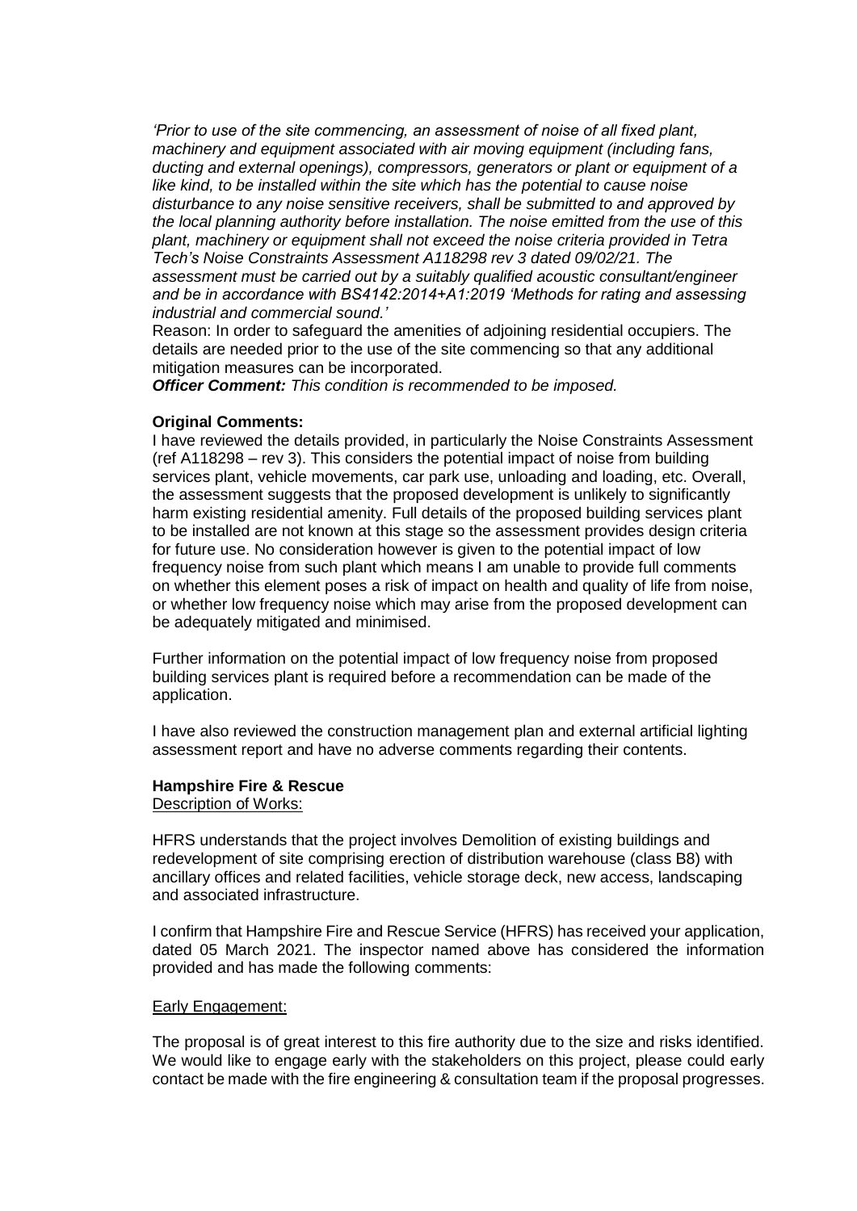*'Prior to use of the site commencing, an assessment of noise of all fixed plant, machinery and equipment associated with air moving equipment (including fans, ducting and external openings), compressors, generators or plant or equipment of a like kind, to be installed within the site which has the potential to cause noise disturbance to any noise sensitive receivers, shall be submitted to and approved by the local planning authority before installation. The noise emitted from the use of this plant, machinery or equipment shall not exceed the noise criteria provided in Tetra Tech's Noise Constraints Assessment A118298 rev 3 dated 09/02/21. The assessment must be carried out by a suitably qualified acoustic consultant/engineer and be in accordance with BS4142:2014+A1:2019 'Methods for rating and assessing industrial and commercial sound.'*

Reason: In order to safeguard the amenities of adjoining residential occupiers. The details are needed prior to the use of the site commencing so that any additional mitigation measures can be incorporated.

***Officer Comment:*** *This condition is recommended to be imposed.*

**Original Comments:**

I have reviewed the details provided, in particularly the Noise Constraints Assessment (ref A118298 – rev 3). This considers the potential impact of noise from building services plant, vehicle movements, car park use, unloading and loading, etc. Overall, the assessment suggests that the proposed development is unlikely to significantly harm existing residential amenity. Full details of the proposed building services plant to be installed are not known at this stage so the assessment provides design criteria for future use. No consideration however is given to the potential impact of low frequency noise from such plant which means I am unable to provide full comments on whether this element poses a risk of impact on health and quality of life from noise, or whether low frequency noise which may arise from the proposed development can be adequately mitigated and minimised.

Further information on the potential impact of low frequency noise from proposed building services plant is required before a recommendation can be made of the application.

I have also reviewed the construction management plan and external artificial lighting assessment report and have no adverse comments regarding their contents.

**Hampshire Fire & Rescue**

Description of Works:

HFRS understands that the project involves Demolition of existing buildings and redevelopment of site comprising erection of distribution warehouse (class B8) with ancillary offices and related facilities, vehicle storage deck, new access, landscaping and associated infrastructure.

I confirm that Hampshire Fire and Rescue Service (HFRS) has received your application, dated 05 March 2021. The inspector named above has considered the information provided and has made the following comments:

Early Engagement:

The proposal is of great interest to this fire authority due to the size and risks identified. We would like to engage early with the stakeholders on this project, please could early contact be made with the fire engineering & consultation team if the proposal progresses.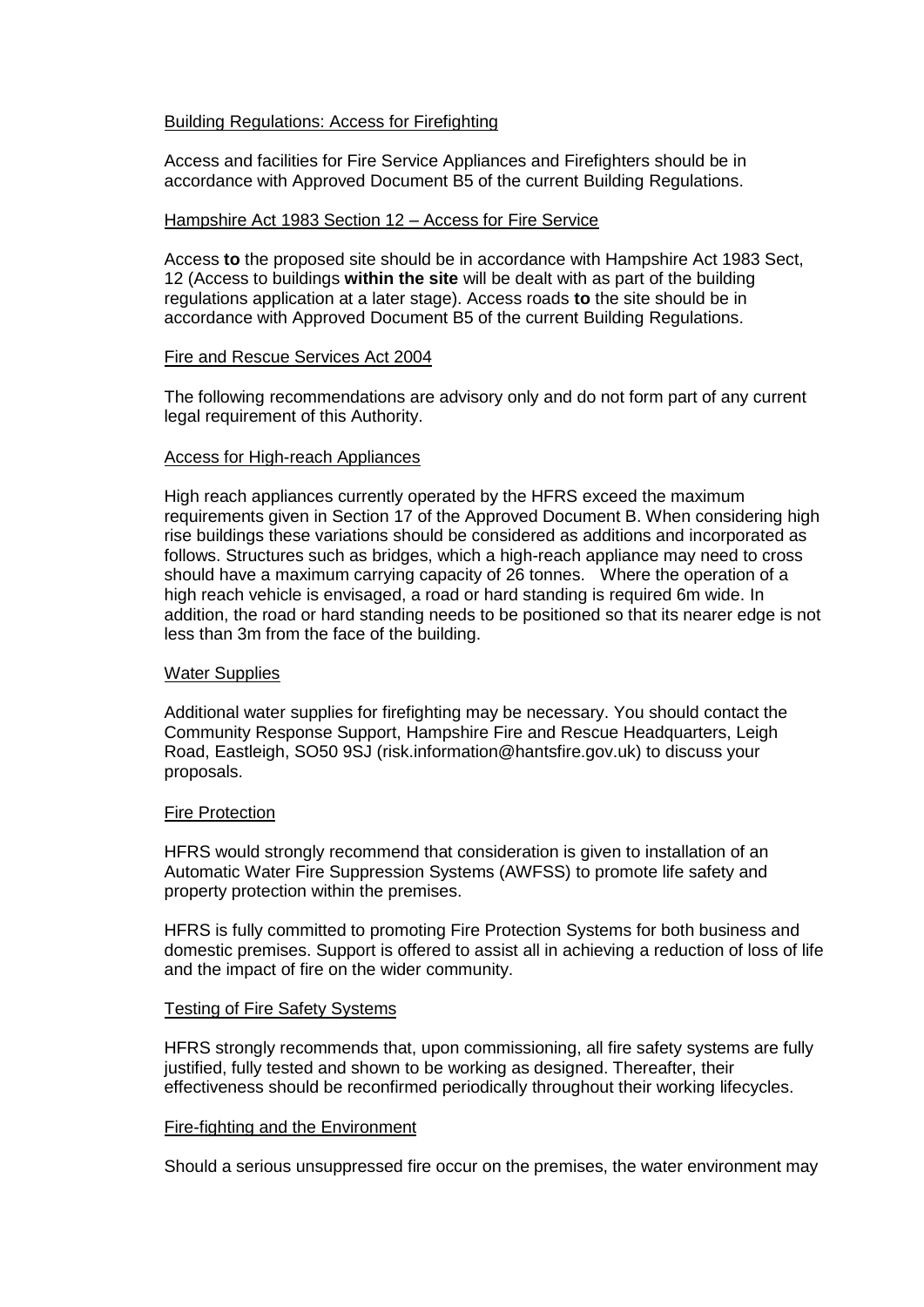Building Regulations: Access for Firefighting

Access and facilities for Fire Service Appliances and Firefighters should be in accordance with Approved Document B5 of the current Building Regulations.

Hampshire Act 1983 Section 12 – Access for Fire Service

Access **to** the proposed site should be in accordance with Hampshire Act 1983 Sect, 12 (Access to buildings **within the site** will be dealt with as part of the building regulations application at a later stage). Access roads **to** the site should be in accordance with Approved Document B5 of the current Building Regulations.

Fire and Rescue Services Act 2004

The following recommendations are advisory only and do not form part of any current legal requirement of this Authority.

Access for High-reach Appliances

High reach appliances currently operated by the HFRS exceed the maximum requirements given in Section 17 of the Approved Document B. When considering high rise buildings these variations should be considered as additions and incorporated as follows. Structures such as bridges, which a high-reach appliance may need to cross should have a maximum carrying capacity of 26 tonnes. Where the operation of a high reach vehicle is envisaged, a road or hard standing is required 6m wide. In addition, the road or hard standing needs to be positioned so that its nearer edge is not less than 3m from the face of the building.

Water Supplies

Additional water supplies for firefighting may be necessary. You should contact the Community Response Support, Hampshire Fire and Rescue Headquarters, Leigh Road, Eastleigh, SO50 9SJ (risk.information@hantsfire.gov.uk) to discuss your proposals.

Fire Protection

HFRS would strongly recommend that consideration is given to installation of an Automatic Water Fire Suppression Systems (AWFSS) to promote life safety and property protection within the premises.

HFRS is fully committed to promoting Fire Protection Systems for both business and domestic premises. Support is offered to assist all in achieving a reduction of loss of life and the impact of fire on the wider community.

Testing of Fire Safety Systems

HFRS strongly recommends that, upon commissioning, all fire safety systems are fully justified, fully tested and shown to be working as designed. Thereafter, their effectiveness should be reconfirmed periodically throughout their working lifecycles.

Fire-fighting and the Environment

Should a serious unsuppressed fire occur on the premises, the water environment may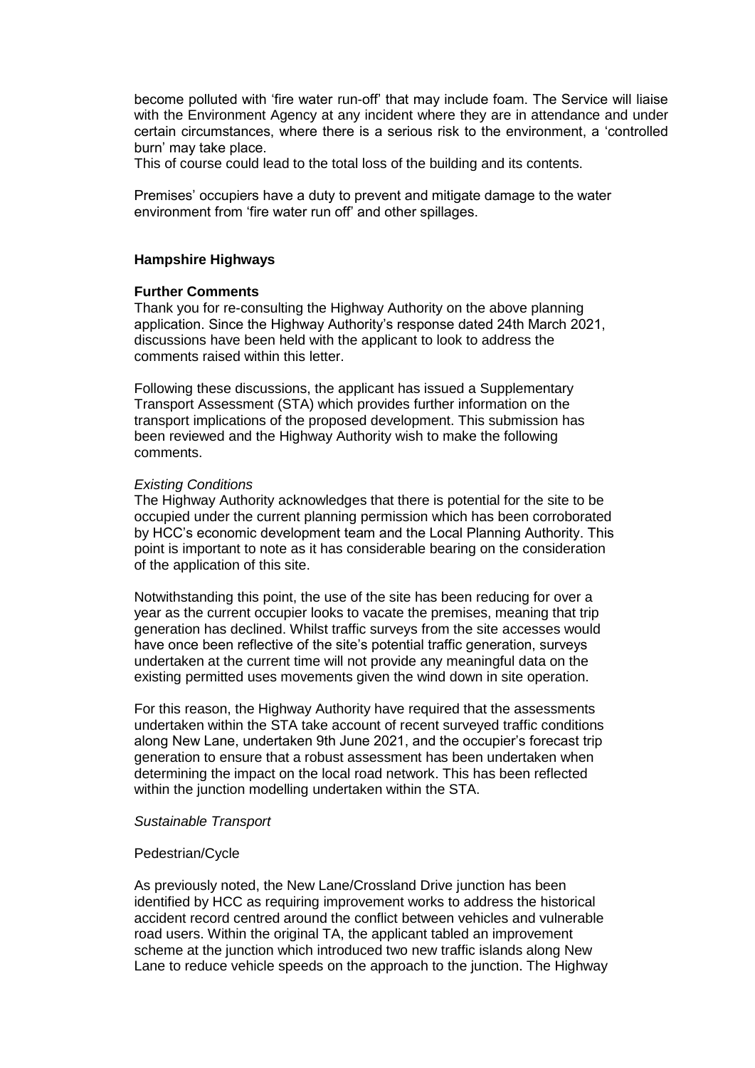become polluted with 'fire water run-off' that may include foam. The Service will liaise with the Environment Agency at any incident where they are in attendance and under certain circumstances, where there is a serious risk to the environment, a 'controlled burn' may take place.
This of course could lead to the total loss of the building and its contents.

Premises' occupiers have a duty to prevent and mitigate damage to the water environment from 'fire water run off' and other spillages.

**Hampshire Highways**

**Further Comments**
Thank you for re-consulting the Highway Authority on the above planning application. Since the Highway Authority's response dated 24th March 2021, discussions have been held with the applicant to look to address the comments raised within this letter.

Following these discussions, the applicant has issued a Supplementary Transport Assessment (STA) which provides further information on the transport implications of the proposed development. This submission has been reviewed and the Highway Authority wish to make the following comments.

*Existing Conditions*
The Highway Authority acknowledges that there is potential for the site to be occupied under the current planning permission which has been corroborated by HCC's economic development team and the Local Planning Authority. This point is important to note as it has considerable bearing on the consideration of the application of this site.

Notwithstanding this point, the use of the site has been reducing for over a year as the current occupier looks to vacate the premises, meaning that trip generation has declined. Whilst traffic surveys from the site accesses would have once been reflective of the site's potential traffic generation, surveys undertaken at the current time will not provide any meaningful data on the existing permitted uses movements given the wind down in site operation.

For this reason, the Highway Authority have required that the assessments undertaken within the STA take account of recent surveyed traffic conditions along New Lane, undertaken 9th June 2021, and the occupier's forecast trip generation to ensure that a robust assessment has been undertaken when determining the impact on the local road network. This has been reflected within the junction modelling undertaken within the STA.

*Sustainable Transport*

Pedestrian/Cycle

As previously noted, the New Lane/Crossland Drive junction has been identified by HCC as requiring improvement works to address the historical accident record centred around the conflict between vehicles and vulnerable road users. Within the original TA, the applicant tabled an improvement scheme at the junction which introduced two new traffic islands along New Lane to reduce vehicle speeds on the approach to the junction. The Highway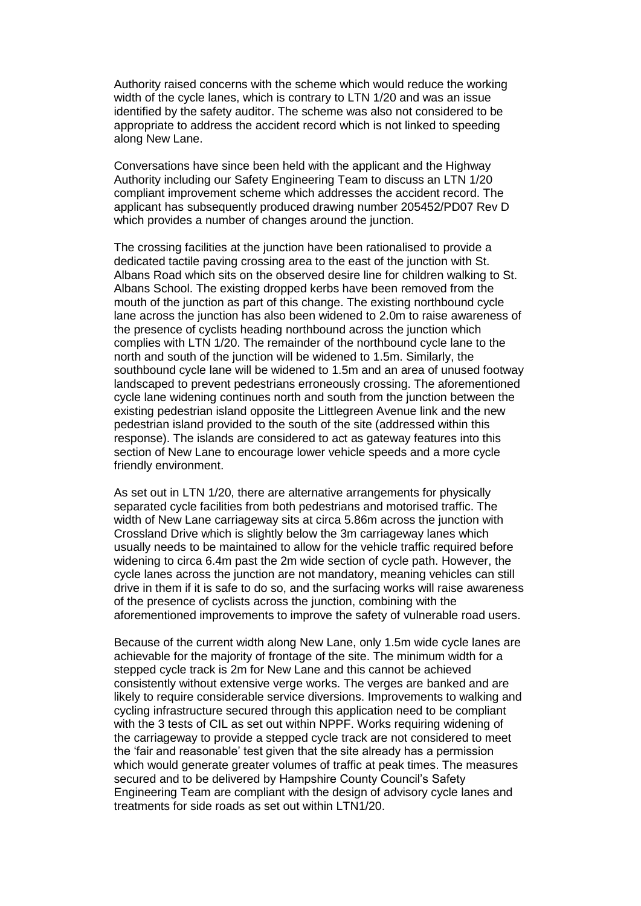Authority raised concerns with the scheme which would reduce the working width of the cycle lanes, which is contrary to LTN 1/20 and was an issue identified by the safety auditor. The scheme was also not considered to be appropriate to address the accident record which is not linked to speeding along New Lane.

Conversations have since been held with the applicant and the Highway Authority including our Safety Engineering Team to discuss an LTN 1/20 compliant improvement scheme which addresses the accident record. The applicant has subsequently produced drawing number 205452/PD07 Rev D which provides a number of changes around the junction.

The crossing facilities at the junction have been rationalised to provide a dedicated tactile paving crossing area to the east of the junction with St. Albans Road which sits on the observed desire line for children walking to St. Albans School. The existing dropped kerbs have been removed from the mouth of the junction as part of this change. The existing northbound cycle lane across the junction has also been widened to 2.0m to raise awareness of the presence of cyclists heading northbound across the junction which complies with LTN 1/20. The remainder of the northbound cycle lane to the north and south of the junction will be widened to 1.5m. Similarly, the southbound cycle lane will be widened to 1.5m and an area of unused footway landscaped to prevent pedestrians erroneously crossing. The aforementioned cycle lane widening continues north and south from the junction between the existing pedestrian island opposite the Littlegreen Avenue link and the new pedestrian island provided to the south of the site (addressed within this response). The islands are considered to act as gateway features into this section of New Lane to encourage lower vehicle speeds and a more cycle friendly environment.

As set out in LTN 1/20, there are alternative arrangements for physically separated cycle facilities from both pedestrians and motorised traffic. The width of New Lane carriageway sits at circa 5.86m across the junction with Crossland Drive which is slightly below the 3m carriageway lanes which usually needs to be maintained to allow for the vehicle traffic required before widening to circa 6.4m past the 2m wide section of cycle path. However, the cycle lanes across the junction are not mandatory, meaning vehicles can still drive in them if it is safe to do so, and the surfacing works will raise awareness of the presence of cyclists across the junction, combining with the aforementioned improvements to improve the safety of vulnerable road users.

Because of the current width along New Lane, only 1.5m wide cycle lanes are achievable for the majority of frontage of the site. The minimum width for a stepped cycle track is 2m for New Lane and this cannot be achieved consistently without extensive verge works. The verges are banked and are likely to require considerable service diversions. Improvements to walking and cycling infrastructure secured through this application need to be compliant with the 3 tests of CIL as set out within NPPF. Works requiring widening of the carriageway to provide a stepped cycle track are not considered to meet the 'fair and reasonable' test given that the site already has a permission which would generate greater volumes of traffic at peak times. The measures secured and to be delivered by Hampshire County Council's Safety Engineering Team are compliant with the design of advisory cycle lanes and treatments for side roads as set out within LTN1/20.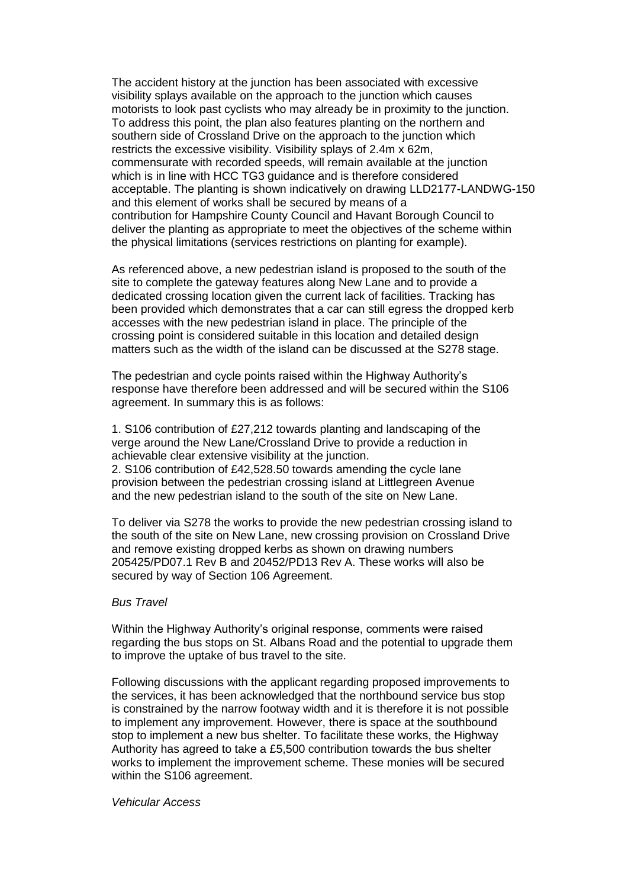The accident history at the junction has been associated with excessive visibility splays available on the approach to the junction which causes motorists to look past cyclists who may already be in proximity to the junction. To address this point, the plan also features planting on the northern and southern side of Crossland Drive on the approach to the junction which restricts the excessive visibility. Visibility splays of 2.4m x 62m, commensurate with recorded speeds, will remain available at the junction which is in line with HCC TG3 guidance and is therefore considered acceptable. The planting is shown indicatively on drawing LLD2177-LANDWG-150 and this element of works shall be secured by means of a contribution for Hampshire County Council and Havant Borough Council to deliver the planting as appropriate to meet the objectives of the scheme within the physical limitations (services restrictions on planting for example).

As referenced above, a new pedestrian island is proposed to the south of the site to complete the gateway features along New Lane and to provide a dedicated crossing location given the current lack of facilities. Tracking has been provided which demonstrates that a car can still egress the dropped kerb accesses with the new pedestrian island in place. The principle of the crossing point is considered suitable in this location and detailed design matters such as the width of the island can be discussed at the S278 stage.

The pedestrian and cycle points raised within the Highway Authority's response have therefore been addressed and will be secured within the S106 agreement. In summary this is as follows:

1. S106 contribution of £27,212 towards planting and landscaping of the verge around the New Lane/Crossland Drive to provide a reduction in achievable clear extensive visibility at the junction.
2. S106 contribution of £42,528.50 towards amending the cycle lane provision between the pedestrian crossing island at Littlegreen Avenue and the new pedestrian island to the south of the site on New Lane.

To deliver via S278 the works to provide the new pedestrian crossing island to the south of the site on New Lane, new crossing provision on Crossland Drive and remove existing dropped kerbs as shown on drawing numbers 205425/PD07.1 Rev B and 20452/PD13 Rev A. These works will also be secured by way of Section 106 Agreement.

*Bus Travel*

Within the Highway Authority's original response, comments were raised regarding the bus stops on St. Albans Road and the potential to upgrade them to improve the uptake of bus travel to the site.

Following discussions with the applicant regarding proposed improvements to the services, it has been acknowledged that the northbound service bus stop is constrained by the narrow footway width and it is therefore it is not possible to implement any improvement. However, there is space at the southbound stop to implement a new bus shelter. To facilitate these works, the Highway Authority has agreed to take a £5,500 contribution towards the bus shelter works to implement the improvement scheme. These monies will be secured within the S106 agreement.

*Vehicular Access*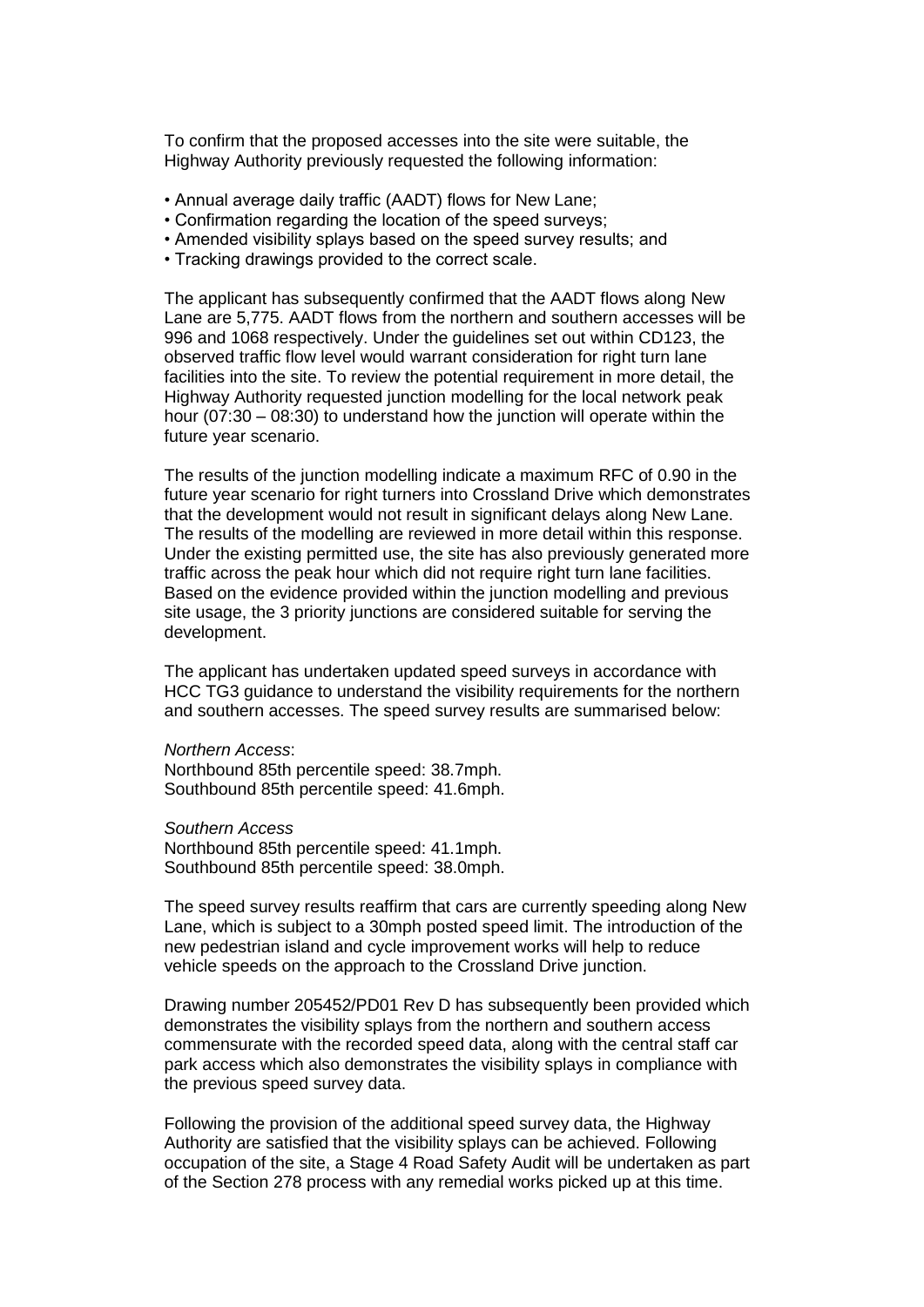To confirm that the proposed accesses into the site were suitable, the Highway Authority previously requested the following information:

- Annual average daily traffic (AADT) flows for New Lane;
- Confirmation regarding the location of the speed surveys;
- Amended visibility splays based on the speed survey results; and
- Tracking drawings provided to the correct scale.

The applicant has subsequently confirmed that the AADT flows along New Lane are 5,775. AADT flows from the northern and southern accesses will be 996 and 1068 respectively. Under the guidelines set out within CD123, the observed traffic flow level would warrant consideration for right turn lane facilities into the site. To review the potential requirement in more detail, the Highway Authority requested junction modelling for the local network peak hour (07:30 – 08:30) to understand how the junction will operate within the future year scenario.

The results of the junction modelling indicate a maximum RFC of 0.90 in the future year scenario for right turners into Crossland Drive which demonstrates that the development would not result in significant delays along New Lane. The results of the modelling are reviewed in more detail within this response. Under the existing permitted use, the site has also previously generated more traffic across the peak hour which did not require right turn lane facilities. Based on the evidence provided within the junction modelling and previous site usage, the 3 priority junctions are considered suitable for serving the development.

The applicant has undertaken updated speed surveys in accordance with HCC TG3 guidance to understand the visibility requirements for the northern and southern accesses. The speed survey results are summarised below:

*Northern Access*:
Northbound 85th percentile speed: 38.7mph.
Southbound 85th percentile speed: 41.6mph.

*Southern Access*
Northbound 85th percentile speed: 41.1mph.
Southbound 85th percentile speed: 38.0mph.

The speed survey results reaffirm that cars are currently speeding along New Lane, which is subject to a 30mph posted speed limit. The introduction of the new pedestrian island and cycle improvement works will help to reduce vehicle speeds on the approach to the Crossland Drive junction.

Drawing number 205452/PD01 Rev D has subsequently been provided which demonstrates the visibility splays from the northern and southern access commensurate with the recorded speed data, along with the central staff car park access which also demonstrates the visibility splays in compliance with the previous speed survey data.

Following the provision of the additional speed survey data, the Highway Authority are satisfied that the visibility splays can be achieved. Following occupation of the site, a Stage 4 Road Safety Audit will be undertaken as part of the Section 278 process with any remedial works picked up at this time.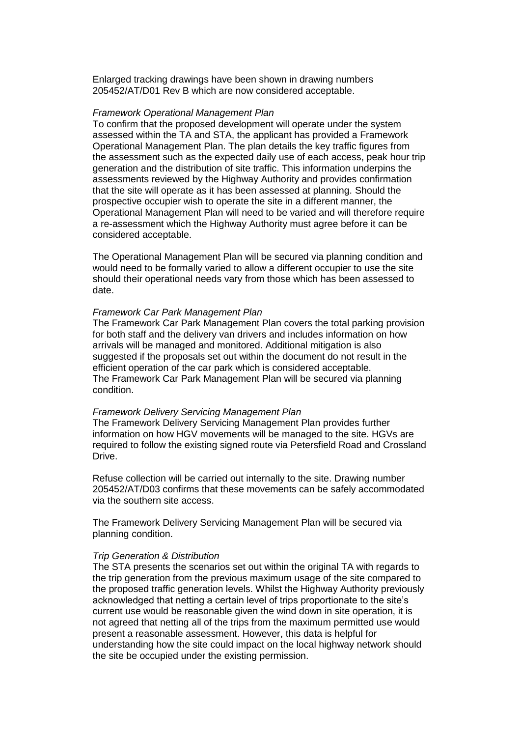Enlarged tracking drawings have been shown in drawing numbers 205452/AT/D01 Rev B which are now considered acceptable.

*Framework Operational Management Plan*

To confirm that the proposed development will operate under the system assessed within the TA and STA, the applicant has provided a Framework Operational Management Plan. The plan details the key traffic figures from the assessment such as the expected daily use of each access, peak hour trip generation and the distribution of site traffic. This information underpins the assessments reviewed by the Highway Authority and provides confirmation that the site will operate as it has been assessed at planning. Should the prospective occupier wish to operate the site in a different manner, the Operational Management Plan will need to be varied and will therefore require a re-assessment which the Highway Authority must agree before it can be considered acceptable.

The Operational Management Plan will be secured via planning condition and would need to be formally varied to allow a different occupier to use the site should their operational needs vary from those which has been assessed to date.

*Framework Car Park Management Plan*

The Framework Car Park Management Plan covers the total parking provision for both staff and the delivery van drivers and includes information on how arrivals will be managed and monitored. Additional mitigation is also suggested if the proposals set out within the document do not result in the efficient operation of the car park which is considered acceptable. The Framework Car Park Management Plan will be secured via planning condition.

*Framework Delivery Servicing Management Plan*

The Framework Delivery Servicing Management Plan provides further information on how HGV movements will be managed to the site. HGVs are required to follow the existing signed route via Petersfield Road and Crossland Drive.

Refuse collection will be carried out internally to the site. Drawing number 205452/AT/D03 confirms that these movements can be safely accommodated via the southern site access.

The Framework Delivery Servicing Management Plan will be secured via planning condition.

*Trip Generation & Distribution*

The STA presents the scenarios set out within the original TA with regards to the trip generation from the previous maximum usage of the site compared to the proposed traffic generation levels. Whilst the Highway Authority previously acknowledged that netting a certain level of trips proportionate to the site's current use would be reasonable given the wind down in site operation, it is not agreed that netting all of the trips from the maximum permitted use would present a reasonable assessment. However, this data is helpful for understanding how the site could impact on the local highway network should the site be occupied under the existing permission.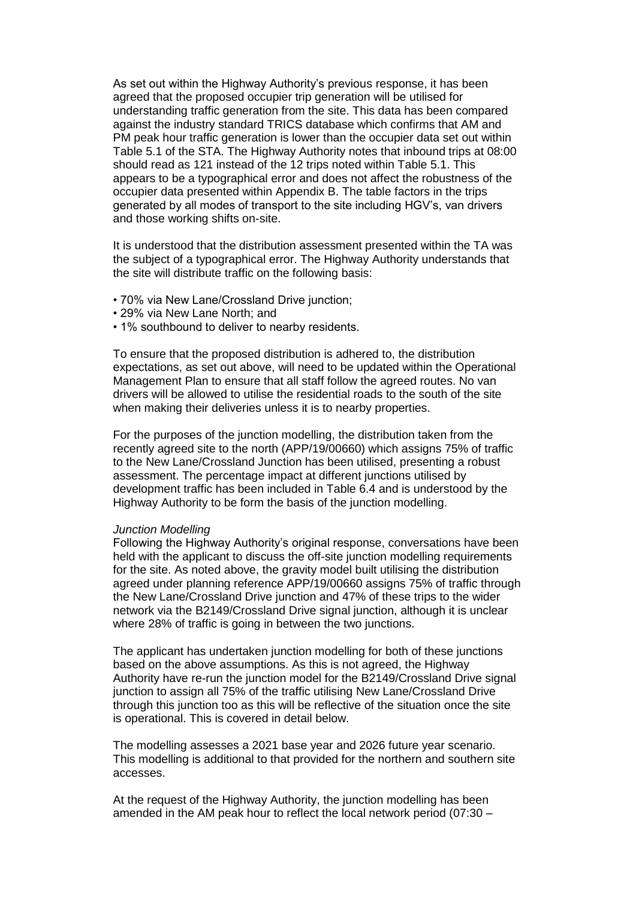As set out within the Highway Authority's previous response, it has been agreed that the proposed occupier trip generation will be utilised for understanding traffic generation from the site. This data has been compared against the industry standard TRICS database which confirms that AM and PM peak hour traffic generation is lower than the occupier data set out within Table 5.1 of the STA. The Highway Authority notes that inbound trips at 08:00 should read as 121 instead of the 12 trips noted within Table 5.1. This appears to be a typographical error and does not affect the robustness of the occupier data presented within Appendix B. The table factors in the trips generated by all modes of transport to the site including HGV's, van drivers and those working shifts on-site.

It is understood that the distribution assessment presented within the TA was the subject of a typographical error. The Highway Authority understands that the site will distribute traffic on the following basis:

- 70% via New Lane/Crossland Drive junction;
- 29% via New Lane North; and
- 1% southbound to deliver to nearby residents.

To ensure that the proposed distribution is adhered to, the distribution expectations, as set out above, will need to be updated within the Operational Management Plan to ensure that all staff follow the agreed routes. No van drivers will be allowed to utilise the residential roads to the south of the site when making their deliveries unless it is to nearby properties.

For the purposes of the junction modelling, the distribution taken from the recently agreed site to the north (APP/19/00660) which assigns 75% of traffic to the New Lane/Crossland Junction has been utilised, presenting a robust assessment. The percentage impact at different junctions utilised by development traffic has been included in Table 6.4 and is understood by the Highway Authority to be form the basis of the junction modelling.

*Junction Modelling*
Following the Highway Authority's original response, conversations have been held with the applicant to discuss the off-site junction modelling requirements for the site. As noted above, the gravity model built utilising the distribution agreed under planning reference APP/19/00660 assigns 75% of traffic through the New Lane/Crossland Drive junction and 47% of these trips to the wider network via the B2149/Crossland Drive signal junction, although it is unclear where 28% of traffic is going in between the two junctions.

The applicant has undertaken junction modelling for both of these junctions based on the above assumptions. As this is not agreed, the Highway Authority have re-run the junction model for the B2149/Crossland Drive signal junction to assign all 75% of the traffic utilising New Lane/Crossland Drive through this junction too as this will be reflective of the situation once the site is operational. This is covered in detail below.

The modelling assesses a 2021 base year and 2026 future year scenario. This modelling is additional to that provided for the northern and southern site accesses.

At the request of the Highway Authority, the junction modelling has been amended in the AM peak hour to reflect the local network period (07:30 –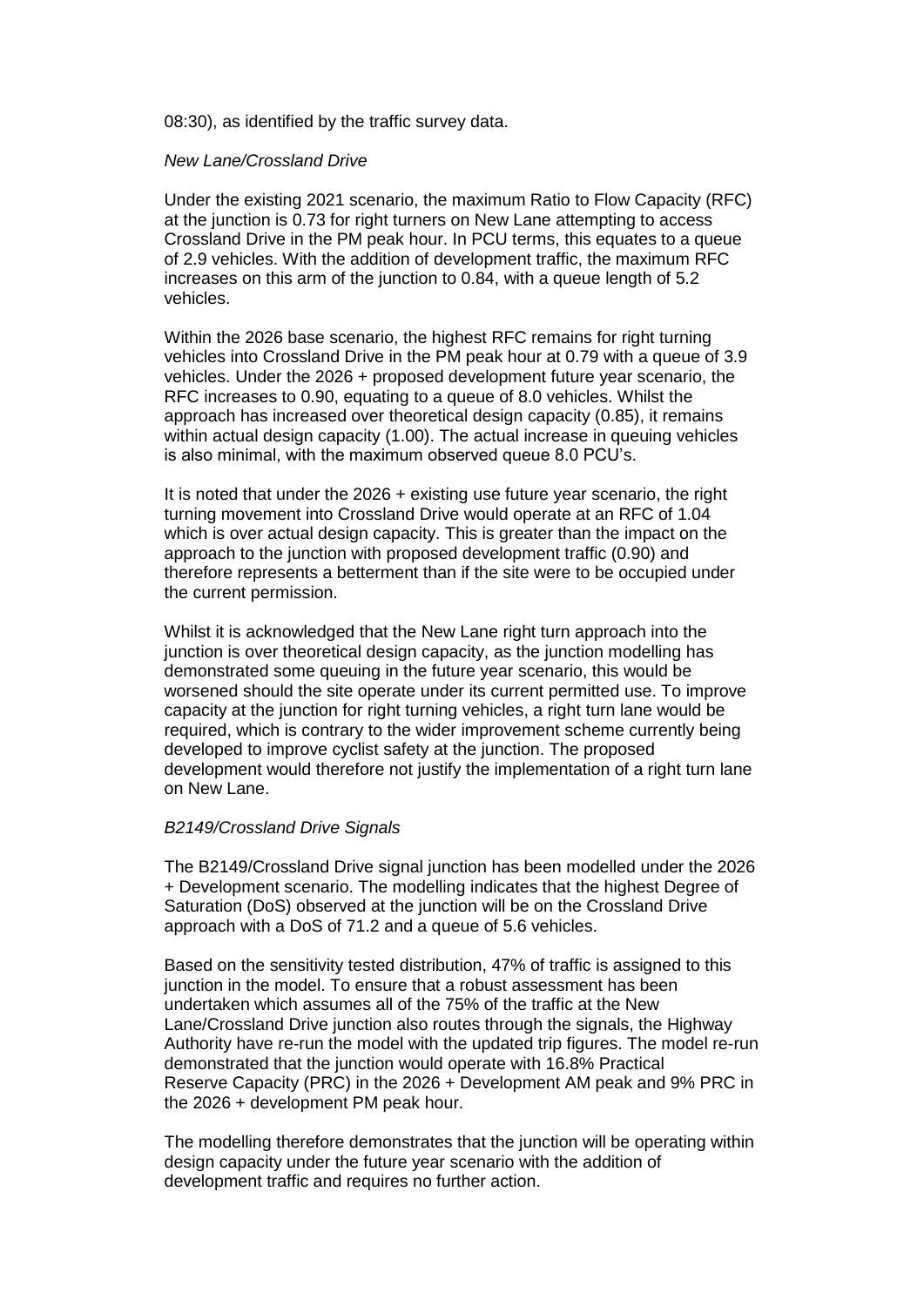08:30), as identified by the traffic survey data.

*New Lane/Crossland Drive*

Under the existing 2021 scenario, the maximum Ratio to Flow Capacity (RFC) at the junction is 0.73 for right turners on New Lane attempting to access Crossland Drive in the PM peak hour. In PCU terms, this equates to a queue of 2.9 vehicles. With the addition of development traffic, the maximum RFC increases on this arm of the junction to 0.84, with a queue length of 5.2 vehicles.

Within the 2026 base scenario, the highest RFC remains for right turning vehicles into Crossland Drive in the PM peak hour at 0.79 with a queue of 3.9 vehicles. Under the 2026 + proposed development future year scenario, the RFC increases to 0.90, equating to a queue of 8.0 vehicles. Whilst the approach has increased over theoretical design capacity (0.85), it remains within actual design capacity (1.00). The actual increase in queuing vehicles is also minimal, with the maximum observed queue 8.0 PCU's.

It is noted that under the 2026 + existing use future year scenario, the right turning movement into Crossland Drive would operate at an RFC of 1.04 which is over actual design capacity. This is greater than the impact on the approach to the junction with proposed development traffic (0.90) and therefore represents a betterment than if the site were to be occupied under the current permission.

Whilst it is acknowledged that the New Lane right turn approach into the junction is over theoretical design capacity, as the junction modelling has demonstrated some queuing in the future year scenario, this would be worsened should the site operate under its current permitted use. To improve capacity at the junction for right turning vehicles, a right turn lane would be required, which is contrary to the wider improvement scheme currently being developed to improve cyclist safety at the junction. The proposed development would therefore not justify the implementation of a right turn lane on New Lane.

*B2149/Crossland Drive Signals*

The B2149/Crossland Drive signal junction has been modelled under the 2026 + Development scenario. The modelling indicates that the highest Degree of Saturation (DoS) observed at the junction will be on the Crossland Drive approach with a DoS of 71.2 and a queue of 5.6 vehicles.

Based on the sensitivity tested distribution, 47% of traffic is assigned to this junction in the model. To ensure that a robust assessment has been undertaken which assumes all of the 75% of the traffic at the New Lane/Crossland Drive junction also routes through the signals, the Highway Authority have re-run the model with the updated trip figures. The model re-run demonstrated that the junction would operate with 16.8% Practical Reserve Capacity (PRC) in the 2026 + Development AM peak and 9% PRC in the 2026 + development PM peak hour.

The modelling therefore demonstrates that the junction will be operating within design capacity under the future year scenario with the addition of development traffic and requires no further action.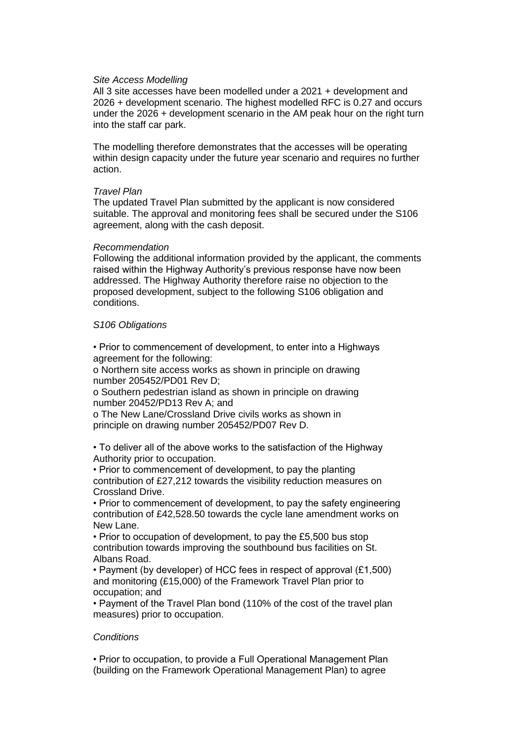*Site Access Modelling*
All 3 site accesses have been modelled under a 2021 + development and 2026 + development scenario. The highest modelled RFC is 0.27 and occurs under the 2026 + development scenario in the AM peak hour on the right turn into the staff car park.

The modelling therefore demonstrates that the accesses will be operating within design capacity under the future year scenario and requires no further action.

*Travel Plan*
The updated Travel Plan submitted by the applicant is now considered suitable. The approval and monitoring fees shall be secured under the S106 agreement, along with the cash deposit.

*Recommendation*
Following the additional information provided by the applicant, the comments raised within the Highway Authority's previous response have now been addressed. The Highway Authority therefore raise no objection to the proposed development, subject to the following S106 obligation and conditions.

*S106 Obligations*

- Prior to commencement of development, to enter into a Highways agreement for the following:
  - o Northern site access works as shown in principle on drawing number 205452/PD01 Rev D;
  - o Southern pedestrian island as shown in principle on drawing number 20452/PD13 Rev A; and
  - o The New Lane/Crossland Drive civils works as shown in principle on drawing number 205452/PD07 Rev D.

- To deliver all of the above works to the satisfaction of the Highway Authority prior to occupation.
- Prior to commencement of development, to pay the planting contribution of £27,212 towards the visibility reduction measures on Crossland Drive.
- Prior to commencement of development, to pay the safety engineering contribution of £42,528.50 towards the cycle lane amendment works on New Lane.
- Prior to occupation of development, to pay the £5,500 bus stop contribution towards improving the southbound bus facilities on St. Albans Road.
- Payment (by developer) of HCC fees in respect of approval (£1,500) and monitoring (£15,000) of the Framework Travel Plan prior to occupation; and
- Payment of the Travel Plan bond (110% of the cost of the travel plan measures) prior to occupation.

*Conditions*

- Prior to occupation, to provide a Full Operational Management Plan (building on the Framework Operational Management Plan) to agree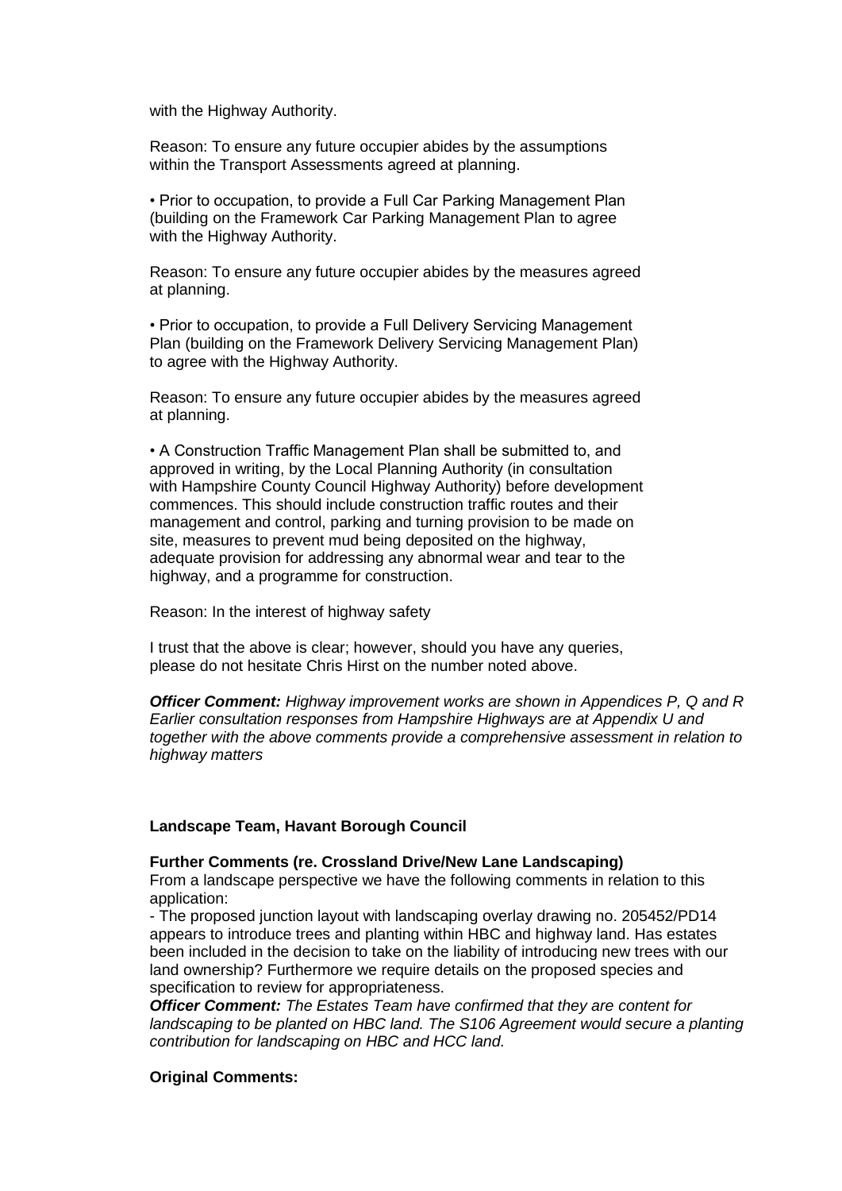with the Highway Authority.

Reason: To ensure any future occupier abides by the assumptions within the Transport Assessments agreed at planning.

• Prior to occupation, to provide a Full Car Parking Management Plan (building on the Framework Car Parking Management Plan to agree with the Highway Authority.

Reason: To ensure any future occupier abides by the measures agreed at planning.

• Prior to occupation, to provide a Full Delivery Servicing Management Plan (building on the Framework Delivery Servicing Management Plan) to agree with the Highway Authority.

Reason: To ensure any future occupier abides by the measures agreed at planning.

• A Construction Traffic Management Plan shall be submitted to, and approved in writing, by the Local Planning Authority (in consultation with Hampshire County Council Highway Authority) before development commences. This should include construction traffic routes and their management and control, parking and turning provision to be made on site, measures to prevent mud being deposited on the highway, adequate provision for addressing any abnormal wear and tear to the highway, and a programme for construction.

Reason: In the interest of highway safety

I trust that the above is clear; however, should you have any queries, please do not hesitate Chris Hirst on the number noted above.

***Officer Comment:*** *Highway improvement works are shown in Appendices P, Q and R Earlier consultation responses from Hampshire Highways are at Appendix U and together with the above comments provide a comprehensive assessment in relation to highway matters*

**Landscape Team, Havant Borough Council**

**Further Comments (re. Crossland Drive/New Lane Landscaping)**

From a landscape perspective we have the following comments in relation to this application:

- The proposed junction layout with landscaping overlay drawing no. 205452/PD14 appears to introduce trees and planting within HBC and highway land. Has estates been included in the decision to take on the liability of introducing new trees with our land ownership? Furthermore we require details on the proposed species and specification to review for appropriateness.

***Officer Comment:*** *The Estates Team have confirmed that they are content for landscaping to be planted on HBC land. The S106 Agreement would secure a planting contribution for landscaping on HBC and HCC land.*

**Original Comments:**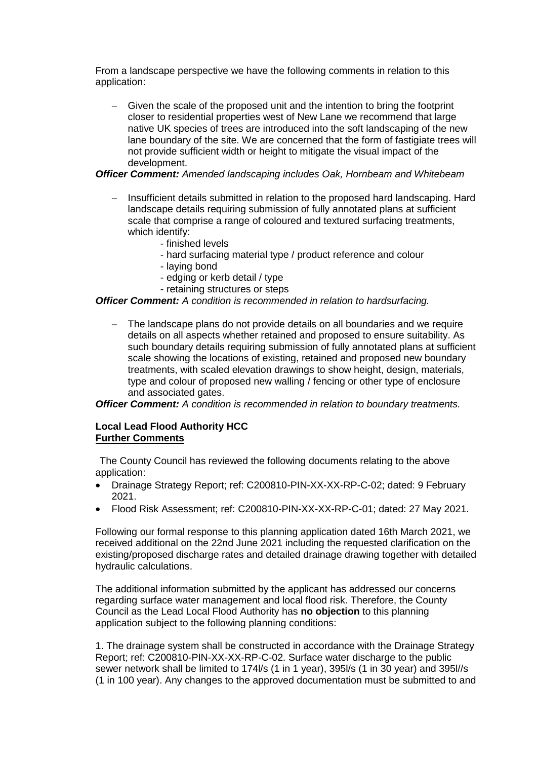From a landscape perspective we have the following comments in relation to this application:

- Given the scale of the proposed unit and the intention to bring the footprint closer to residential properties west of New Lane we recommend that large native UK species of trees are introduced into the soft landscaping of the new lane boundary of the site. We are concerned that the form of fastigiate trees will not provide sufficient width or height to mitigate the visual impact of the development.

***Officer Comment:*** *Amended landscaping includes Oak, Hornbeam and Whitebeam*

- Insufficient details submitted in relation to the proposed hard landscaping. Hard landscape details requiring submission of fully annotated plans at sufficient scale that comprise a range of coloured and textured surfacing treatments, which identify:
    - finished levels
    - hard surfacing material type / product reference and colour
    - laying bond
    - edging or kerb detail / type
    - retaining structures or steps

***Officer Comment:*** *A condition is recommended in relation to hardsurfacing.*

- The landscape plans do not provide details on all boundaries and we require details on all aspects whether retained and proposed to ensure suitability. As such boundary details requiring submission of fully annotated plans at sufficient scale showing the locations of existing, retained and proposed new boundary treatments, with scaled elevation drawings to show height, design, materials, type and colour of proposed new walling / fencing or other type of enclosure and associated gates.

***Officer Comment:*** *A condition is recommended in relation to boundary treatments.*

**Local Lead Flood Authority HCC**
**<u>Further Comments</u>**

The County Council has reviewed the following documents relating to the above application:

- Drainage Strategy Report; ref: C200810-PIN-XX-XX-RP-C-02; dated: 9 February 2021.
- Flood Risk Assessment; ref: C200810-PIN-XX-XX-RP-C-01; dated: 27 May 2021.

Following our formal response to this planning application dated 16th March 2021, we received additional on the 22nd June 2021 including the requested clarification on the existing/proposed discharge rates and detailed drainage drawing together with detailed hydraulic calculations.

The additional information submitted by the applicant has addressed our concerns regarding surface water management and local flood risk. Therefore, the County Council as the Lead Local Flood Authority has **no objection** to this planning application subject to the following planning conditions:

1. The drainage system shall be constructed in accordance with the Drainage Strategy Report; ref: C200810-PIN-XX-XX-RP-C-02. Surface water discharge to the public sewer network shall be limited to 174l/s (1 in 1 year), 395l/s (1 in 30 year) and 395l//s (1 in 100 year). Any changes to the approved documentation must be submitted to and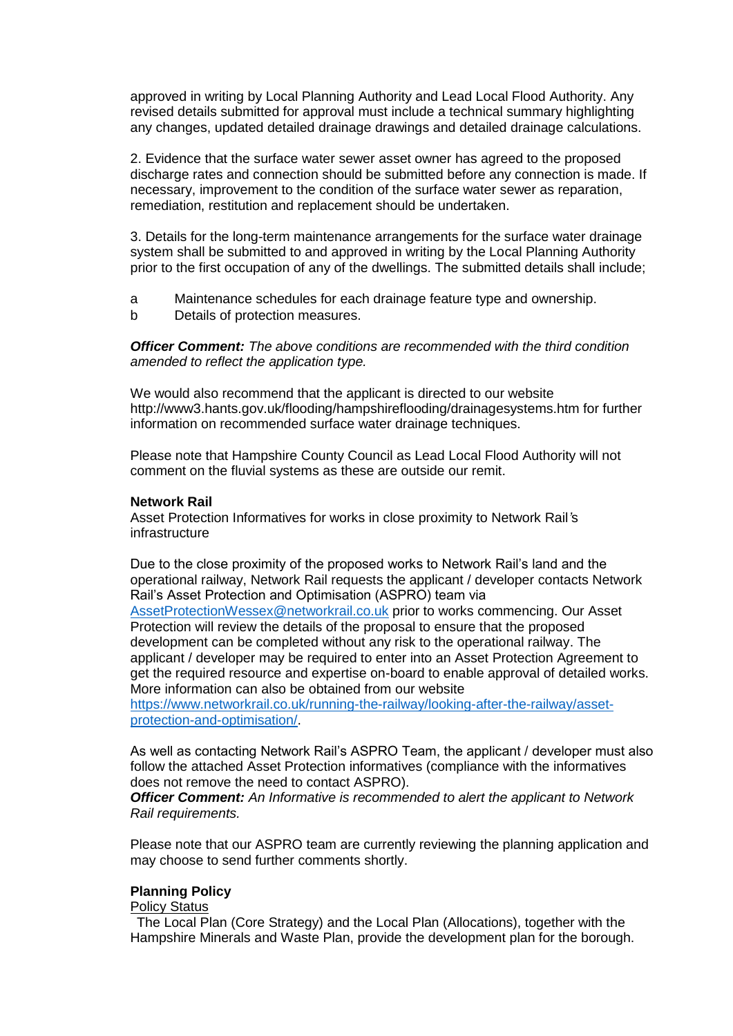approved in writing by Local Planning Authority and Lead Local Flood Authority. Any revised details submitted for approval must include a technical summary highlighting any changes, updated detailed drainage drawings and detailed drainage calculations.

2. Evidence that the surface water sewer asset owner has agreed to the proposed discharge rates and connection should be submitted before any connection is made. If necessary, improvement to the condition of the surface water sewer as reparation, remediation, restitution and replacement should be undertaken.

3. Details for the long-term maintenance arrangements for the surface water drainage system shall be submitted to and approved in writing by the Local Planning Authority prior to the first occupation of any of the dwellings. The submitted details shall include;

a Maintenance schedules for each drainage feature type and ownership.
b Details of protection measures.

***Officer Comment:*** *The above conditions are recommended with the third condition amended to reflect the application type.*

We would also recommend that the applicant is directed to our website http://www3.hants.gov.uk/flooding/hampshireflooding/drainagesystems.htm for further information on recommended surface water drainage techniques.

Please note that Hampshire County Council as Lead Local Flood Authority will not comment on the fluvial systems as these are outside our remit.

**Network Rail**
Asset Protection Informatives for works in close proximity to Network Rail's infrastructure

Due to the close proximity of the proposed works to Network Rail's land and the operational railway, Network Rail requests the applicant / developer contacts Network Rail's Asset Protection and Optimisation (ASPRO) team via AssetProtectionWessex@networkrail.co.uk prior to works commencing. Our Asset Protection will review the details of the proposal to ensure that the proposed development can be completed without any risk to the operational railway. The applicant / developer may be required to enter into an Asset Protection Agreement to get the required resource and expertise on-board to enable approval of detailed works. More information can also be obtained from our website https://www.networkrail.co.uk/running-the-railway/looking-after-the-railway/asset-protection-and-optimisation/.

As well as contacting Network Rail's ASPRO Team, the applicant / developer must also follow the attached Asset Protection informatives (compliance with the informatives does not remove the need to contact ASPRO).
***Officer Comment:*** *An Informative is recommended to alert the applicant to Network Rail requirements.*

Please note that our ASPRO team are currently reviewing the planning application and may choose to send further comments shortly.

**Planning Policy**
Policy Status
The Local Plan (Core Strategy) and the Local Plan (Allocations), together with the Hampshire Minerals and Waste Plan, provide the development plan for the borough.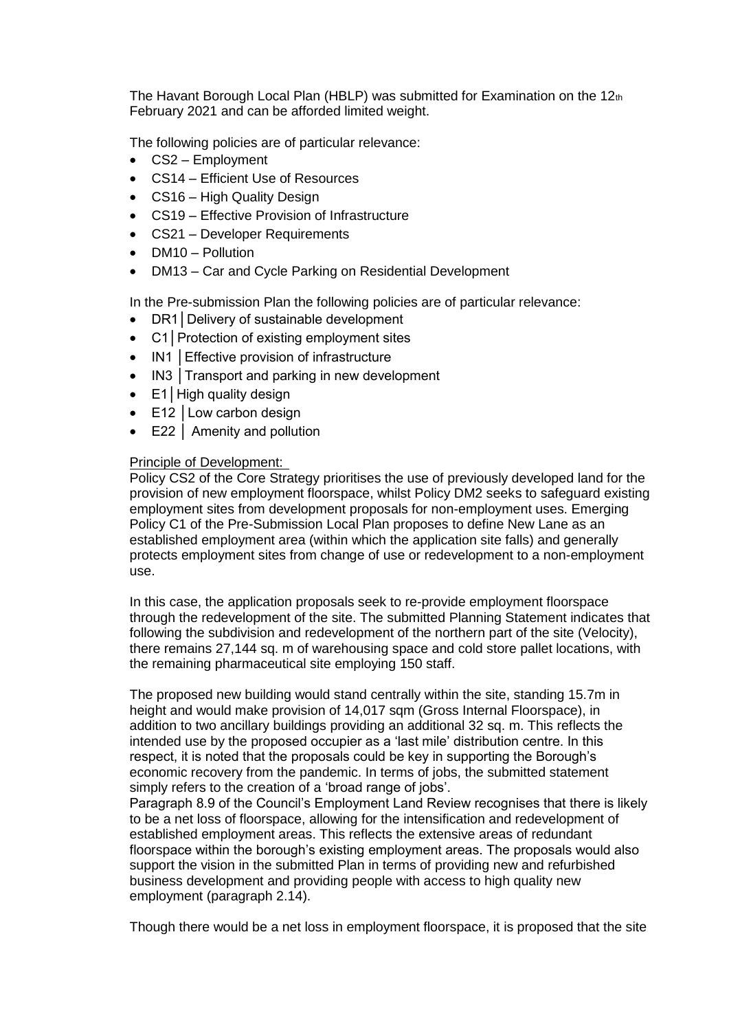The Havant Borough Local Plan (HBLP) was submitted for Examination on the 12th February 2021 and can be afforded limited weight.

The following policies are of particular relevance:

- CS2 – Employment
- CS14 – Efficient Use of Resources
- CS16 – High Quality Design
- CS19 – Effective Provision of Infrastructure
- CS21 – Developer Requirements
- DM10 – Pollution
- DM13 – Car and Cycle Parking on Residential Development

In the Pre-submission Plan the following policies are of particular relevance:

- DR1│Delivery of sustainable development
- C1│Protection of existing employment sites
- IN1 │Effective provision of infrastructure
- IN3 │Transport and parking in new development
- E1│High quality design
- E12 │Low carbon design
- E22 │ Amenity and pollution

Principle of Development:

Policy CS2 of the Core Strategy prioritises the use of previously developed land for the provision of new employment floorspace, whilst Policy DM2 seeks to safeguard existing employment sites from development proposals for non-employment uses. Emerging Policy C1 of the Pre-Submission Local Plan proposes to define New Lane as an established employment area (within which the application site falls) and generally protects employment sites from change of use or redevelopment to a non-employment use.

In this case, the application proposals seek to re-provide employment floorspace through the redevelopment of the site. The submitted Planning Statement indicates that following the subdivision and redevelopment of the northern part of the site (Velocity), there remains 27,144 sq. m of warehousing space and cold store pallet locations, with the remaining pharmaceutical site employing 150 staff.

The proposed new building would stand centrally within the site, standing 15.7m in height and would make provision of 14,017 sqm (Gross Internal Floorspace), in addition to two ancillary buildings providing an additional 32 sq. m. This reflects the intended use by the proposed occupier as a 'last mile' distribution centre. In this respect, it is noted that the proposals could be key in supporting the Borough's economic recovery from the pandemic. In terms of jobs, the submitted statement simply refers to the creation of a 'broad range of jobs'.

Paragraph 8.9 of the Council's Employment Land Review recognises that there is likely to be a net loss of floorspace, allowing for the intensification and redevelopment of established employment areas. This reflects the extensive areas of redundant floorspace within the borough's existing employment areas. The proposals would also support the vision in the submitted Plan in terms of providing new and refurbished business development and providing people with access to high quality new employment (paragraph 2.14).

Though there would be a net loss in employment floorspace, it is proposed that the site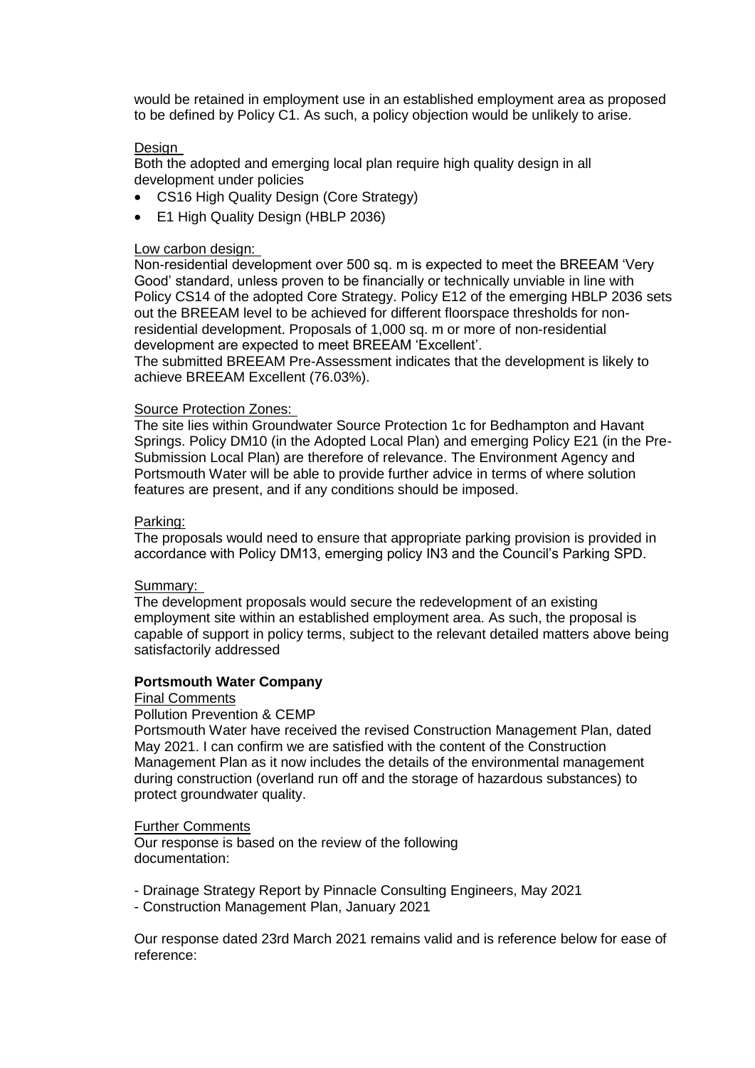would be retained in employment use in an established employment area as proposed to be defined by Policy C1. As such, a policy objection would be unlikely to arise.

Design

Both the adopted and emerging local plan require high quality design in all development under policies

- CS16 High Quality Design (Core Strategy)
- E1 High Quality Design (HBLP 2036)

Low carbon design:

Non-residential development over 500 sq. m is expected to meet the BREEAM 'Very Good' standard, unless proven to be financially or technically unviable in line with Policy CS14 of the adopted Core Strategy. Policy E12 of the emerging HBLP 2036 sets out the BREEAM level to be achieved for different floorspace thresholds for non-residential development. Proposals of 1,000 sq. m or more of non-residential development are expected to meet BREEAM 'Excellent'.

The submitted BREEAM Pre-Assessment indicates that the development is likely to achieve BREEAM Excellent (76.03%).

Source Protection Zones:

The site lies within Groundwater Source Protection 1c for Bedhampton and Havant Springs. Policy DM10 (in the Adopted Local Plan) and emerging Policy E21 (in the Pre-Submission Local Plan) are therefore of relevance. The Environment Agency and Portsmouth Water will be able to provide further advice in terms of where solution features are present, and if any conditions should be imposed.

Parking:

The proposals would need to ensure that appropriate parking provision is provided in accordance with Policy DM13, emerging policy IN3 and the Council's Parking SPD.

Summary:

The development proposals would secure the redevelopment of an existing employment site within an established employment area. As such, the proposal is capable of support in policy terms, subject to the relevant detailed matters above being satisfactorily addressed

**Portsmouth Water Company**

Final Comments

Pollution Prevention & CEMP

Portsmouth Water have received the revised Construction Management Plan, dated May 2021. I can confirm we are satisfied with the content of the Construction Management Plan as it now includes the details of the environmental management during construction (overland run off and the storage of hazardous substances) to protect groundwater quality.

Further Comments

Our response is based on the review of the following documentation:

- Drainage Strategy Report by Pinnacle Consulting Engineers, May 2021
- Construction Management Plan, January 2021

Our response dated 23rd March 2021 remains valid and is reference below for ease of reference: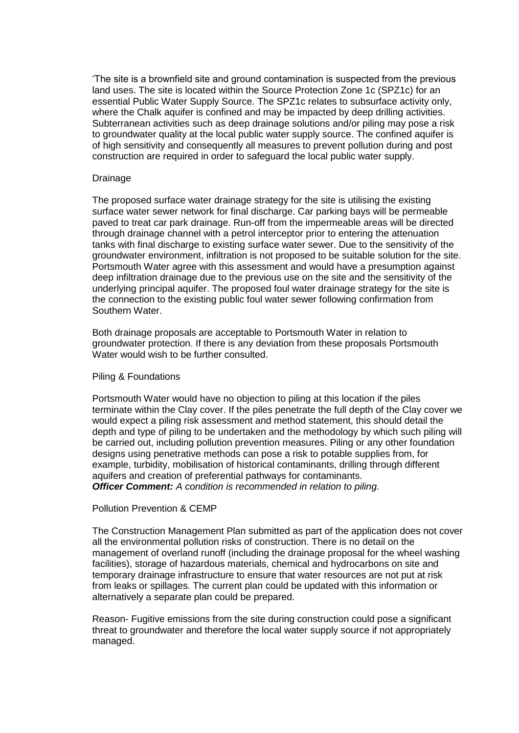'The site is a brownfield site and ground contamination is suspected from the previous land uses. The site is located within the Source Protection Zone 1c (SPZ1c) for an essential Public Water Supply Source. The SPZ1c relates to subsurface activity only, where the Chalk aquifer is confined and may be impacted by deep drilling activities. Subterranean activities such as deep drainage solutions and/or piling may pose a risk to groundwater quality at the local public water supply source. The confined aquifer is of high sensitivity and consequently all measures to prevent pollution during and post construction are required in order to safeguard the local public water supply.

Drainage

The proposed surface water drainage strategy for the site is utilising the existing surface water sewer network for final discharge. Car parking bays will be permeable paved to treat car park drainage. Run-off from the impermeable areas will be directed through drainage channel with a petrol interceptor prior to entering the attenuation tanks with final discharge to existing surface water sewer. Due to the sensitivity of the groundwater environment, infiltration is not proposed to be suitable solution for the site. Portsmouth Water agree with this assessment and would have a presumption against deep infiltration drainage due to the previous use on the site and the sensitivity of the underlying principal aquifer. The proposed foul water drainage strategy for the site is the connection to the existing public foul water sewer following confirmation from Southern Water.

Both drainage proposals are acceptable to Portsmouth Water in relation to groundwater protection. If there is any deviation from these proposals Portsmouth Water would wish to be further consulted.

Piling & Foundations

Portsmouth Water would have no objection to piling at this location if the piles terminate within the Clay cover. If the piles penetrate the full depth of the Clay cover we would expect a piling risk assessment and method statement, this should detail the depth and type of piling to be undertaken and the methodology by which such piling will be carried out, including pollution prevention measures. Piling or any other foundation designs using penetrative methods can pose a risk to potable supplies from, for example, turbidity, mobilisation of historical contaminants, drilling through different aquifers and creation of preferential pathways for contaminants.
***Officer Comment:*** *A condition is recommended in relation to piling.*

Pollution Prevention & CEMP

The Construction Management Plan submitted as part of the application does not cover all the environmental pollution risks of construction. There is no detail on the management of overland runoff (including the drainage proposal for the wheel washing facilities), storage of hazardous materials, chemical and hydrocarbons on site and temporary drainage infrastructure to ensure that water resources are not put at risk from leaks or spillages. The current plan could be updated with this information or alternatively a separate plan could be prepared.

Reason- Fugitive emissions from the site during construction could pose a significant threat to groundwater and therefore the local water supply source if not appropriately managed.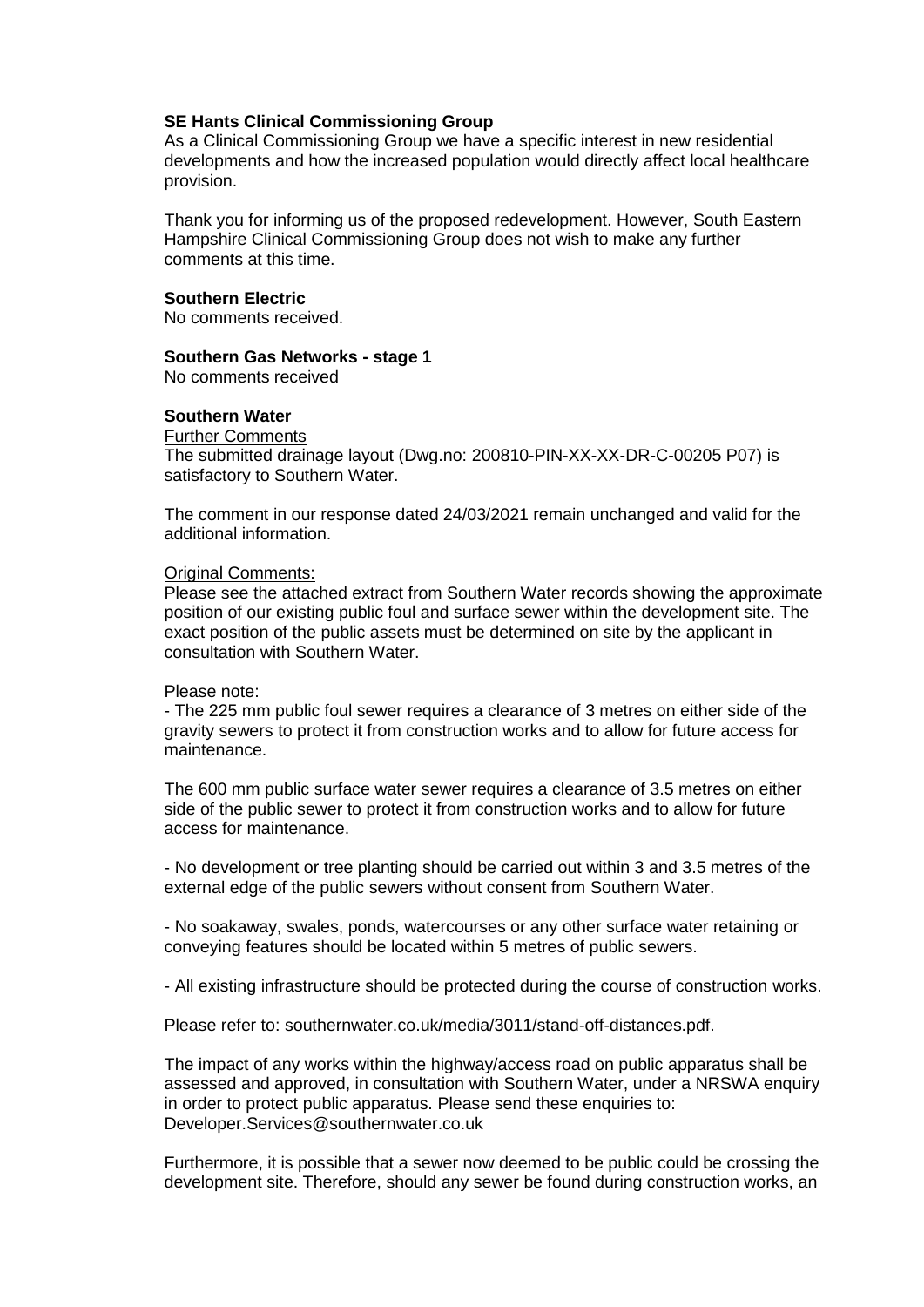**SE Hants Clinical Commissioning Group**

As a Clinical Commissioning Group we have a specific interest in new residential developments and how the increased population would directly affect local healthcare provision.

Thank you for informing us of the proposed redevelopment. However, South Eastern Hampshire Clinical Commissioning Group does not wish to make any further comments at this time.

**Southern Electric**

No comments received.

**Southern Gas Networks - stage 1**

No comments received

**Southern Water**

Further Comments

The submitted drainage layout (Dwg.no: 200810-PIN-XX-XX-DR-C-00205 P07) is satisfactory to Southern Water.

The comment in our response dated 24/03/2021 remain unchanged and valid for the additional information.

Original Comments:

Please see the attached extract from Southern Water records showing the approximate position of our existing public foul and surface sewer within the development site. The exact position of the public assets must be determined on site by the applicant in consultation with Southern Water.

Please note:

- The 225 mm public foul sewer requires a clearance of 3 metres on either side of the gravity sewers to protect it from construction works and to allow for future access for maintenance.

The 600 mm public surface water sewer requires a clearance of 3.5 metres on either side of the public sewer to protect it from construction works and to allow for future access for maintenance.

- No development or tree planting should be carried out within 3 and 3.5 metres of the external edge of the public sewers without consent from Southern Water.

- No soakaway, swales, ponds, watercourses or any other surface water retaining or conveying features should be located within 5 metres of public sewers.

- All existing infrastructure should be protected during the course of construction works.

Please refer to: southernwater.co.uk/media/3011/stand-off-distances.pdf.

The impact of any works within the highway/access road on public apparatus shall be assessed and approved, in consultation with Southern Water, under a NRSWA enquiry in order to protect public apparatus. Please send these enquiries to: Developer.Services@southernwater.co.uk

Furthermore, it is possible that a sewer now deemed to be public could be crossing the development site. Therefore, should any sewer be found during construction works, an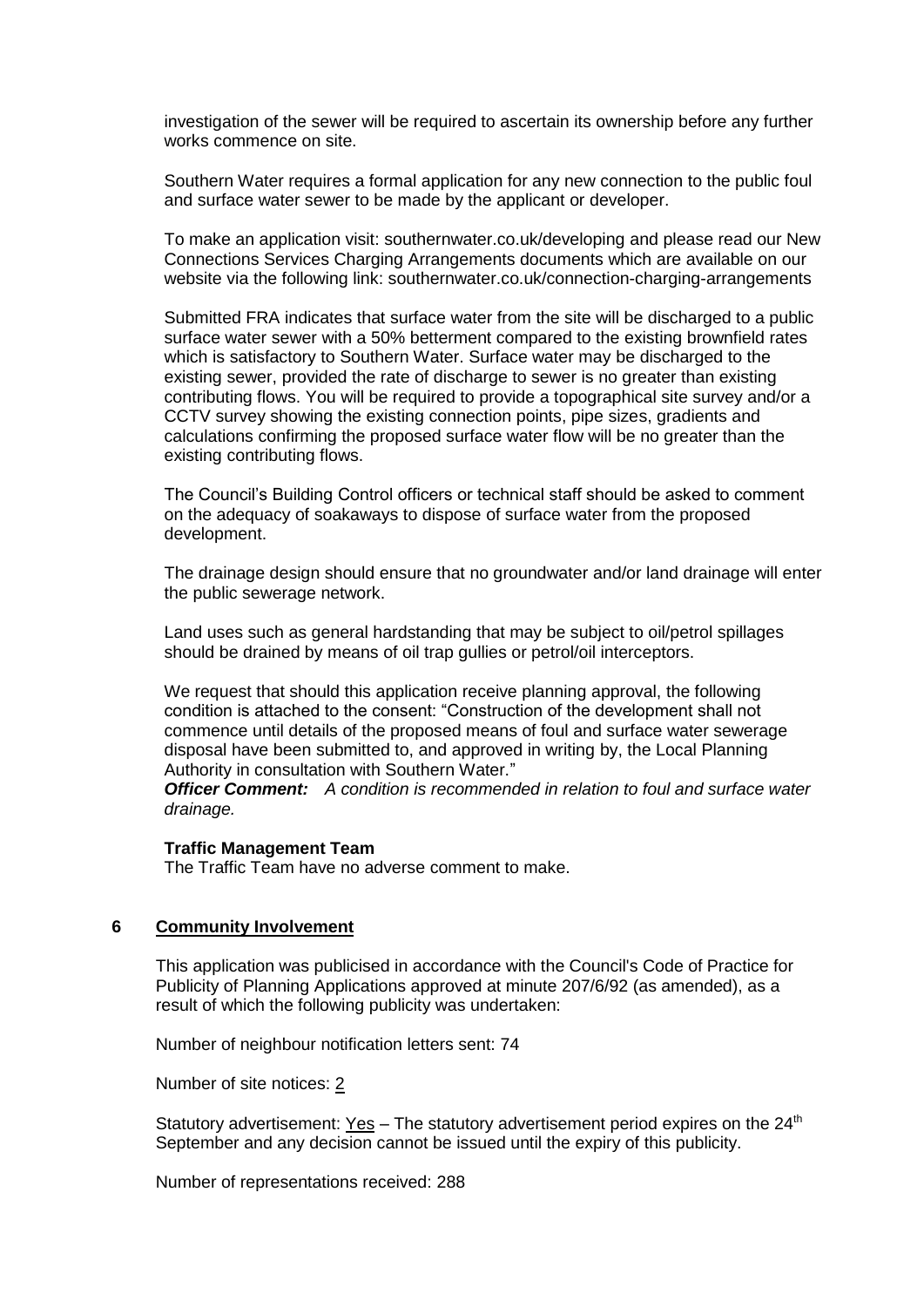investigation of the sewer will be required to ascertain its ownership before any further works commence on site.

Southern Water requires a formal application for any new connection to the public foul and surface water sewer to be made by the applicant or developer.

To make an application visit: southernwater.co.uk/developing and please read our New Connections Services Charging Arrangements documents which are available on our website via the following link: southernwater.co.uk/connection-charging-arrangements

Submitted FRA indicates that surface water from the site will be discharged to a public surface water sewer with a 50% betterment compared to the existing brownfield rates which is satisfactory to Southern Water. Surface water may be discharged to the existing sewer, provided the rate of discharge to sewer is no greater than existing contributing flows. You will be required to provide a topographical site survey and/or a CCTV survey showing the existing connection points, pipe sizes, gradients and calculations confirming the proposed surface water flow will be no greater than the existing contributing flows.

The Council's Building Control officers or technical staff should be asked to comment on the adequacy of soakaways to dispose of surface water from the proposed development.

The drainage design should ensure that no groundwater and/or land drainage will enter the public sewerage network.

Land uses such as general hardstanding that may be subject to oil/petrol spillages should be drained by means of oil trap gullies or petrol/oil interceptors.

We request that should this application receive planning approval, the following condition is attached to the consent: "Construction of the development shall not commence until details of the proposed means of foul and surface water sewerage disposal have been submitted to, and approved in writing by, the Local Planning Authority in consultation with Southern Water."
***Officer Comment:*** *A condition is recommended in relation to foul and surface water drainage.*

**Traffic Management Team**
The Traffic Team have no adverse comment to make.

## 6 Community Involvement

This application was publicised in accordance with the Council's Code of Practice for Publicity of Planning Applications approved at minute 207/6/92 (as amended), as a result of which the following publicity was undertaken:

Number of neighbour notification letters sent: 74

Number of site notices: 2

Statutory advertisement: Yes – The statutory advertisement period expires on the 24th September and any decision cannot be issued until the expiry of this publicity.

Number of representations received: 288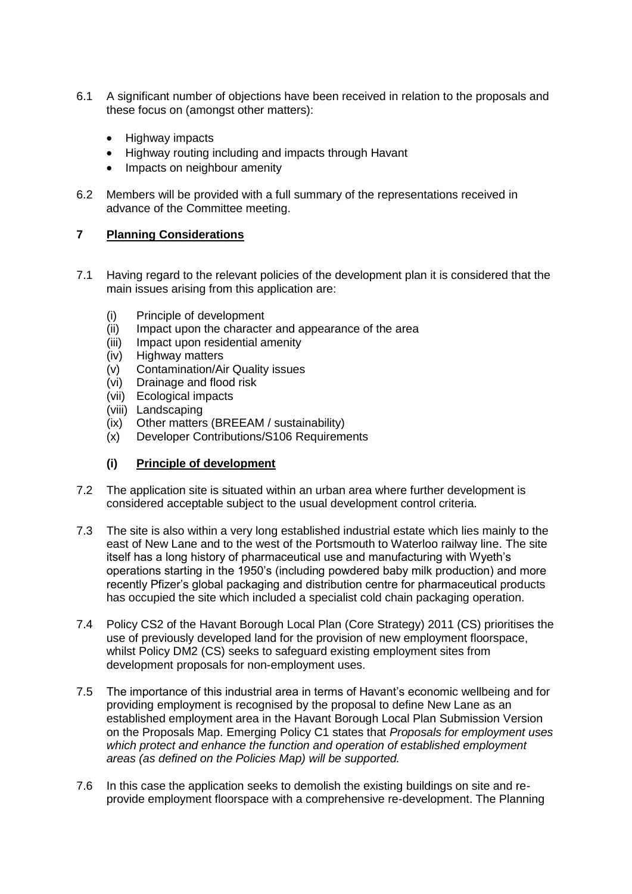6.1 A significant number of objections have been received in relation to the proposals and these focus on (amongst other matters):

- Highway impacts
- Highway routing including and impacts through Havant
- Impacts on neighbour amenity

6.2 Members will be provided with a full summary of the representations received in advance of the Committee meeting.

## 7 Planning Considerations

7.1 Having regard to the relevant policies of the development plan it is considered that the main issues arising from this application are:

(i) Principle of development
(ii) Impact upon the character and appearance of the area
(iii) Impact upon residential amenity
(iv) Highway matters
(v) Contamination/Air Quality issues
(vi) Drainage and flood risk
(vii) Ecological impacts
(viii) Landscaping
(ix) Other matters (BREEAM / sustainability)
(x) Developer Contributions/S106 Requirements

### (i) Principle of development

7.2 The application site is situated within an urban area where further development is considered acceptable subject to the usual development control criteria.

7.3 The site is also within a very long established industrial estate which lies mainly to the east of New Lane and to the west of the Portsmouth to Waterloo railway line. The site itself has a long history of pharmaceutical use and manufacturing with Wyeth's operations starting in the 1950's (including powdered baby milk production) and more recently Pfizer's global packaging and distribution centre for pharmaceutical products has occupied the site which included a specialist cold chain packaging operation.

7.4 Policy CS2 of the Havant Borough Local Plan (Core Strategy) 2011 (CS) prioritises the use of previously developed land for the provision of new employment floorspace, whilst Policy DM2 (CS) seeks to safeguard existing employment sites from development proposals for non-employment uses.

7.5 The importance of this industrial area in terms of Havant's economic wellbeing and for providing employment is recognised by the proposal to define New Lane as an established employment area in the Havant Borough Local Plan Submission Version on the Proposals Map. Emerging Policy C1 states that *Proposals for employment uses which protect and enhance the function and operation of established employment areas (as defined on the Policies Map) will be supported.*

7.6 In this case the application seeks to demolish the existing buildings on site and re-provide employment floorspace with a comprehensive re-development. The Planning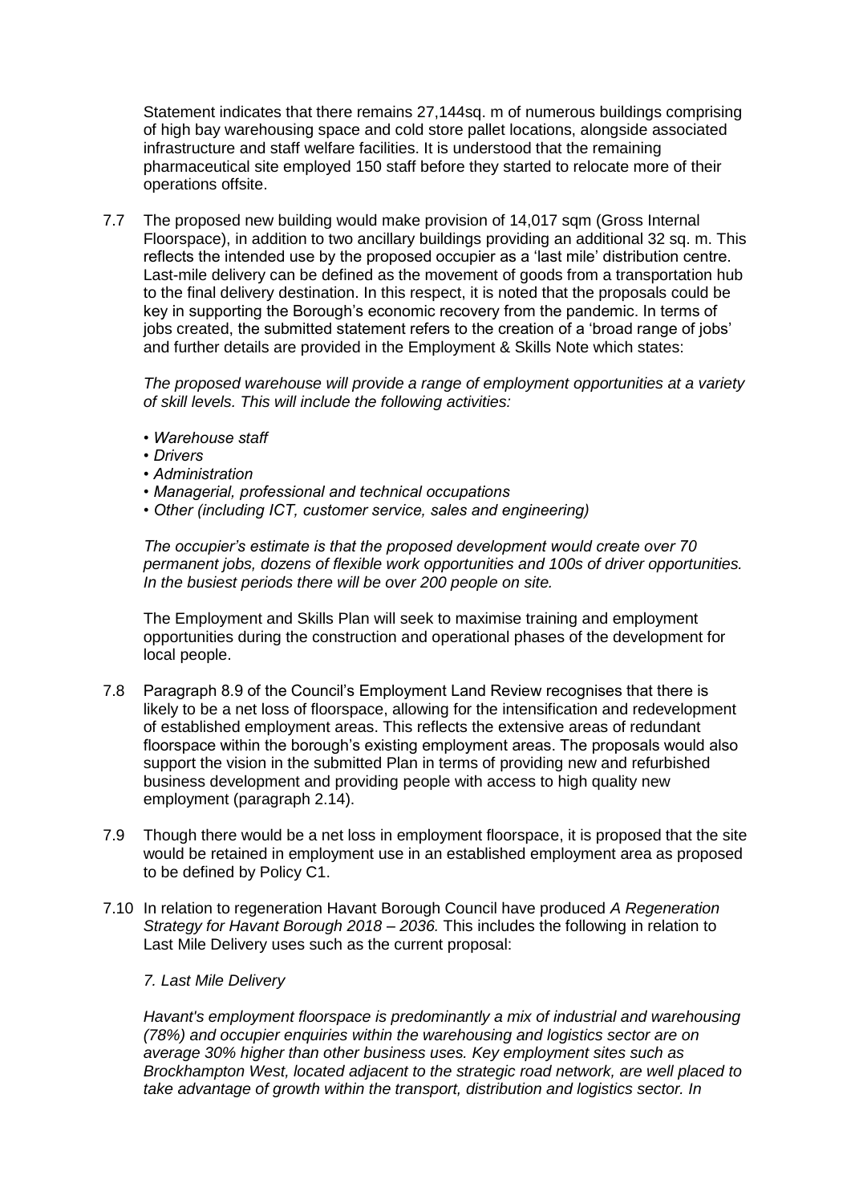Statement indicates that there remains 27,144sq. m of numerous buildings comprising of high bay warehousing space and cold store pallet locations, alongside associated infrastructure and staff welfare facilities. It is understood that the remaining pharmaceutical site employed 150 staff before they started to relocate more of their operations offsite.

7.7 The proposed new building would make provision of 14,017 sqm (Gross Internal Floorspace), in addition to two ancillary buildings providing an additional 32 sq. m. This reflects the intended use by the proposed occupier as a 'last mile' distribution centre. Last-mile delivery can be defined as the movement of goods from a transportation hub to the final delivery destination. In this respect, it is noted that the proposals could be key in supporting the Borough's economic recovery from the pandemic. In terms of jobs created, the submitted statement refers to the creation of a 'broad range of jobs' and further details are provided in the Employment & Skills Note which states:

*The proposed warehouse will provide a range of employment opportunities at a variety of skill levels. This will include the following activities:*

- *Warehouse staff*
- *Drivers*
- *Administration*
- *Managerial, professional and technical occupations*
- *Other (including ICT, customer service, sales and engineering)*

*The occupier's estimate is that the proposed development would create over 70 permanent jobs, dozens of flexible work opportunities and 100s of driver opportunities. In the busiest periods there will be over 200 people on site.*

The Employment and Skills Plan will seek to maximise training and employment opportunities during the construction and operational phases of the development for local people.

7.8 Paragraph 8.9 of the Council's Employment Land Review recognises that there is likely to be a net loss of floorspace, allowing for the intensification and redevelopment of established employment areas. This reflects the extensive areas of redundant floorspace within the borough's existing employment areas. The proposals would also support the vision in the submitted Plan in terms of providing new and refurbished business development and providing people with access to high quality new employment (paragraph 2.14).

7.9 Though there would be a net loss in employment floorspace, it is proposed that the site would be retained in employment use in an established employment area as proposed to be defined by Policy C1.

7.10 In relation to regeneration Havant Borough Council have produced *A Regeneration Strategy for Havant Borough 2018 – 2036.* This includes the following in relation to Last Mile Delivery uses such as the current proposal:

*7. Last Mile Delivery*

*Havant's employment floorspace is predominantly a mix of industrial and warehousing (78%) and occupier enquiries within the warehousing and logistics sector are on average 30% higher than other business uses. Key employment sites such as Brockhampton West, located adjacent to the strategic road network, are well placed to take advantage of growth within the transport, distribution and logistics sector. In*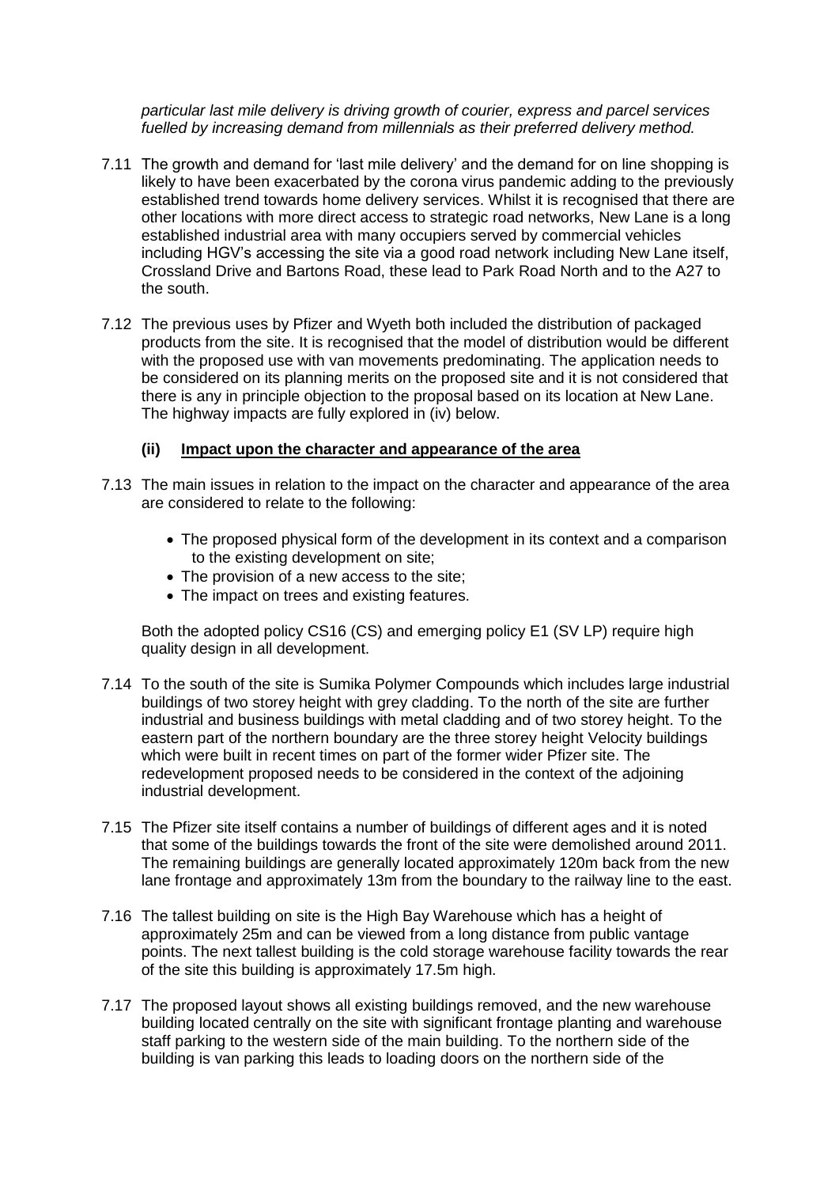*particular last mile delivery is driving growth of courier, express and parcel services fuelled by increasing demand from millennials as their preferred delivery method.*

7.11 The growth and demand for 'last mile delivery' and the demand for on line shopping is likely to have been exacerbated by the corona virus pandemic adding to the previously established trend towards home delivery services. Whilst it is recognised that there are other locations with more direct access to strategic road networks, New Lane is a long established industrial area with many occupiers served by commercial vehicles including HGV's accessing the site via a good road network including New Lane itself, Crossland Drive and Bartons Road, these lead to Park Road North and to the A27 to the south.

7.12 The previous uses by Pfizer and Wyeth both included the distribution of packaged products from the site. It is recognised that the model of distribution would be different with the proposed use with van movements predominating. The application needs to be considered on its planning merits on the proposed site and it is not considered that there is any in principle objection to the proposal based on its location at New Lane. The highway impacts are fully explored in (iv) below.

### (ii) Impact upon the character and appearance of the area

7.13 The main issues in relation to the impact on the character and appearance of the area are considered to relate to the following:

- The proposed physical form of the development in its context and a comparison to the existing development on site;
- The provision of a new access to the site;
- The impact on trees and existing features.

Both the adopted policy CS16 (CS) and emerging policy E1 (SV LP) require high quality design in all development.

7.14 To the south of the site is Sumika Polymer Compounds which includes large industrial buildings of two storey height with grey cladding. To the north of the site are further industrial and business buildings with metal cladding and of two storey height. To the eastern part of the northern boundary are the three storey height Velocity buildings which were built in recent times on part of the former wider Pfizer site. The redevelopment proposed needs to be considered in the context of the adjoining industrial development.

7.15 The Pfizer site itself contains a number of buildings of different ages and it is noted that some of the buildings towards the front of the site were demolished around 2011. The remaining buildings are generally located approximately 120m back from the new lane frontage and approximately 13m from the boundary to the railway line to the east.

7.16 The tallest building on site is the High Bay Warehouse which has a height of approximately 25m and can be viewed from a long distance from public vantage points. The next tallest building is the cold storage warehouse facility towards the rear of the site this building is approximately 17.5m high.

7.17 The proposed layout shows all existing buildings removed, and the new warehouse building located centrally on the site with significant frontage planting and warehouse staff parking to the western side of the main building. To the northern side of the building is van parking this leads to loading doors on the northern side of the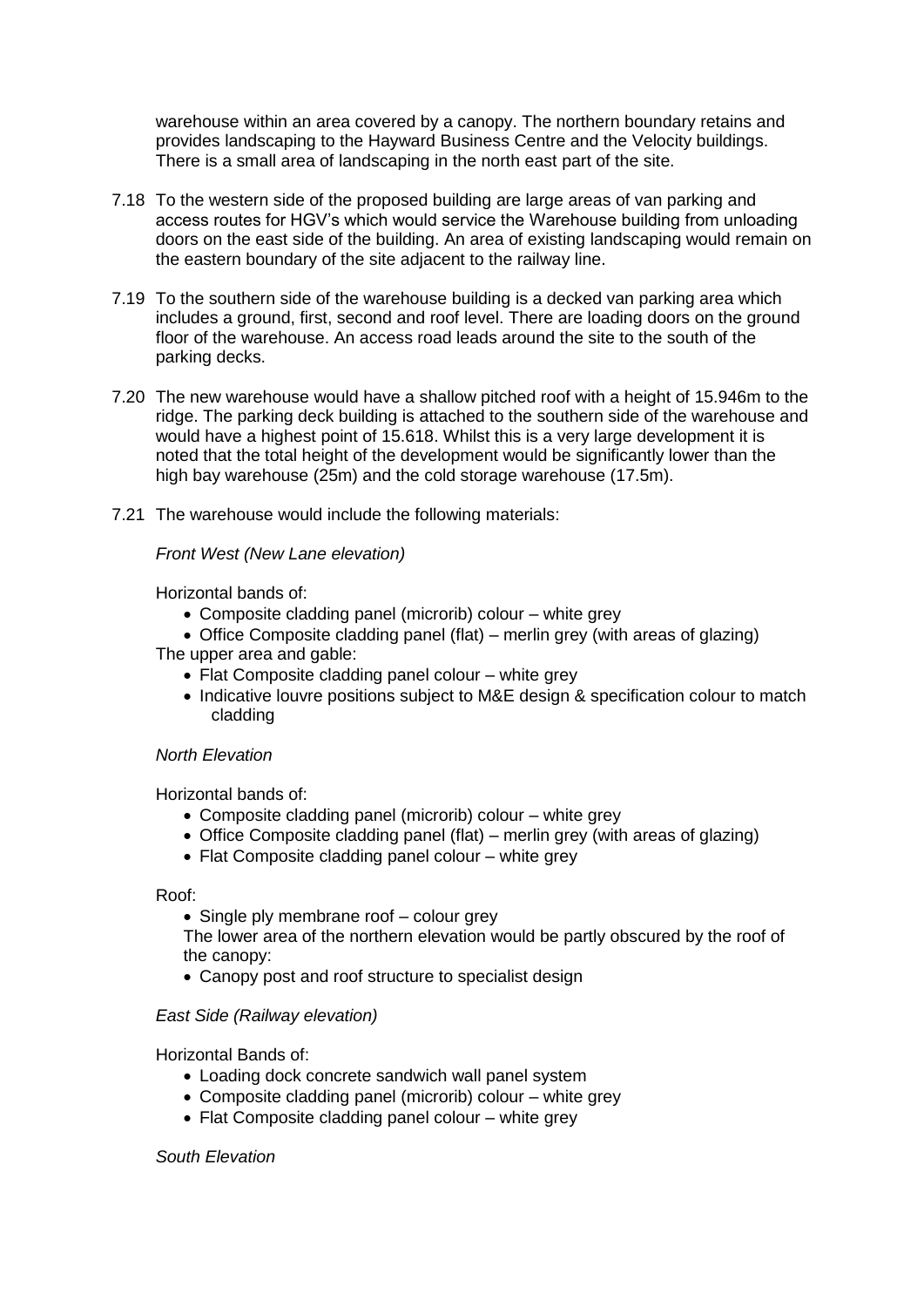warehouse within an area covered by a canopy. The northern boundary retains and provides landscaping to the Hayward Business Centre and the Velocity buildings. There is a small area of landscaping in the north east part of the site.

7.18 To the western side of the proposed building are large areas of van parking and access routes for HGV's which would service the Warehouse building from unloading doors on the east side of the building. An area of existing landscaping would remain on the eastern boundary of the site adjacent to the railway line.

7.19 To the southern side of the warehouse building is a decked van parking area which includes a ground, first, second and roof level. There are loading doors on the ground floor of the warehouse. An access road leads around the site to the south of the parking decks.

7.20 The new warehouse would have a shallow pitched roof with a height of 15.946m to the ridge. The parking deck building is attached to the southern side of the warehouse and would have a highest point of 15.618. Whilst this is a very large development it is noted that the total height of the development would be significantly lower than the high bay warehouse (25m) and the cold storage warehouse (17.5m).

7.21 The warehouse would include the following materials:

*Front West (New Lane elevation)*

Horizontal bands of:

- Composite cladding panel (microrib) colour – white grey
- Office Composite cladding panel (flat) – merlin grey (with areas of glazing)

The upper area and gable:

- Flat Composite cladding panel colour – white grey
- Indicative louvre positions subject to M&E design & specification colour to match cladding

*North Elevation*

Horizontal bands of:

- Composite cladding panel (microrib) colour – white grey
- Office Composite cladding panel (flat) – merlin grey (with areas of glazing)
- Flat Composite cladding panel colour – white grey

Roof:

- Single ply membrane roof – colour grey

The lower area of the northern elevation would be partly obscured by the roof of the canopy:

- Canopy post and roof structure to specialist design

*East Side (Railway elevation)*

Horizontal Bands of:

- Loading dock concrete sandwich wall panel system
- Composite cladding panel (microrib) colour – white grey
- Flat Composite cladding panel colour – white grey

*South Elevation*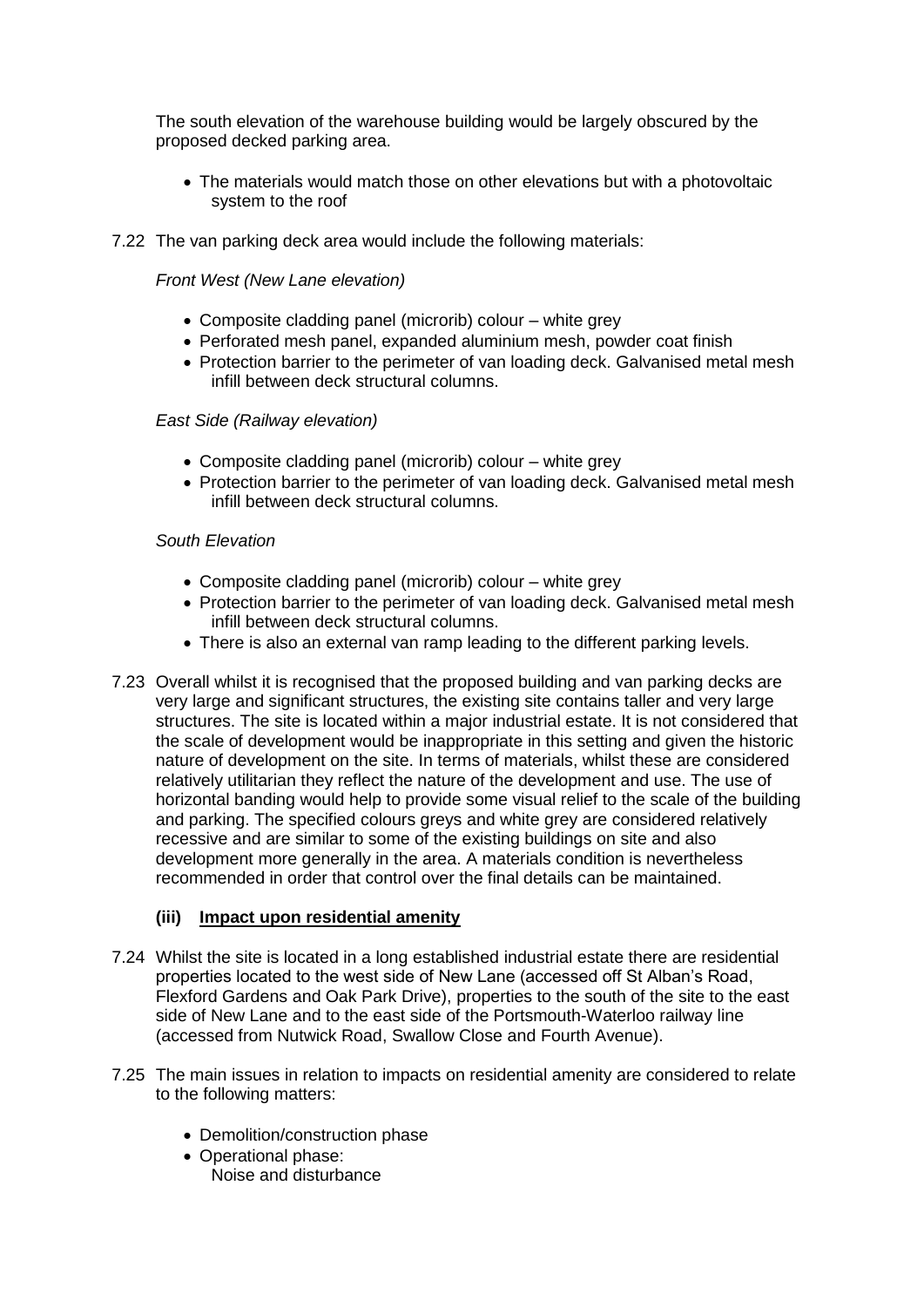The south elevation of the warehouse building would be largely obscured by the proposed decked parking area.

- The materials would match those on other elevations but with a photovoltaic system to the roof

7.22 The van parking deck area would include the following materials:

*Front West (New Lane elevation)*

- Composite cladding panel (microrib) colour – white grey
- Perforated mesh panel, expanded aluminium mesh, powder coat finish
- Protection barrier to the perimeter of van loading deck. Galvanised metal mesh infill between deck structural columns.

*East Side (Railway elevation)*

- Composite cladding panel (microrib) colour – white grey
- Protection barrier to the perimeter of van loading deck. Galvanised metal mesh infill between deck structural columns.

*South Elevation*

- Composite cladding panel (microrib) colour – white grey
- Protection barrier to the perimeter of van loading deck. Galvanised metal mesh infill between deck structural columns.
- There is also an external van ramp leading to the different parking levels.

7.23 Overall whilst it is recognised that the proposed building and van parking decks are very large and significant structures, the existing site contains taller and very large structures. The site is located within a major industrial estate. It is not considered that the scale of development would be inappropriate in this setting and given the historic nature of development on the site. In terms of materials, whilst these are considered relatively utilitarian they reflect the nature of the development and use. The use of horizontal banding would help to provide some visual relief to the scale of the building and parking. The specified colours greys and white grey are considered relatively recessive and are similar to some of the existing buildings on site and also development more generally in the area. A materials condition is nevertheless recommended in order that control over the final details can be maintained.

### (iii) Impact upon residential amenity

7.24 Whilst the site is located in a long established industrial estate there are residential properties located to the west side of New Lane (accessed off St Alban's Road, Flexford Gardens and Oak Park Drive), properties to the south of the site to the east side of New Lane and to the east side of the Portsmouth-Waterloo railway line (accessed from Nutwick Road, Swallow Close and Fourth Avenue).

7.25 The main issues in relation to impacts on residential amenity are considered to relate to the following matters:

- Demolition/construction phase
- Operational phase:
  Noise and disturbance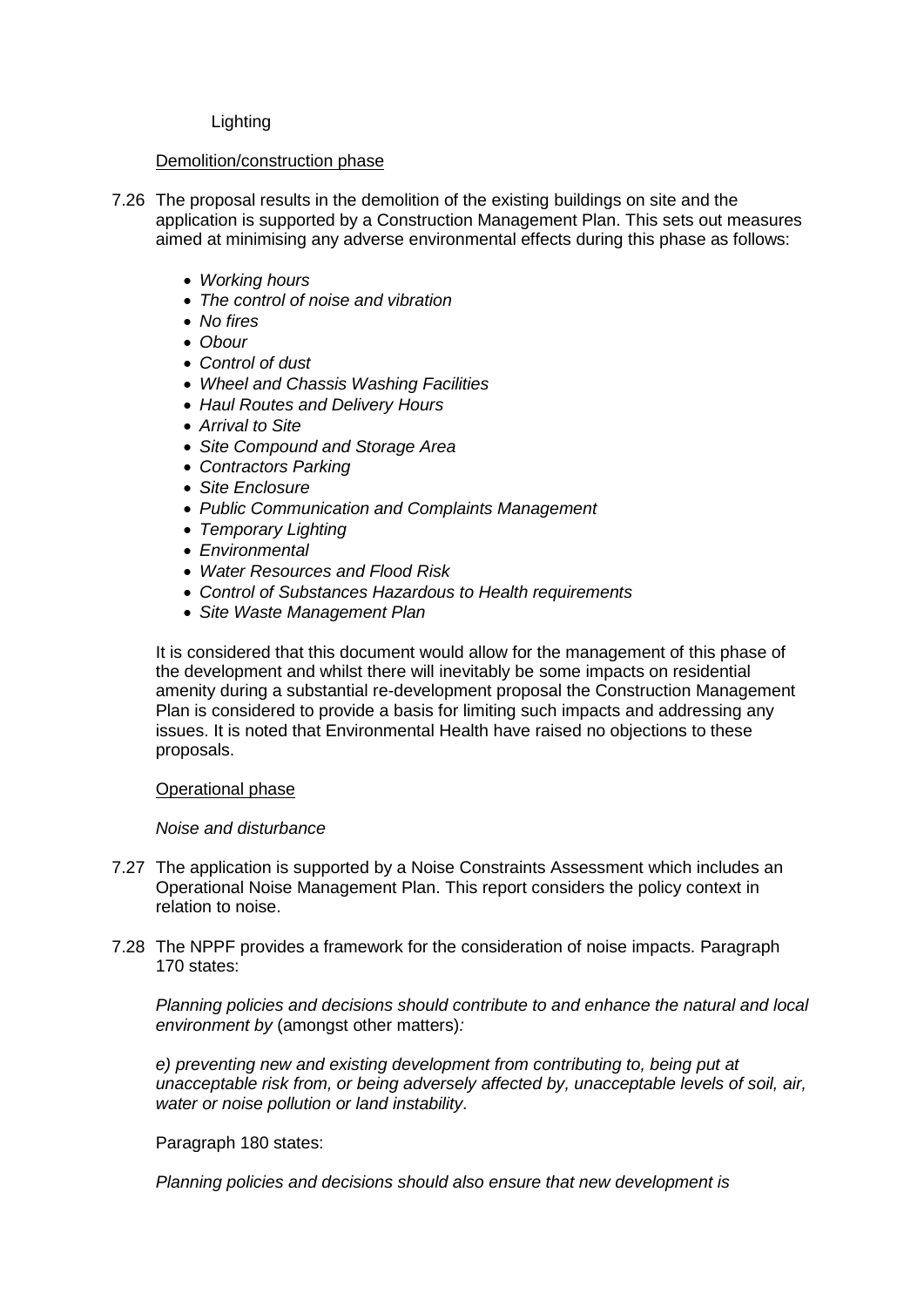Lighting

<u>Demolition/construction phase</u>

7.26 The proposal results in the demolition of the existing buildings on site and the application is supported by a Construction Management Plan. This sets out measures aimed at minimising any adverse environmental effects during this phase as follows:

- *Working hours*
- *The control of noise and vibration*
- *No fires*
- *Obour*
- *Control of dust*
- *Wheel and Chassis Washing Facilities*
- *Haul Routes and Delivery Hours*
- *Arrival to Site*
- *Site Compound and Storage Area*
- *Contractors Parking*
- *Site Enclosure*
- *Public Communication and Complaints Management*
- *Temporary Lighting*
- *Environmental*
- *Water Resources and Flood Risk*
- *Control of Substances Hazardous to Health requirements*
- *Site Waste Management Plan*

It is considered that this document would allow for the management of this phase of the development and whilst there will inevitably be some impacts on residential amenity during a substantial re-development proposal the Construction Management Plan is considered to provide a basis for limiting such impacts and addressing any issues. It is noted that Environmental Health have raised no objections to these proposals.

<u>Operational phase</u>

*Noise and disturbance*

7.27 The application is supported by a Noise Constraints Assessment which includes an Operational Noise Management Plan. This report considers the policy context in relation to noise.

7.28 The NPPF provides a framework for the consideration of noise impacts. Paragraph 170 states:

*Planning policies and decisions should contribute to and enhance the natural and local environment by* (amongst other matters)*:*

*e) preventing new and existing development from contributing to, being put at unacceptable risk from, or being adversely affected by, unacceptable levels of soil, air, water or noise pollution or land instability.*

Paragraph 180 states:

*Planning policies and decisions should also ensure that new development is*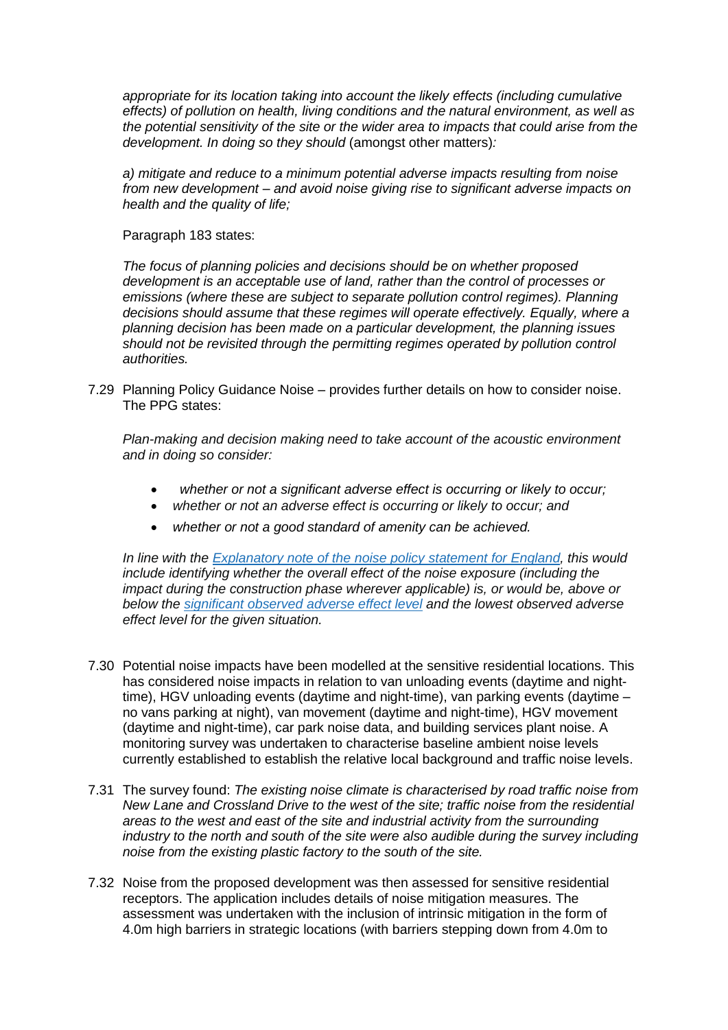*appropriate for its location taking into account the likely effects (including cumulative effects) of pollution on health, living conditions and the natural environment, as well as the potential sensitivity of the site or the wider area to impacts that could arise from the development. In doing so they should* (amongst other matters)*:*

*a) mitigate and reduce to a minimum potential adverse impacts resulting from noise from new development – and avoid noise giving rise to significant adverse impacts on health and the quality of life;*

Paragraph 183 states:

*The focus of planning policies and decisions should be on whether proposed development is an acceptable use of land, rather than the control of processes or emissions (where these are subject to separate pollution control regimes). Planning decisions should assume that these regimes will operate effectively. Equally, where a planning decision has been made on a particular development, the planning issues should not be revisited through the permitting regimes operated by pollution control authorities.*

7.29 Planning Policy Guidance Noise – provides further details on how to consider noise. The PPG states:

*Plan-making and decision making need to take account of the acoustic environment and in doing so consider:*

- *whether or not a significant adverse effect is occurring or likely to occur;*
- *whether or not an adverse effect is occurring or likely to occur; and*
- *whether or not a good standard of amenity can be achieved.*

*In line with the [Explanatory note of the noise policy statement for England](), this would include identifying whether the overall effect of the noise exposure (including the impact during the construction phase wherever applicable) is, or would be, above or below the [significant observed adverse effect level]() and the lowest observed adverse effect level for the given situation.*

7.30 Potential noise impacts have been modelled at the sensitive residential locations. This has considered noise impacts in relation to van unloading events (daytime and night-time), HGV unloading events (daytime and night-time), van parking events (daytime – no vans parking at night), van movement (daytime and night-time), HGV movement (daytime and night-time), car park noise data, and building services plant noise. A monitoring survey was undertaken to characterise baseline ambient noise levels currently established to establish the relative local background and traffic noise levels.

7.31 The survey found: *The existing noise climate is characterised by road traffic noise from New Lane and Crossland Drive to the west of the site; traffic noise from the residential areas to the west and east of the site and industrial activity from the surrounding industry to the north and south of the site were also audible during the survey including noise from the existing plastic factory to the south of the site.*

7.32 Noise from the proposed development was then assessed for sensitive residential receptors. The application includes details of noise mitigation measures. The assessment was undertaken with the inclusion of intrinsic mitigation in the form of 4.0m high barriers in strategic locations (with barriers stepping down from 4.0m to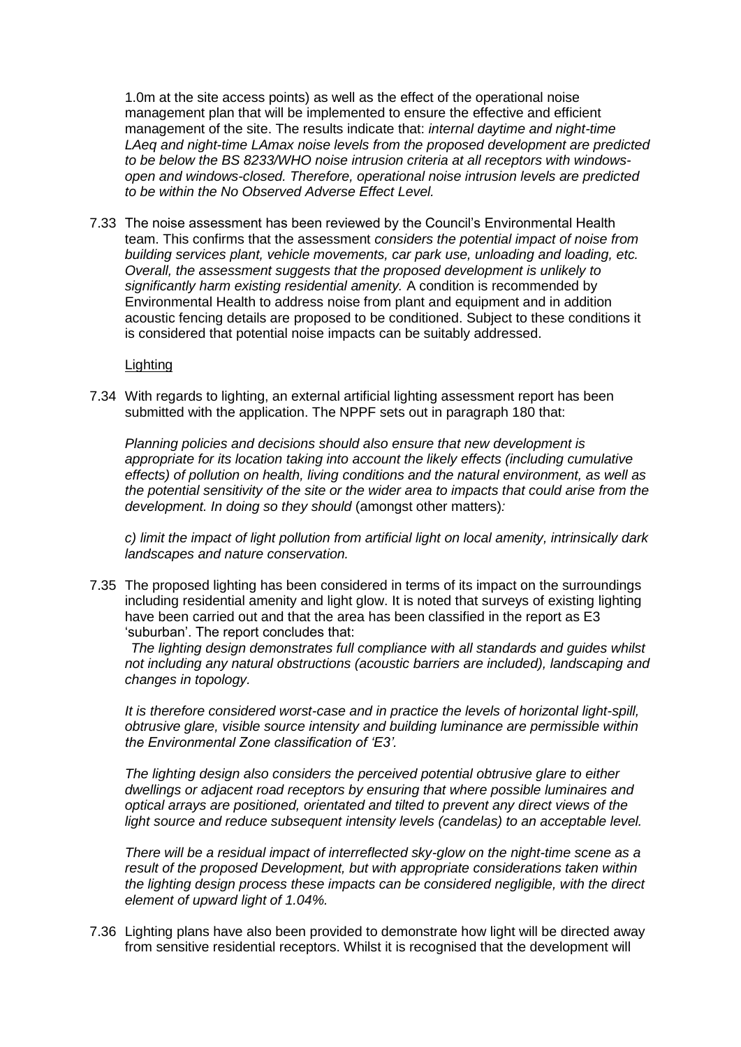1.0m at the site access points) as well as the effect of the operational noise management plan that will be implemented to ensure the effective and efficient management of the site. The results indicate that: *internal daytime and night-time LAeq and night-time LAmax noise levels from the proposed development are predicted to be below the BS 8233/WHO noise intrusion criteria at all receptors with windows-open and windows-closed. Therefore, operational noise intrusion levels are predicted to be within the No Observed Adverse Effect Level.*

7.33 The noise assessment has been reviewed by the Council's Environmental Health team. This confirms that the assessment *considers the potential impact of noise from building services plant, vehicle movements, car park use, unloading and loading, etc. Overall, the assessment suggests that the proposed development is unlikely to significantly harm existing residential amenity.* A condition is recommended by Environmental Health to address noise from plant and equipment and in addition acoustic fencing details are proposed to be conditioned. Subject to these conditions it is considered that potential noise impacts can be suitably addressed.

Lighting

7.34 With regards to lighting, an external artificial lighting assessment report has been submitted with the application. The NPPF sets out in paragraph 180 that:

*Planning policies and decisions should also ensure that new development is appropriate for its location taking into account the likely effects (including cumulative effects) of pollution on health, living conditions and the natural environment, as well as the potential sensitivity of the site or the wider area to impacts that could arise from the development. In doing so they should* (amongst other matters)*:*

*c) limit the impact of light pollution from artificial light on local amenity, intrinsically dark landscapes and nature conservation.*

7.35 The proposed lighting has been considered in terms of its impact on the surroundings including residential amenity and light glow. It is noted that surveys of existing lighting have been carried out and that the area has been classified in the report as E3 'suburban'. The report concludes that:

*The lighting design demonstrates full compliance with all standards and guides whilst not including any natural obstructions (acoustic barriers are included), landscaping and changes in topology.*

*It is therefore considered worst-case and in practice the levels of horizontal light-spill, obtrusive glare, visible source intensity and building luminance are permissible within the Environmental Zone classification of 'E3'.*

*The lighting design also considers the perceived potential obtrusive glare to either dwellings or adjacent road receptors by ensuring that where possible luminaires and optical arrays are positioned, orientated and tilted to prevent any direct views of the light source and reduce subsequent intensity levels (candelas) to an acceptable level.*

*There will be a residual impact of interreflected sky-glow on the night-time scene as a result of the proposed Development, but with appropriate considerations taken within the lighting design process these impacts can be considered negligible, with the direct element of upward light of 1.04%.*

7.36 Lighting plans have also been provided to demonstrate how light will be directed away from sensitive residential receptors. Whilst it is recognised that the development will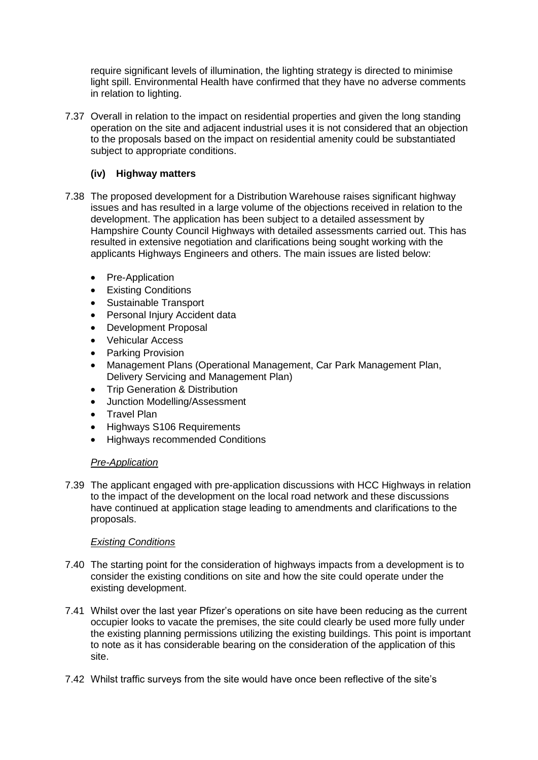require significant levels of illumination, the lighting strategy is directed to minimise light spill. Environmental Health have confirmed that they have no adverse comments in relation to lighting.

7.37 Overall in relation to the impact on residential properties and given the long standing operation on the site and adjacent industrial uses it is not considered that an objection to the proposals based on the impact on residential amenity could be substantiated subject to appropriate conditions.

### (iv) Highway matters

7.38 The proposed development for a Distribution Warehouse raises significant highway issues and has resulted in a large volume of the objections received in relation to the development. The application has been subject to a detailed assessment by Hampshire County Council Highways with detailed assessments carried out. This has resulted in extensive negotiation and clarifications being sought working with the applicants Highways Engineers and others. The main issues are listed below:

- Pre-Application
- Existing Conditions
- Sustainable Transport
- Personal Injury Accident data
- Development Proposal
- Vehicular Access
- Parking Provision
- Management Plans (Operational Management, Car Park Management Plan, Delivery Servicing and Management Plan)
- Trip Generation & Distribution
- Junction Modelling/Assessment
- Travel Plan
- Highways S106 Requirements
- Highways recommended Conditions

*Pre-Application*

7.39 The applicant engaged with pre-application discussions with HCC Highways in relation to the impact of the development on the local road network and these discussions have continued at application stage leading to amendments and clarifications to the proposals.

*Existing Conditions*

7.40 The starting point for the consideration of highways impacts from a development is to consider the existing conditions on site and how the site could operate under the existing development.

7.41 Whilst over the last year Pfizer's operations on site have been reducing as the current occupier looks to vacate the premises, the site could clearly be used more fully under the existing planning permissions utilizing the existing buildings. This point is important to note as it has considerable bearing on the consideration of the application of this site.

7.42 Whilst traffic surveys from the site would have once been reflective of the site's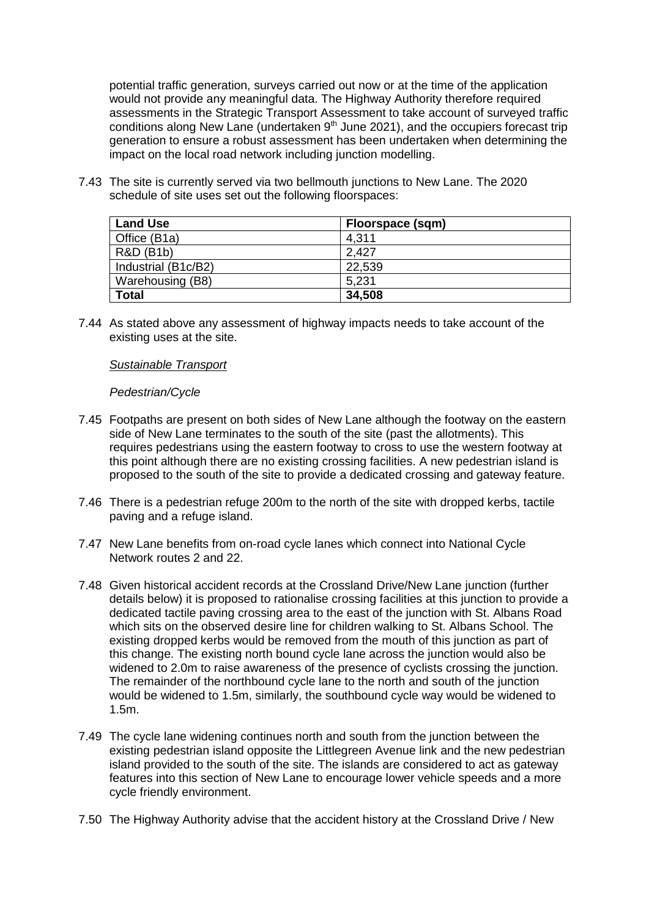potential traffic generation, surveys carried out now or at the time of the application would not provide any meaningful data. The Highway Authority therefore required assessments in the Strategic Transport Assessment to take account of surveyed traffic conditions along New Lane (undertaken 9th June 2021), and the occupiers forecast trip generation to ensure a robust assessment has been undertaken when determining the impact on the local road network including junction modelling.

7.43 The site is currently served via two bellmouth junctions to New Lane. The 2020 schedule of site uses set out the following floorspaces:

| Land Use | Floorspace (sqm) |
|---|---|
| Office (B1a) | 4,311 |
| R&D (B1b) | 2,427 |
| Industrial (B1c/B2) | 22,539 |
| Warehousing (B8) | 5,231 |
| **Total** | **34,508** |

7.44 As stated above any assessment of highway impacts needs to take account of the existing uses at the site.

*Sustainable Transport*

*Pedestrian/Cycle*

7.45 Footpaths are present on both sides of New Lane although the footway on the eastern side of New Lane terminates to the south of the site (past the allotments). This requires pedestrians using the eastern footway to cross to use the western footway at this point although there are no existing crossing facilities. A new pedestrian island is proposed to the south of the site to provide a dedicated crossing and gateway feature.

7.46 There is a pedestrian refuge 200m to the north of the site with dropped kerbs, tactile paving and a refuge island.

7.47 New Lane benefits from on-road cycle lanes which connect into National Cycle Network routes 2 and 22.

7.48 Given historical accident records at the Crossland Drive/New Lane junction (further details below) it is proposed to rationalise crossing facilities at this junction to provide a dedicated tactile paving crossing area to the east of the junction with St. Albans Road which sits on the observed desire line for children walking to St. Albans School. The existing dropped kerbs would be removed from the mouth of this junction as part of this change. The existing north bound cycle lane across the junction would also be widened to 2.0m to raise awareness of the presence of cyclists crossing the junction. The remainder of the northbound cycle lane to the north and south of the junction would be widened to 1.5m, similarly, the southbound cycle way would be widened to 1.5m.

7.49 The cycle lane widening continues north and south from the junction between the existing pedestrian island opposite the Littlegreen Avenue link and the new pedestrian island provided to the south of the site. The islands are considered to act as gateway features into this section of New Lane to encourage lower vehicle speeds and a more cycle friendly environment.

7.50 The Highway Authority advise that the accident history at the Crossland Drive / New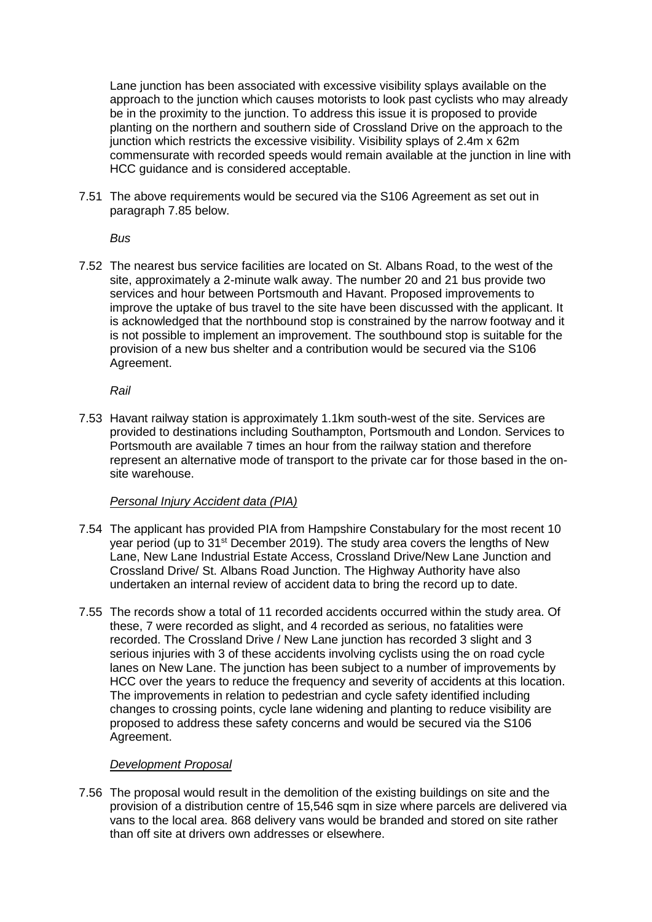Lane junction has been associated with excessive visibility splays available on the approach to the junction which causes motorists to look past cyclists who may already be in the proximity to the junction. To address this issue it is proposed to provide planting on the northern and southern side of Crossland Drive on the approach to the junction which restricts the excessive visibility. Visibility splays of 2.4m x 62m commensurate with recorded speeds would remain available at the junction in line with HCC guidance and is considered acceptable.

7.51 The above requirements would be secured via the S106 Agreement as set out in paragraph 7.85 below.

*Bus*

7.52 The nearest bus service facilities are located on St. Albans Road, to the west of the site, approximately a 2-minute walk away. The number 20 and 21 bus provide two services and hour between Portsmouth and Havant. Proposed improvements to improve the uptake of bus travel to the site have been discussed with the applicant. It is acknowledged that the northbound stop is constrained by the narrow footway and it is not possible to implement an improvement. The southbound stop is suitable for the provision of a new bus shelter and a contribution would be secured via the S106 Agreement.

*Rail*

7.53 Havant railway station is approximately 1.1km south-west of the site. Services are provided to destinations including Southampton, Portsmouth and London. Services to Portsmouth are available 7 times an hour from the railway station and therefore represent an alternative mode of transport to the private car for those based in the on-site warehouse.

*Personal Injury Accident data (PIA)*

7.54 The applicant has provided PIA from Hampshire Constabulary for the most recent 10 year period (up to 31st December 2019). The study area covers the lengths of New Lane, New Lane Industrial Estate Access, Crossland Drive/New Lane Junction and Crossland Drive/ St. Albans Road Junction. The Highway Authority have also undertaken an internal review of accident data to bring the record up to date.

7.55 The records show a total of 11 recorded accidents occurred within the study area. Of these, 7 were recorded as slight, and 4 recorded as serious, no fatalities were recorded. The Crossland Drive / New Lane junction has recorded 3 slight and 3 serious injuries with 3 of these accidents involving cyclists using the on road cycle lanes on New Lane. The junction has been subject to a number of improvements by HCC over the years to reduce the frequency and severity of accidents at this location. The improvements in relation to pedestrian and cycle safety identified including changes to crossing points, cycle lane widening and planting to reduce visibility are proposed to address these safety concerns and would be secured via the S106 Agreement.

*Development Proposal*

7.56 The proposal would result in the demolition of the existing buildings on site and the provision of a distribution centre of 15,546 sqm in size where parcels are delivered via vans to the local area. 868 delivery vans would be branded and stored on site rather than off site at drivers own addresses or elsewhere.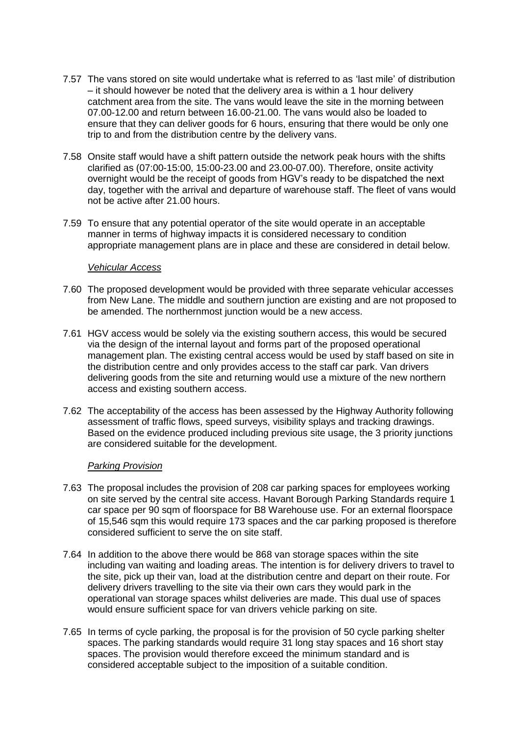7.57 The vans stored on site would undertake what is referred to as 'last mile' of distribution – it should however be noted that the delivery area is within a 1 hour delivery catchment area from the site. The vans would leave the site in the morning between 07.00-12.00 and return between 16.00-21.00. The vans would also be loaded to ensure that they can deliver goods for 6 hours, ensuring that there would be only one trip to and from the distribution centre by the delivery vans.

7.58 Onsite staff would have a shift pattern outside the network peak hours with the shifts clarified as (07:00-15:00, 15:00-23.00 and 23.00-07.00). Therefore, onsite activity overnight would be the receipt of goods from HGV's ready to be dispatched the next day, together with the arrival and departure of warehouse staff. The fleet of vans would not be active after 21.00 hours.

7.59 To ensure that any potential operator of the site would operate in an acceptable manner in terms of highway impacts it is considered necessary to condition appropriate management plans are in place and these are considered in detail below.

*Vehicular Access*

7.60 The proposed development would be provided with three separate vehicular accesses from New Lane. The middle and southern junction are existing and are not proposed to be amended. The northernmost junction would be a new access.

7.61 HGV access would be solely via the existing southern access, this would be secured via the design of the internal layout and forms part of the proposed operational management plan. The existing central access would be used by staff based on site in the distribution centre and only provides access to the staff car park. Van drivers delivering goods from the site and returning would use a mixture of the new northern access and existing southern access.

7.62 The acceptability of the access has been assessed by the Highway Authority following assessment of traffic flows, speed surveys, visibility splays and tracking drawings. Based on the evidence produced including previous site usage, the 3 priority junctions are considered suitable for the development.

*Parking Provision*

7.63 The proposal includes the provision of 208 car parking spaces for employees working on site served by the central site access. Havant Borough Parking Standards require 1 car space per 90 sqm of floorspace for B8 Warehouse use. For an external floorspace of 15,546 sqm this would require 173 spaces and the car parking proposed is therefore considered sufficient to serve the on site staff.

7.64 In addition to the above there would be 868 van storage spaces within the site including van waiting and loading areas. The intention is for delivery drivers to travel to the site, pick up their van, load at the distribution centre and depart on their route. For delivery drivers travelling to the site via their own cars they would park in the operational van storage spaces whilst deliveries are made. This dual use of spaces would ensure sufficient space for van drivers vehicle parking on site.

7.65 In terms of cycle parking, the proposal is for the provision of 50 cycle parking shelter spaces. The parking standards would require 31 long stay spaces and 16 short stay spaces. The provision would therefore exceed the minimum standard and is considered acceptable subject to the imposition of a suitable condition.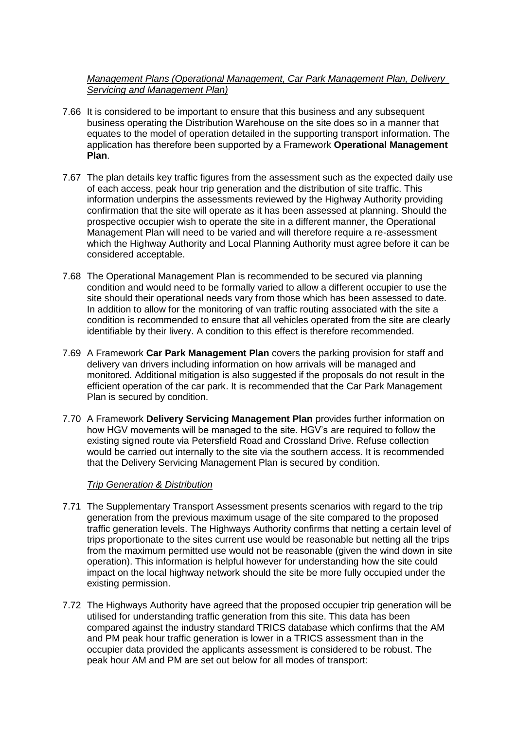*Management Plans (Operational Management, Car Park Management Plan, Delivery Servicing and Management Plan)*

7.66 It is considered to be important to ensure that this business and any subsequent business operating the Distribution Warehouse on the site does so in a manner that equates to the model of operation detailed in the supporting transport information. The application has therefore been supported by a Framework **Operational Management Plan**.

7.67 The plan details key traffic figures from the assessment such as the expected daily use of each access, peak hour trip generation and the distribution of site traffic. This information underpins the assessments reviewed by the Highway Authority providing confirmation that the site will operate as it has been assessed at planning. Should the prospective occupier wish to operate the site in a different manner, the Operational Management Plan will need to be varied and will therefore require a re-assessment which the Highway Authority and Local Planning Authority must agree before it can be considered acceptable.

7.68 The Operational Management Plan is recommended to be secured via planning condition and would need to be formally varied to allow a different occupier to use the site should their operational needs vary from those which has been assessed to date. In addition to allow for the monitoring of van traffic routing associated with the site a condition is recommended to ensure that all vehicles operated from the site are clearly identifiable by their livery. A condition to this effect is therefore recommended.

7.69 A Framework **Car Park Management Plan** covers the parking provision for staff and delivery van drivers including information on how arrivals will be managed and monitored. Additional mitigation is also suggested if the proposals do not result in the efficient operation of the car park. It is recommended that the Car Park Management Plan is secured by condition.

7.70 A Framework **Delivery Servicing Management Plan** provides further information on how HGV movements will be managed to the site. HGV's are required to follow the existing signed route via Petersfield Road and Crossland Drive. Refuse collection would be carried out internally to the site via the southern access. It is recommended that the Delivery Servicing Management Plan is secured by condition.

*Trip Generation & Distribution*

7.71 The Supplementary Transport Assessment presents scenarios with regard to the trip generation from the previous maximum usage of the site compared to the proposed traffic generation levels. The Highways Authority confirms that netting a certain level of trips proportionate to the sites current use would be reasonable but netting all the trips from the maximum permitted use would not be reasonable (given the wind down in site operation). This information is helpful however for understanding how the site could impact on the local highway network should the site be more fully occupied under the existing permission.

7.72 The Highways Authority have agreed that the proposed occupier trip generation will be utilised for understanding traffic generation from this site. This data has been compared against the industry standard TRICS database which confirms that the AM and PM peak hour traffic generation is lower in a TRICS assessment than in the occupier data provided the applicants assessment is considered to be robust. The peak hour AM and PM are set out below for all modes of transport: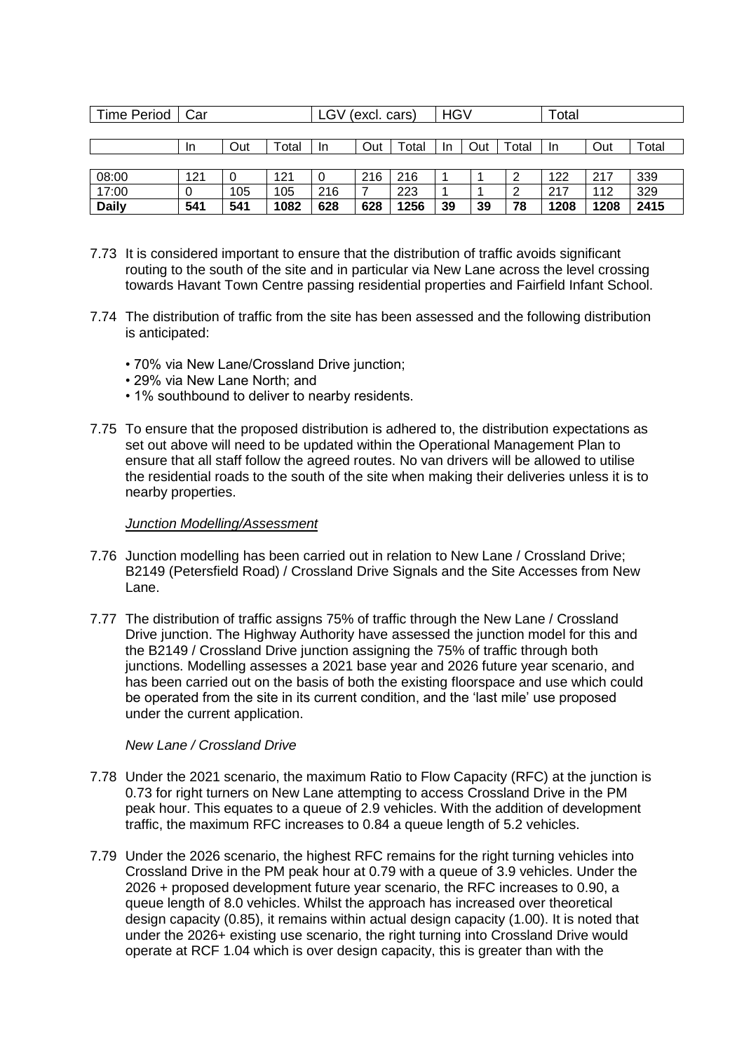| Time Period | Car | | | LGV (excl. cars) | | | HGV | | | Total | | |
|---|---|---|---|---|---|---|---|---|---|---|---|---|
| | In | Out | Total | In | Out | Total | In | Out | Total | In | Out | Total |
| 08:00 | 121 | 0 | 121 | 0 | 216 | 216 | 1 | 1 | 2 | 122 | 217 | 339 |
| 17:00 | 0 | 105 | 105 | 216 | 7 | 223 | 1 | 1 | 2 | 217 | 112 | 329 |
| **Daily** | **541** | **541** | **1082** | **628** | **628** | **1256** | **39** | **39** | **78** | **1208** | **1208** | **2415** |

7.73 It is considered important to ensure that the distribution of traffic avoids significant routing to the south of the site and in particular via New Lane across the level crossing towards Havant Town Centre passing residential properties and Fairfield Infant School.

7.74 The distribution of traffic from the site has been assessed and the following distribution is anticipated:

- 70% via New Lane/Crossland Drive junction;
- 29% via New Lane North; and
- 1% southbound to deliver to nearby residents.

7.75 To ensure that the proposed distribution is adhered to, the distribution expectations as set out above will need to be updated within the Operational Management Plan to ensure that all staff follow the agreed routes. No van drivers will be allowed to utilise the residential roads to the south of the site when making their deliveries unless it is to nearby properties.

*Junction Modelling/Assessment*

7.76 Junction modelling has been carried out in relation to New Lane / Crossland Drive; B2149 (Petersfield Road) / Crossland Drive Signals and the Site Accesses from New Lane.

7.77 The distribution of traffic assigns 75% of traffic through the New Lane / Crossland Drive junction. The Highway Authority have assessed the junction model for this and the B2149 / Crossland Drive junction assigning the 75% of traffic through both junctions. Modelling assesses a 2021 base year and 2026 future year scenario, and has been carried out on the basis of both the existing floorspace and use which could be operated from the site in its current condition, and the 'last mile' use proposed under the current application.

*New Lane / Crossland Drive*

7.78 Under the 2021 scenario, the maximum Ratio to Flow Capacity (RFC) at the junction is 0.73 for right turners on New Lane attempting to access Crossland Drive in the PM peak hour. This equates to a queue of 2.9 vehicles. With the addition of development traffic, the maximum RFC increases to 0.84 a queue length of 5.2 vehicles.

7.79 Under the 2026 scenario, the highest RFC remains for the right turning vehicles into Crossland Drive in the PM peak hour at 0.79 with a queue of 3.9 vehicles. Under the 2026 + proposed development future year scenario, the RFC increases to 0.90, a queue length of 8.0 vehicles. Whilst the approach has increased over theoretical design capacity (0.85), it remains within actual design capacity (1.00). It is noted that under the 2026+ existing use scenario, the right turning into Crossland Drive would operate at RCF 1.04 which is over design capacity, this is greater than with the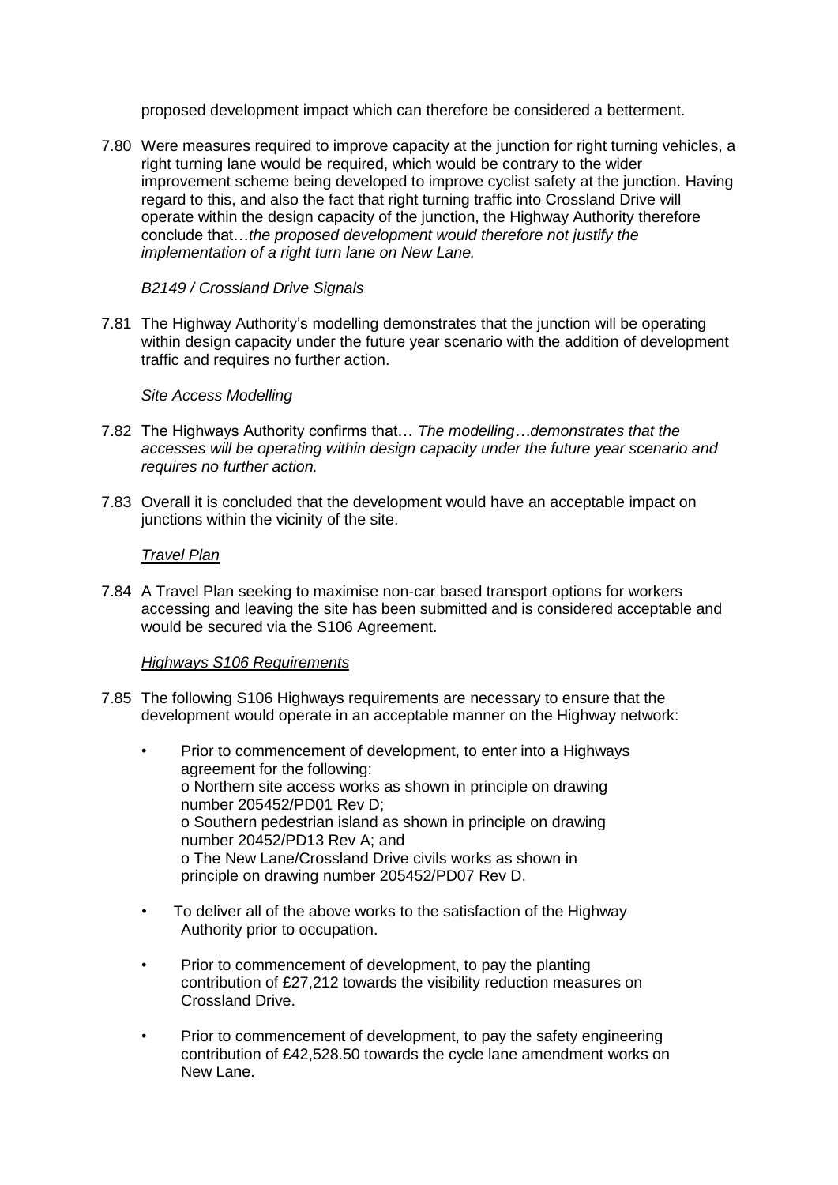proposed development impact which can therefore be considered a betterment.

7.80 Were measures required to improve capacity at the junction for right turning vehicles, a right turning lane would be required, which would be contrary to the wider improvement scheme being developed to improve cyclist safety at the junction. Having regard to this, and also the fact that right turning traffic into Crossland Drive will operate within the design capacity of the junction, the Highway Authority therefore conclude that…*the proposed development would therefore not justify the implementation of a right turn lane on New Lane.*

*B2149 / Crossland Drive Signals*

7.81 The Highway Authority's modelling demonstrates that the junction will be operating within design capacity under the future year scenario with the addition of development traffic and requires no further action.

*Site Access Modelling*

7.82 The Highways Authority confirms that… *The modelling…demonstrates that the accesses will be operating within design capacity under the future year scenario and requires no further action.*

7.83 Overall it is concluded that the development would have an acceptable impact on junctions within the vicinity of the site.

*Travel Plan*

7.84 A Travel Plan seeking to maximise non-car based transport options for workers accessing and leaving the site has been submitted and is considered acceptable and would be secured via the S106 Agreement.

*Highways S106 Requirements*

7.85 The following S106 Highways requirements are necessary to ensure that the development would operate in an acceptable manner on the Highway network:

- Prior to commencement of development, to enter into a Highways agreement for the following:
  - Northern site access works as shown in principle on drawing number 205452/PD01 Rev D;
  - Southern pedestrian island as shown in principle on drawing number 20452/PD13 Rev A; and
  - The New Lane/Crossland Drive civils works as shown in principle on drawing number 205452/PD07 Rev D.
- To deliver all of the above works to the satisfaction of the Highway Authority prior to occupation.
- Prior to commencement of development, to pay the planting contribution of £27,212 towards the visibility reduction measures on Crossland Drive.
- Prior to commencement of development, to pay the safety engineering contribution of £42,528.50 towards the cycle lane amendment works on New Lane.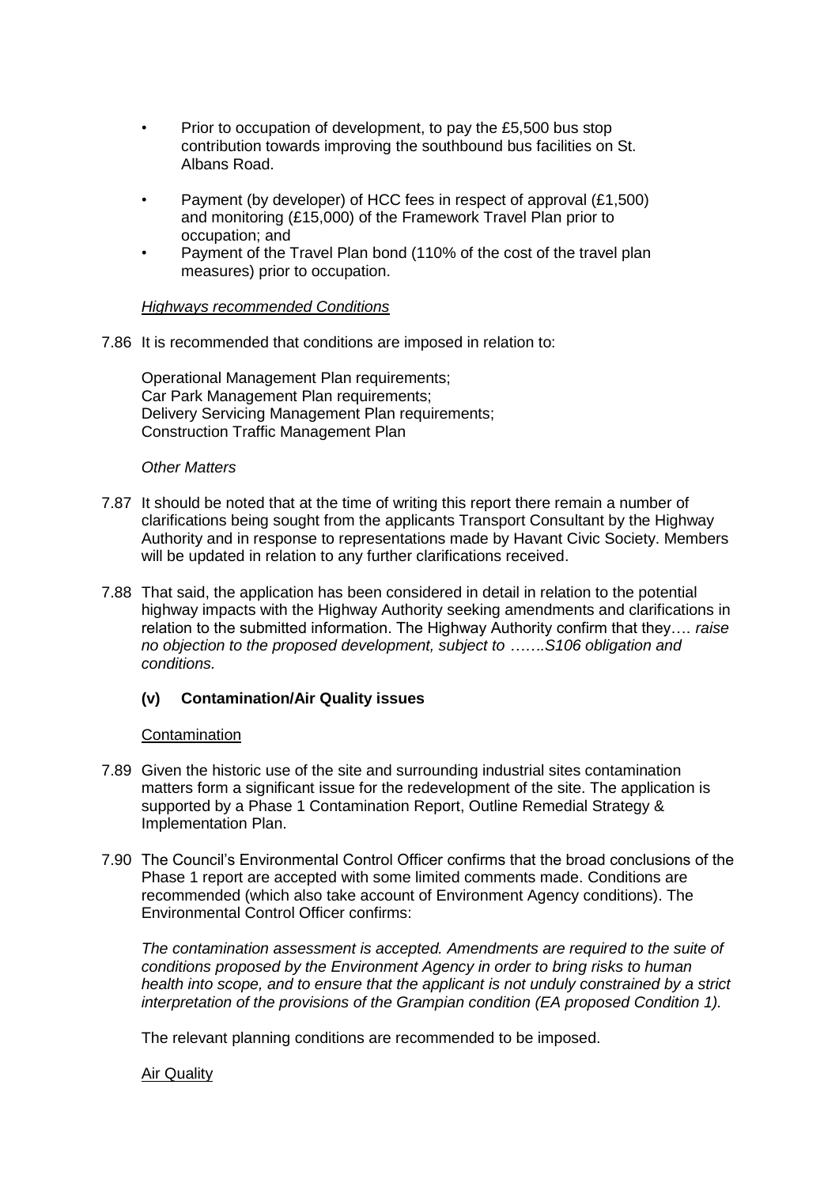- Prior to occupation of development, to pay the £5,500 bus stop contribution towards improving the southbound bus facilities on St. Albans Road.
- Payment (by developer) of HCC fees in respect of approval (£1,500) and monitoring (£15,000) of the Framework Travel Plan prior to occupation; and
- Payment of the Travel Plan bond (110% of the cost of the travel plan measures) prior to occupation.

*Highways recommended Conditions*

7.86 It is recommended that conditions are imposed in relation to:

Operational Management Plan requirements;
Car Park Management Plan requirements;
Delivery Servicing Management Plan requirements;
Construction Traffic Management Plan

*Other Matters*

7.87 It should be noted that at the time of writing this report there remain a number of clarifications being sought from the applicants Transport Consultant by the Highway Authority and in response to representations made by Havant Civic Society. Members will be updated in relation to any further clarifications received.

7.88 That said, the application has been considered in detail in relation to the potential highway impacts with the Highway Authority seeking amendments and clarifications in relation to the submitted information. The Highway Authority confirm that they…. *raise no objection to the proposed development, subject to …….S106 obligation and conditions.*

### (v) Contamination/Air Quality issues

Contamination

7.89 Given the historic use of the site and surrounding industrial sites contamination matters form a significant issue for the redevelopment of the site. The application is supported by a Phase 1 Contamination Report, Outline Remedial Strategy & Implementation Plan.

7.90 The Council's Environmental Control Officer confirms that the broad conclusions of the Phase 1 report are accepted with some limited comments made. Conditions are recommended (which also take account of Environment Agency conditions). The Environmental Control Officer confirms:

*The contamination assessment is accepted. Amendments are required to the suite of conditions proposed by the Environment Agency in order to bring risks to human health into scope, and to ensure that the applicant is not unduly constrained by a strict interpretation of the provisions of the Grampian condition (EA proposed Condition 1).*

The relevant planning conditions are recommended to be imposed.

Air Quality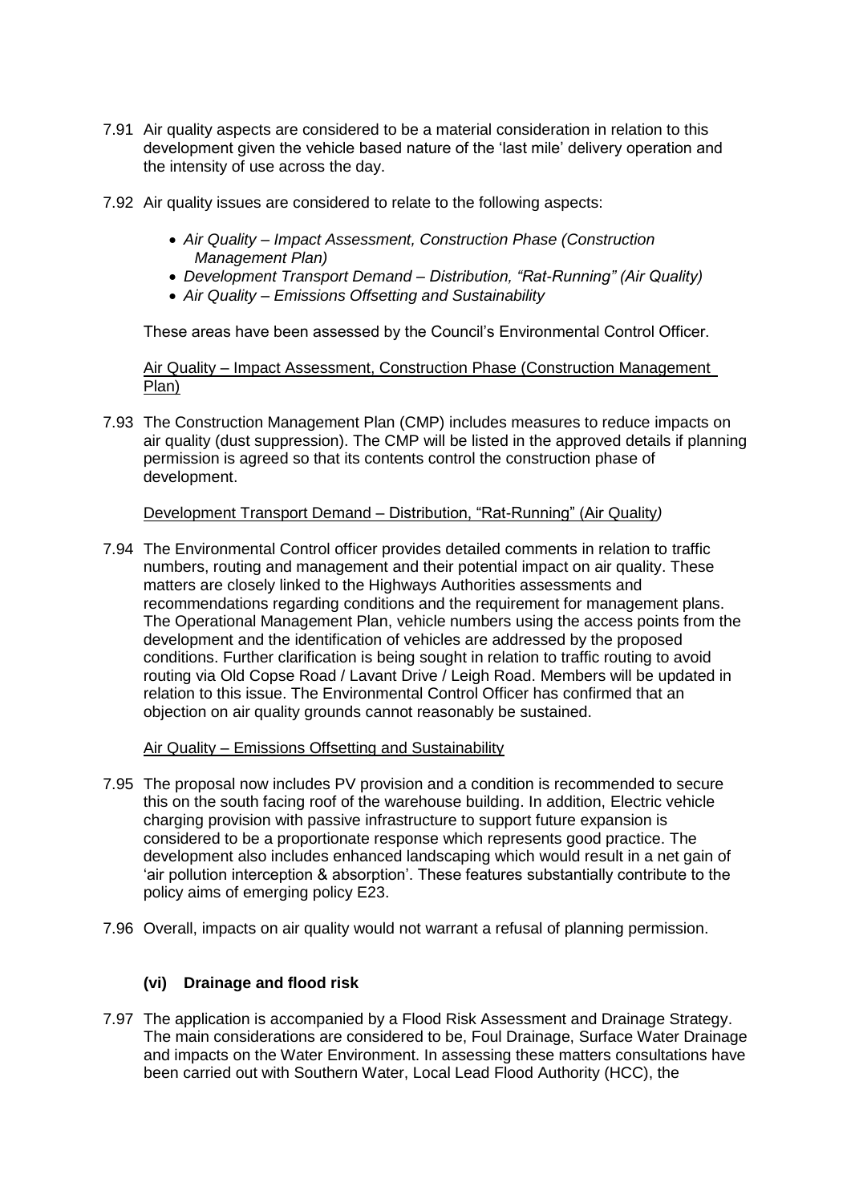7.91 Air quality aspects are considered to be a material consideration in relation to this development given the vehicle based nature of the 'last mile' delivery operation and the intensity of use across the day.

7.92 Air quality issues are considered to relate to the following aspects:

- *Air Quality – Impact Assessment, Construction Phase (Construction Management Plan)*
- *Development Transport Demand – Distribution, "Rat-Running" (Air Quality)*
- *Air Quality – Emissions Offsetting and Sustainability*

These areas have been assessed by the Council's Environmental Control Officer.

<u>Air Quality – Impact Assessment, Construction Phase (Construction Management Plan)</u>

7.93 The Construction Management Plan (CMP) includes measures to reduce impacts on air quality (dust suppression). The CMP will be listed in the approved details if planning permission is agreed so that its contents control the construction phase of development.

<u>Development Transport Demand – Distribution, "Rat-Running" (Air Quality)</u>

7.94 The Environmental Control officer provides detailed comments in relation to traffic numbers, routing and management and their potential impact on air quality. These matters are closely linked to the Highways Authorities assessments and recommendations regarding conditions and the requirement for management plans. The Operational Management Plan, vehicle numbers using the access points from the development and the identification of vehicles are addressed by the proposed conditions. Further clarification is being sought in relation to traffic routing to avoid routing via Old Copse Road / Lavant Drive / Leigh Road. Members will be updated in relation to this issue. The Environmental Control Officer has confirmed that an objection on air quality grounds cannot reasonably be sustained.

<u>Air Quality – Emissions Offsetting and Sustainability</u>

7.95 The proposal now includes PV provision and a condition is recommended to secure this on the south facing roof of the warehouse building. In addition, Electric vehicle charging provision with passive infrastructure to support future expansion is considered to be a proportionate response which represents good practice. The development also includes enhanced landscaping which would result in a net gain of 'air pollution interception & absorption'. These features substantially contribute to the policy aims of emerging policy E23.

7.96 Overall, impacts on air quality would not warrant a refusal of planning permission.

### (vi) Drainage and flood risk

7.97 The application is accompanied by a Flood Risk Assessment and Drainage Strategy. The main considerations are considered to be, Foul Drainage, Surface Water Drainage and impacts on the Water Environment. In assessing these matters consultations have been carried out with Southern Water, Local Lead Flood Authority (HCC), the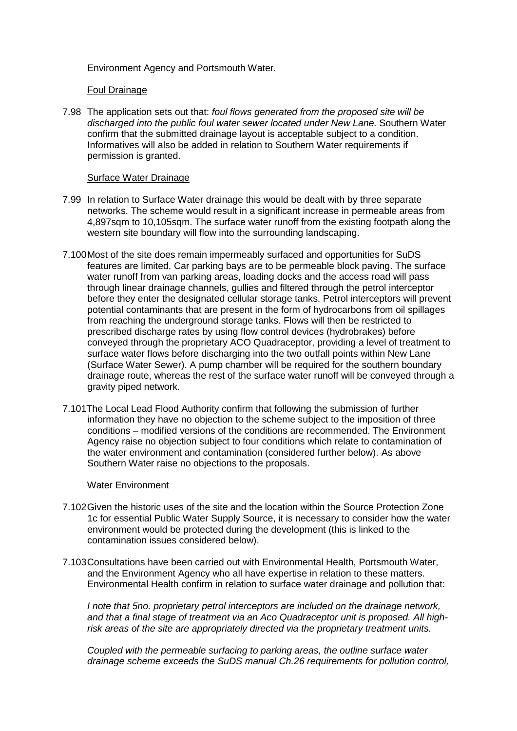Environment Agency and Portsmouth Water.

Foul Drainage

7.98 The application sets out that: *foul flows generated from the proposed site will be discharged into the public foul water sewer located under New Lane.* Southern Water confirm that the submitted drainage layout is acceptable subject to a condition. Informatives will also be added in relation to Southern Water requirements if permission is granted.

Surface Water Drainage

7.99 In relation to Surface Water drainage this would be dealt with by three separate networks. The scheme would result in a significant increase in permeable areas from 4,897sqm to 10,105sqm. The surface water runoff from the existing footpath along the western site boundary will flow into the surrounding landscaping.

7.100 Most of the site does remain impermeably surfaced and opportunities for SuDS features are limited. Car parking bays are to be permeable block paving. The surface water runoff from van parking areas, loading docks and the access road will pass through linear drainage channels, gullies and filtered through the petrol interceptor before they enter the designated cellular storage tanks. Petrol interceptors will prevent potential contaminants that are present in the form of hydrocarbons from oil spillages from reaching the underground storage tanks. Flows will then be restricted to prescribed discharge rates by using flow control devices (hydrobrakes) before conveyed through the proprietary ACO Quadraceptor, providing a level of treatment to surface water flows before discharging into the two outfall points within New Lane (Surface Water Sewer). A pump chamber will be required for the southern boundary drainage route, whereas the rest of the surface water runoff will be conveyed through a gravity piped network.

7.101 The Local Lead Flood Authority confirm that following the submission of further information they have no objection to the scheme subject to the imposition of three conditions – modified versions of the conditions are recommended. The Environment Agency raise no objection subject to four conditions which relate to contamination of the water environment and contamination (considered further below). As above Southern Water raise no objections to the proposals.

Water Environment

7.102 Given the historic uses of the site and the location within the Source Protection Zone 1c for essential Public Water Supply Source, it is necessary to consider how the water environment would be protected during the development (this is linked to the contamination issues considered below).

7.103 Consultations have been carried out with Environmental Health, Portsmouth Water, and the Environment Agency who all have expertise in relation to these matters. Environmental Health confirm in relation to surface water drainage and pollution that:

*I note that 5no. proprietary petrol interceptors are included on the drainage network, and that a final stage of treatment via an Aco Quadraceptor unit is proposed. All high-risk areas of the site are appropriately directed via the proprietary treatment units.*

*Coupled with the permeable surfacing to parking areas, the outline surface water drainage scheme exceeds the SuDS manual Ch.26 requirements for pollution control,*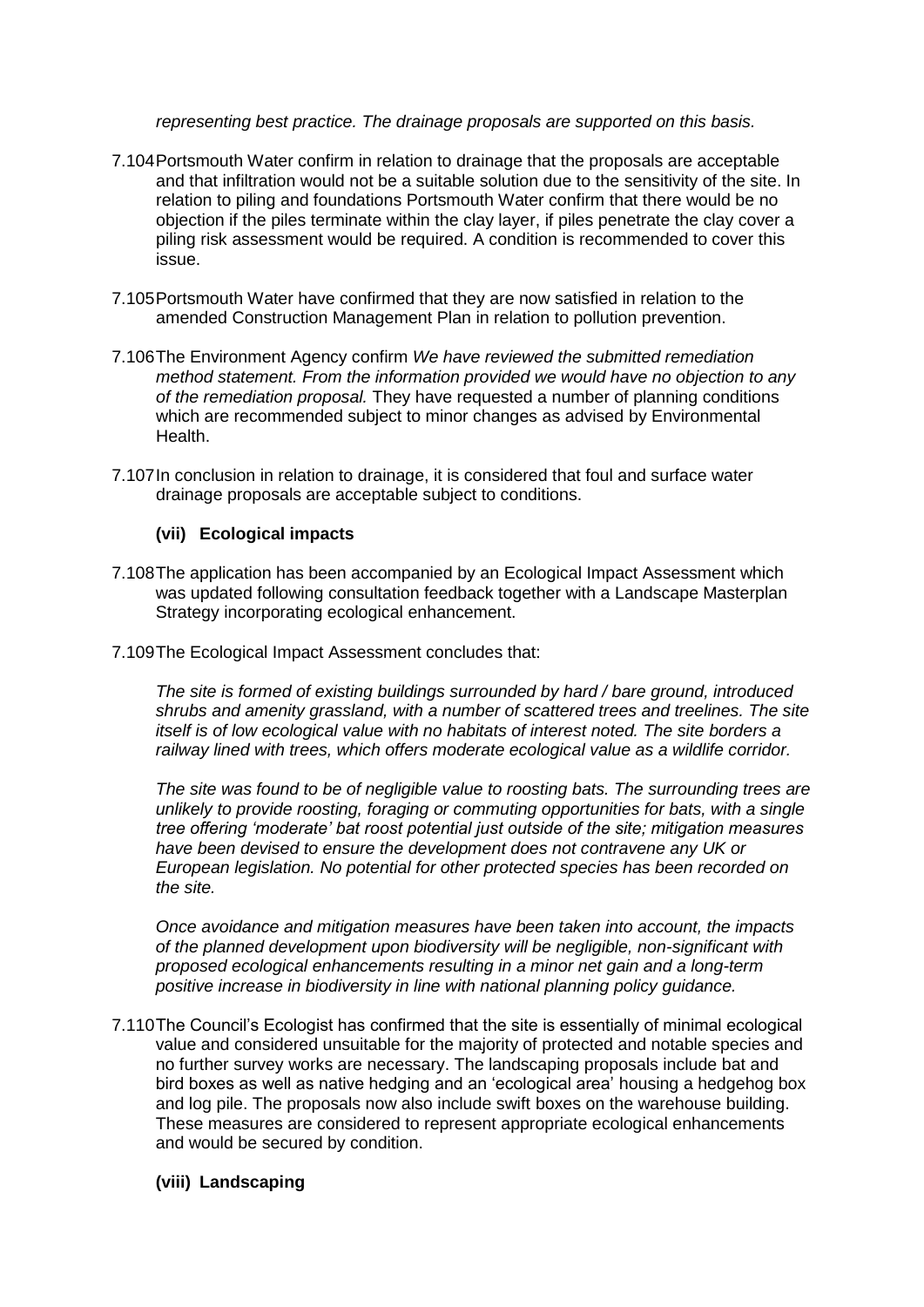*representing best practice. The drainage proposals are supported on this basis.*

7.104 Portsmouth Water confirm in relation to drainage that the proposals are acceptable and that infiltration would not be a suitable solution due to the sensitivity of the site. In relation to piling and foundations Portsmouth Water confirm that there would be no objection if the piles terminate within the clay layer, if piles penetrate the clay cover a piling risk assessment would be required. A condition is recommended to cover this issue.

7.105 Portsmouth Water have confirmed that they are now satisfied in relation to the amended Construction Management Plan in relation to pollution prevention.

7.106 The Environment Agency confirm *We have reviewed the submitted remediation method statement. From the information provided we would have no objection to any of the remediation proposal.* They have requested a number of planning conditions which are recommended subject to minor changes as advised by Environmental Health.

7.107 In conclusion in relation to drainage, it is considered that foul and surface water drainage proposals are acceptable subject to conditions.

### (vii) Ecological impacts

7.108 The application has been accompanied by an Ecological Impact Assessment which was updated following consultation feedback together with a Landscape Masterplan Strategy incorporating ecological enhancement.

7.109 The Ecological Impact Assessment concludes that:

*The site is formed of existing buildings surrounded by hard / bare ground, introduced shrubs and amenity grassland, with a number of scattered trees and treelines. The site itself is of low ecological value with no habitats of interest noted. The site borders a railway lined with trees, which offers moderate ecological value as a wildlife corridor.*

*The site was found to be of negligible value to roosting bats. The surrounding trees are unlikely to provide roosting, foraging or commuting opportunities for bats, with a single tree offering 'moderate' bat roost potential just outside of the site; mitigation measures have been devised to ensure the development does not contravene any UK or European legislation. No potential for other protected species has been recorded on the site.*

*Once avoidance and mitigation measures have been taken into account, the impacts of the planned development upon biodiversity will be negligible, non-significant with proposed ecological enhancements resulting in a minor net gain and a long-term positive increase in biodiversity in line with national planning policy guidance.*

7.110 The Council's Ecologist has confirmed that the site is essentially of minimal ecological value and considered unsuitable for the majority of protected and notable species and no further survey works are necessary. The landscaping proposals include bat and bird boxes as well as native hedging and an 'ecological area' housing a hedgehog box and log pile. The proposals now also include swift boxes on the warehouse building. These measures are considered to represent appropriate ecological enhancements and would be secured by condition.

### (viii) Landscaping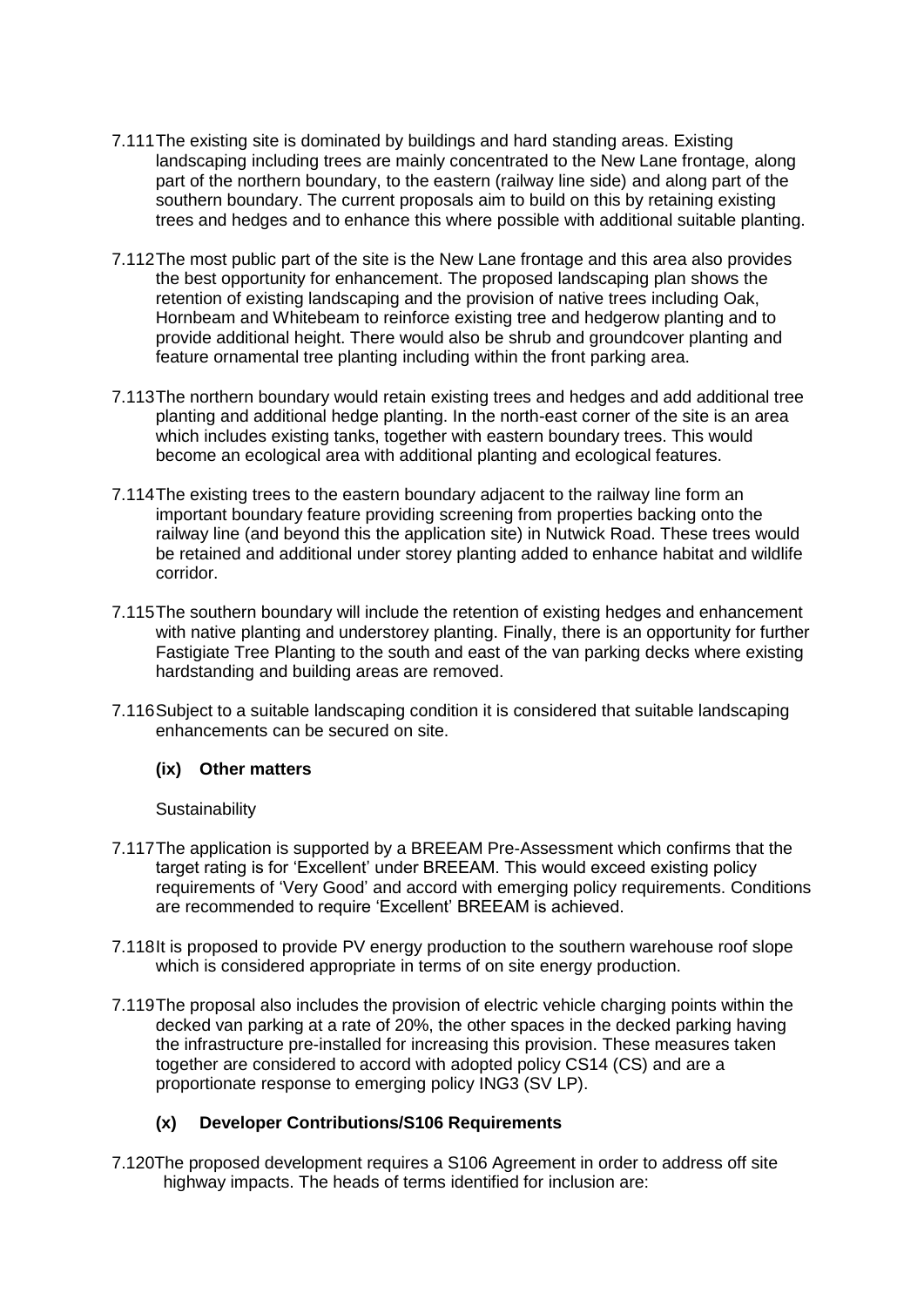7.111 The existing site is dominated by buildings and hard standing areas. Existing landscaping including trees are mainly concentrated to the New Lane frontage, along part of the northern boundary, to the eastern (railway line side) and along part of the southern boundary. The current proposals aim to build on this by retaining existing trees and hedges and to enhance this where possible with additional suitable planting.

7.112 The most public part of the site is the New Lane frontage and this area also provides the best opportunity for enhancement. The proposed landscaping plan shows the retention of existing landscaping and the provision of native trees including Oak, Hornbeam and Whitebeam to reinforce existing tree and hedgerow planting and to provide additional height. There would also be shrub and groundcover planting and feature ornamental tree planting including within the front parking area.

7.113 The northern boundary would retain existing trees and hedges and add additional tree planting and additional hedge planting. In the north-east corner of the site is an area which includes existing tanks, together with eastern boundary trees. This would become an ecological area with additional planting and ecological features.

7.114 The existing trees to the eastern boundary adjacent to the railway line form an important boundary feature providing screening from properties backing onto the railway line (and beyond this the application site) in Nutwick Road. These trees would be retained and additional under storey planting added to enhance habitat and wildlife corridor.

7.115 The southern boundary will include the retention of existing hedges and enhancement with native planting and understorey planting. Finally, there is an opportunity for further Fastigiate Tree Planting to the south and east of the van parking decks where existing hardstanding and building areas are removed.

7.116 Subject to a suitable landscaping condition it is considered that suitable landscaping enhancements can be secured on site.

### (ix) Other matters

Sustainability

7.117 The application is supported by a BREEAM Pre-Assessment which confirms that the target rating is for 'Excellent' under BREEAM. This would exceed existing policy requirements of 'Very Good' and accord with emerging policy requirements. Conditions are recommended to require 'Excellent' BREEAM is achieved.

7.118 It is proposed to provide PV energy production to the southern warehouse roof slope which is considered appropriate in terms of on site energy production.

7.119 The proposal also includes the provision of electric vehicle charging points within the decked van parking at a rate of 20%, the other spaces in the decked parking having the infrastructure pre-installed for increasing this provision. These measures taken together are considered to accord with adopted policy CS14 (CS) and are a proportionate response to emerging policy ING3 (SV LP).

### (x) Developer Contributions/S106 Requirements

7.120 The proposed development requires a S106 Agreement in order to address off site highway impacts. The heads of terms identified for inclusion are: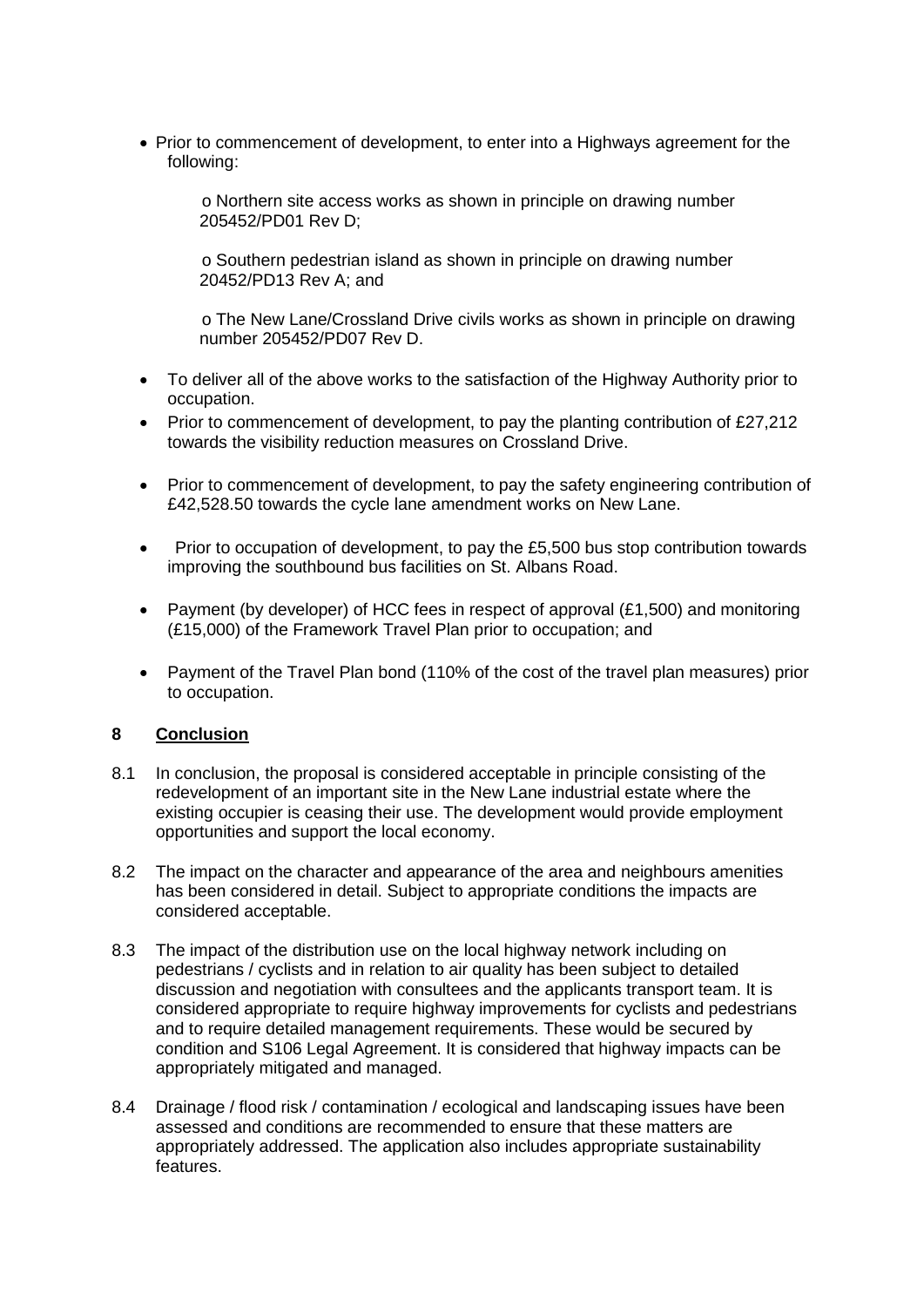- Prior to commencement of development, to enter into a Highways agreement for the following:
  - o Northern site access works as shown in principle on drawing number 205452/PD01 Rev D;
  - o Southern pedestrian island as shown in principle on drawing number 20452/PD13 Rev A; and
  - o The New Lane/Crossland Drive civils works as shown in principle on drawing number 205452/PD07 Rev D.
- To deliver all of the above works to the satisfaction of the Highway Authority prior to occupation.
- Prior to commencement of development, to pay the planting contribution of £27,212 towards the visibility reduction measures on Crossland Drive.
- Prior to commencement of development, to pay the safety engineering contribution of £42,528.50 towards the cycle lane amendment works on New Lane.
- Prior to occupation of development, to pay the £5,500 bus stop contribution towards improving the southbound bus facilities on St. Albans Road.
- Payment (by developer) of HCC fees in respect of approval (£1,500) and monitoring (£15,000) of the Framework Travel Plan prior to occupation; and
- Payment of the Travel Plan bond (110% of the cost of the travel plan measures) prior to occupation.

## 8 Conclusion

8.1 In conclusion, the proposal is considered acceptable in principle consisting of the redevelopment of an important site in the New Lane industrial estate where the existing occupier is ceasing their use. The development would provide employment opportunities and support the local economy.

8.2 The impact on the character and appearance of the area and neighbours amenities has been considered in detail. Subject to appropriate conditions the impacts are considered acceptable.

8.3 The impact of the distribution use on the local highway network including on pedestrians / cyclists and in relation to air quality has been subject to detailed discussion and negotiation with consultees and the applicants transport team. It is considered appropriate to require highway improvements for cyclists and pedestrians and to require detailed management requirements. These would be secured by condition and S106 Legal Agreement. It is considered that highway impacts can be appropriately mitigated and managed.

8.4 Drainage / flood risk / contamination / ecological and landscaping issues have been assessed and conditions are recommended to ensure that these matters are appropriately addressed. The application also includes appropriate sustainability features.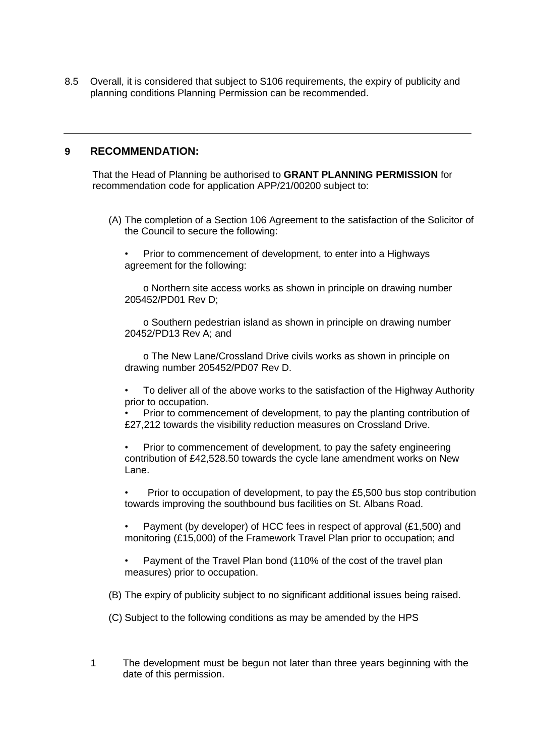8.5 Overall, it is considered that subject to S106 requirements, the expiry of publicity and planning conditions Planning Permission can be recommended.

---

## 9 RECOMMENDATION:

That the Head of Planning be authorised to **GRANT PLANNING PERMISSION** for recommendation code for application APP/21/00200 subject to:

(A) The completion of a Section 106 Agreement to the satisfaction of the Solicitor of the Council to secure the following:

- Prior to commencement of development, to enter into a Highways agreement for the following:

  - Northern site access works as shown in principle on drawing number 205452/PD01 Rev D;

  - Southern pedestrian island as shown in principle on drawing number 20452/PD13 Rev A; and

  - The New Lane/Crossland Drive civils works as shown in principle on drawing number 205452/PD07 Rev D.

- To deliver all of the above works to the satisfaction of the Highway Authority prior to occupation.
- Prior to commencement of development, to pay the planting contribution of £27,212 towards the visibility reduction measures on Crossland Drive.

- Prior to commencement of development, to pay the safety engineering contribution of £42,528.50 towards the cycle lane amendment works on New Lane.

- Prior to occupation of development, to pay the £5,500 bus stop contribution towards improving the southbound bus facilities on St. Albans Road.

- Payment (by developer) of HCC fees in respect of approval (£1,500) and monitoring (£15,000) of the Framework Travel Plan prior to occupation; and

- Payment of the Travel Plan bond (110% of the cost of the travel plan measures) prior to occupation.

(B) The expiry of publicity subject to no significant additional issues being raised.

(C) Subject to the following conditions as may be amended by the HPS

1 The development must be begun not later than three years beginning with the date of this permission.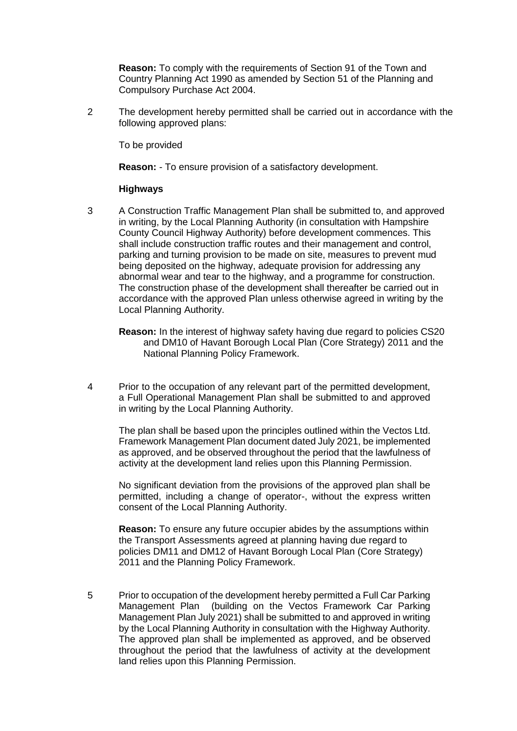**Reason:** To comply with the requirements of Section 91 of the Town and Country Planning Act 1990 as amended by Section 51 of the Planning and Compulsory Purchase Act 2004.

2 The development hereby permitted shall be carried out in accordance with the following approved plans:

To be provided

**Reason:** - To ensure provision of a satisfactory development.

**Highways**

3 A Construction Traffic Management Plan shall be submitted to, and approved in writing, by the Local Planning Authority (in consultation with Hampshire County Council Highway Authority) before development commences. This shall include construction traffic routes and their management and control, parking and turning provision to be made on site, measures to prevent mud being deposited on the highway, adequate provision for addressing any abnormal wear and tear to the highway, and a programme for construction. The construction phase of the development shall thereafter be carried out in accordance with the approved Plan unless otherwise agreed in writing by the Local Planning Authority.

**Reason:** In the interest of highway safety having due regard to policies CS20 and DM10 of Havant Borough Local Plan (Core Strategy) 2011 and the National Planning Policy Framework.

4 Prior to the occupation of any relevant part of the permitted development, a Full Operational Management Plan shall be submitted to and approved in writing by the Local Planning Authority.

The plan shall be based upon the principles outlined within the Vectos Ltd. Framework Management Plan document dated July 2021, be implemented as approved, and be observed throughout the period that the lawfulness of activity at the development land relies upon this Planning Permission.

No significant deviation from the provisions of the approved plan shall be permitted, including a change of operator-, without the express written consent of the Local Planning Authority.

**Reason:** To ensure any future occupier abides by the assumptions within the Transport Assessments agreed at planning having due regard to policies DM11 and DM12 of Havant Borough Local Plan (Core Strategy) 2011 and the Planning Policy Framework.

5 Prior to occupation of the development hereby permitted a Full Car Parking Management Plan (building on the Vectos Framework Car Parking Management Plan July 2021) shall be submitted to and approved in writing by the Local Planning Authority in consultation with the Highway Authority. The approved plan shall be implemented as approved, and be observed throughout the period that the lawfulness of activity at the development land relies upon this Planning Permission.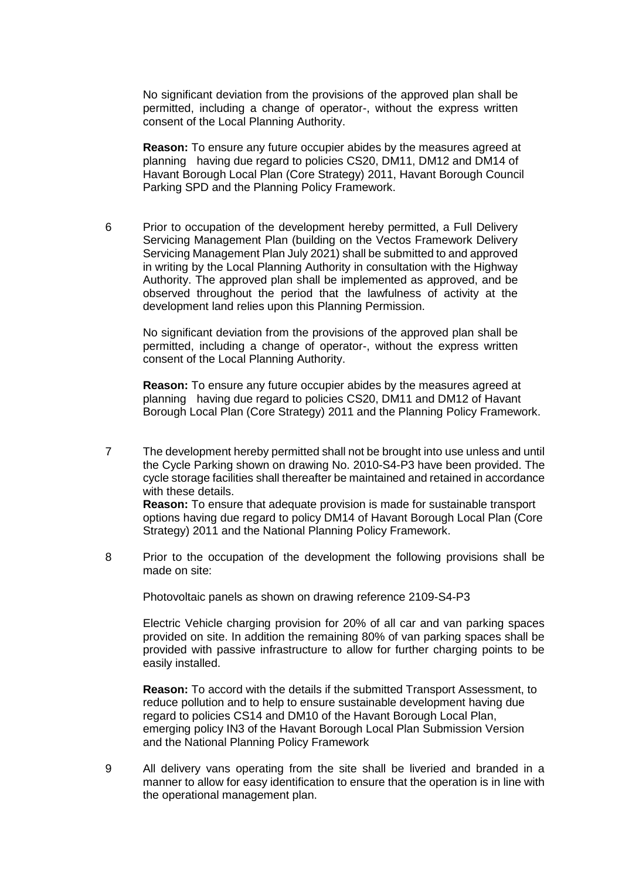No significant deviation from the provisions of the approved plan shall be permitted, including a change of operator-, without the express written consent of the Local Planning Authority.

**Reason:** To ensure any future occupier abides by the measures agreed at planning having due regard to policies CS20, DM11, DM12 and DM14 of Havant Borough Local Plan (Core Strategy) 2011, Havant Borough Council Parking SPD and the Planning Policy Framework.

6 Prior to occupation of the development hereby permitted, a Full Delivery Servicing Management Plan (building on the Vectos Framework Delivery Servicing Management Plan July 2021) shall be submitted to and approved in writing by the Local Planning Authority in consultation with the Highway Authority. The approved plan shall be implemented as approved, and be observed throughout the period that the lawfulness of activity at the development land relies upon this Planning Permission.

No significant deviation from the provisions of the approved plan shall be permitted, including a change of operator-, without the express written consent of the Local Planning Authority.

**Reason:** To ensure any future occupier abides by the measures agreed at planning having due regard to policies CS20, DM11 and DM12 of Havant Borough Local Plan (Core Strategy) 2011 and the Planning Policy Framework.

7 The development hereby permitted shall not be brought into use unless and until the Cycle Parking shown on drawing No. 2010-S4-P3 have been provided. The cycle storage facilities shall thereafter be maintained and retained in accordance with these details.
**Reason:** To ensure that adequate provision is made for sustainable transport options having due regard to policy DM14 of Havant Borough Local Plan (Core Strategy) 2011 and the National Planning Policy Framework.

8 Prior to the occupation of the development the following provisions shall be made on site:

Photovoltaic panels as shown on drawing reference 2109-S4-P3

Electric Vehicle charging provision for 20% of all car and van parking spaces provided on site. In addition the remaining 80% of van parking spaces shall be provided with passive infrastructure to allow for further charging points to be easily installed.

**Reason:** To accord with the details if the submitted Transport Assessment, to reduce pollution and to help to ensure sustainable development having due regard to policies CS14 and DM10 of the Havant Borough Local Plan, emerging policy IN3 of the Havant Borough Local Plan Submission Version and the National Planning Policy Framework

9 All delivery vans operating from the site shall be liveried and branded in a manner to allow for easy identification to ensure that the operation is in line with the operational management plan.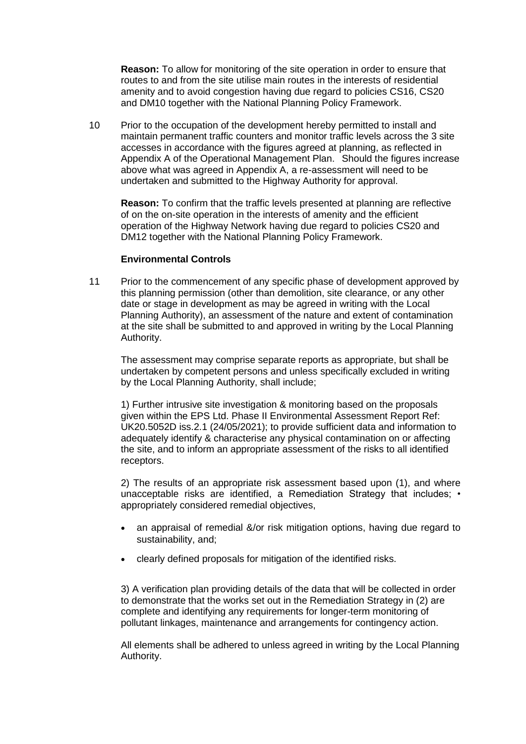**Reason:** To allow for monitoring of the site operation in order to ensure that routes to and from the site utilise main routes in the interests of residential amenity and to avoid congestion having due regard to policies CS16, CS20 and DM10 together with the National Planning Policy Framework.

10 Prior to the occupation of the development hereby permitted to install and maintain permanent traffic counters and monitor traffic levels across the 3 site accesses in accordance with the figures agreed at planning, as reflected in Appendix A of the Operational Management Plan. Should the figures increase above what was agreed in Appendix A, a re-assessment will need to be undertaken and submitted to the Highway Authority for approval.

**Reason:** To confirm that the traffic levels presented at planning are reflective of on the on-site operation in the interests of amenity and the efficient operation of the Highway Network having due regard to policies CS20 and DM12 together with the National Planning Policy Framework.

**Environmental Controls**

11 Prior to the commencement of any specific phase of development approved by this planning permission (other than demolition, site clearance, or any other date or stage in development as may be agreed in writing with the Local Planning Authority), an assessment of the nature and extent of contamination at the site shall be submitted to and approved in writing by the Local Planning Authority.

The assessment may comprise separate reports as appropriate, but shall be undertaken by competent persons and unless specifically excluded in writing by the Local Planning Authority, shall include;

1) Further intrusive site investigation & monitoring based on the proposals given within the EPS Ltd. Phase II Environmental Assessment Report Ref: UK20.5052D iss.2.1 (24/05/2021); to provide sufficient data and information to adequately identify & characterise any physical contamination on or affecting the site, and to inform an appropriate assessment of the risks to all identified receptors.

2) The results of an appropriate risk assessment based upon (1), and where unacceptable risks are identified, a Remediation Strategy that includes; • appropriately considered remedial objectives,

- an appraisal of remedial &/or risk mitigation options, having due regard to sustainability, and;
- clearly defined proposals for mitigation of the identified risks.

3) A verification plan providing details of the data that will be collected in order to demonstrate that the works set out in the Remediation Strategy in (2) are complete and identifying any requirements for longer-term monitoring of pollutant linkages, maintenance and arrangements for contingency action.

All elements shall be adhered to unless agreed in writing by the Local Planning Authority.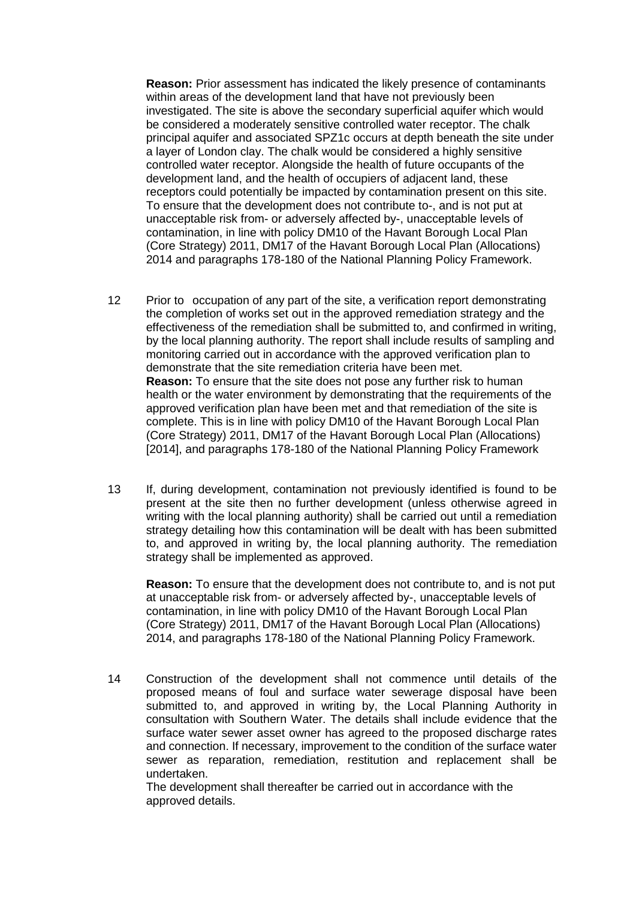**Reason:** Prior assessment has indicated the likely presence of contaminants within areas of the development land that have not previously been investigated. The site is above the secondary superficial aquifer which would be considered a moderately sensitive controlled water receptor. The chalk principal aquifer and associated SPZ1c occurs at depth beneath the site under a layer of London clay. The chalk would be considered a highly sensitive controlled water receptor. Alongside the health of future occupants of the development land, and the health of occupiers of adjacent land, these receptors could potentially be impacted by contamination present on this site. To ensure that the development does not contribute to-, and is not put at unacceptable risk from- or adversely affected by-, unacceptable levels of contamination, in line with policy DM10 of the Havant Borough Local Plan (Core Strategy) 2011, DM17 of the Havant Borough Local Plan (Allocations) 2014 and paragraphs 178-180 of the National Planning Policy Framework.

12 Prior to occupation of any part of the site, a verification report demonstrating the completion of works set out in the approved remediation strategy and the effectiveness of the remediation shall be submitted to, and confirmed in writing, by the local planning authority. The report shall include results of sampling and monitoring carried out in accordance with the approved verification plan to demonstrate that the site remediation criteria have been met.
**Reason:** To ensure that the site does not pose any further risk to human health or the water environment by demonstrating that the requirements of the approved verification plan have been met and that remediation of the site is complete. This is in line with policy DM10 of the Havant Borough Local Plan (Core Strategy) 2011, DM17 of the Havant Borough Local Plan (Allocations) [2014], and paragraphs 178-180 of the National Planning Policy Framework

13 If, during development, contamination not previously identified is found to be present at the site then no further development (unless otherwise agreed in writing with the local planning authority) shall be carried out until a remediation strategy detailing how this contamination will be dealt with has been submitted to, and approved in writing by, the local planning authority. The remediation strategy shall be implemented as approved.

**Reason:** To ensure that the development does not contribute to, and is not put at unacceptable risk from- or adversely affected by-, unacceptable levels of contamination, in line with policy DM10 of the Havant Borough Local Plan (Core Strategy) 2011, DM17 of the Havant Borough Local Plan (Allocations) 2014, and paragraphs 178-180 of the National Planning Policy Framework.

14 Construction of the development shall not commence until details of the proposed means of foul and surface water sewerage disposal have been submitted to, and approved in writing by, the Local Planning Authority in consultation with Southern Water. The details shall include evidence that the surface water sewer asset owner has agreed to the proposed discharge rates and connection. If necessary, improvement to the condition of the surface water sewer as reparation, remediation, restitution and replacement shall be undertaken.
The development shall thereafter be carried out in accordance with the approved details.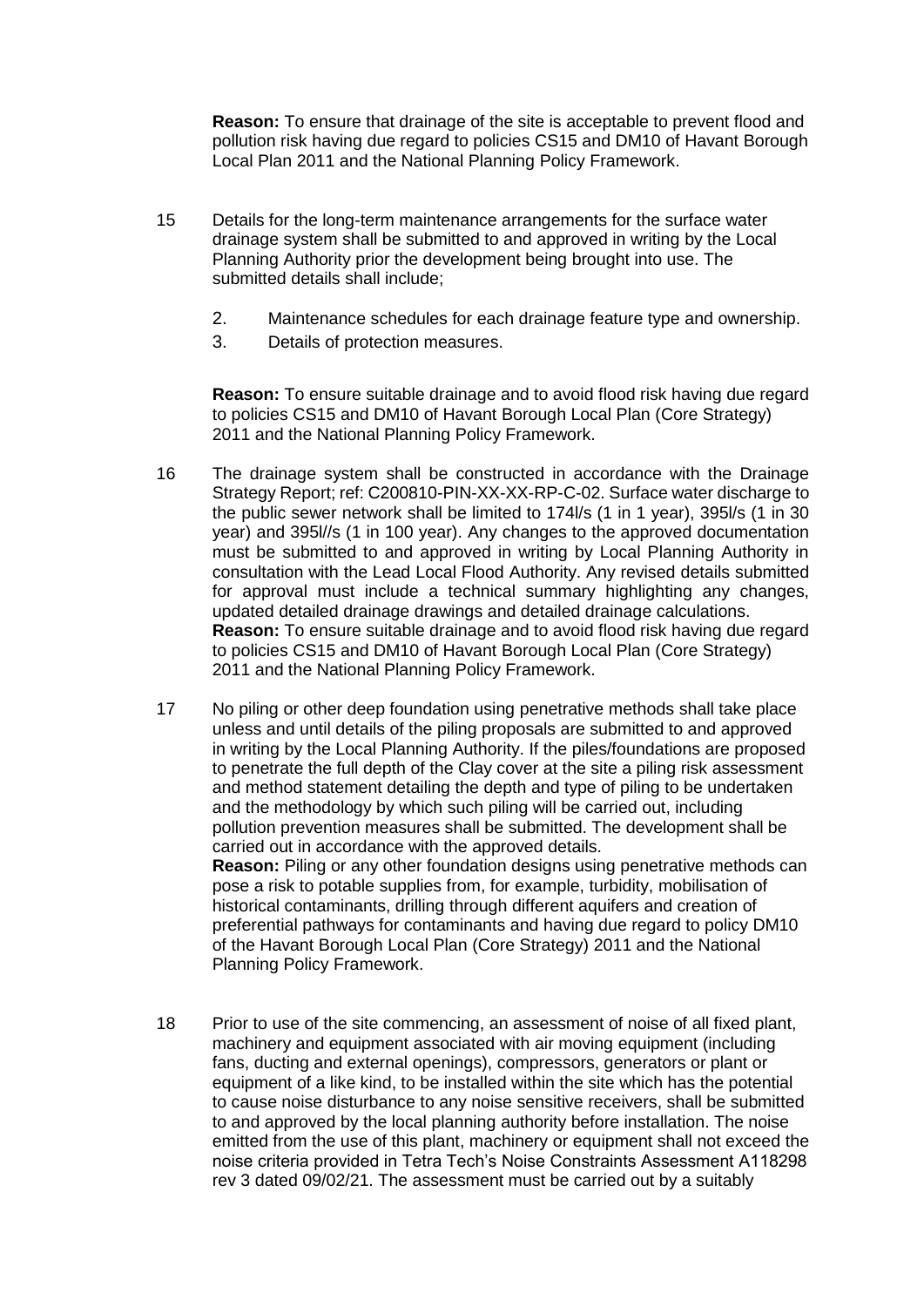**Reason:** To ensure that drainage of the site is acceptable to prevent flood and pollution risk having due regard to policies CS15 and DM10 of Havant Borough Local Plan 2011 and the National Planning Policy Framework.

15 Details for the long-term maintenance arrangements for the surface water drainage system shall be submitted to and approved in writing by the Local Planning Authority prior the development being brought into use. The submitted details shall include;

   2. Maintenance schedules for each drainage feature type and ownership.
   3. Details of protection measures.

   **Reason:** To ensure suitable drainage and to avoid flood risk having due regard to policies CS15 and DM10 of Havant Borough Local Plan (Core Strategy) 2011 and the National Planning Policy Framework.

16 The drainage system shall be constructed in accordance with the Drainage Strategy Report; ref: C200810-PIN-XX-XX-RP-C-02. Surface water discharge to the public sewer network shall be limited to 174l/s (1 in 1 year), 395l/s (1 in 30 year) and 395l//s (1 in 100 year). Any changes to the approved documentation must be submitted to and approved in writing by Local Planning Authority in consultation with the Lead Local Flood Authority. Any revised details submitted for approval must include a technical summary highlighting any changes, updated detailed drainage drawings and detailed drainage calculations.
   **Reason:** To ensure suitable drainage and to avoid flood risk having due regard to policies CS15 and DM10 of Havant Borough Local Plan (Core Strategy) 2011 and the National Planning Policy Framework.

17 No piling or other deep foundation using penetrative methods shall take place unless and until details of the piling proposals are submitted to and approved in writing by the Local Planning Authority. If the piles/foundations are proposed to penetrate the full depth of the Clay cover at the site a piling risk assessment and method statement detailing the depth and type of piling to be undertaken and the methodology by which such piling will be carried out, including pollution prevention measures shall be submitted. The development shall be carried out in accordance with the approved details.
   **Reason:** Piling or any other foundation designs using penetrative methods can pose a risk to potable supplies from, for example, turbidity, mobilisation of historical contaminants, drilling through different aquifers and creation of preferential pathways for contaminants and having due regard to policy DM10 of the Havant Borough Local Plan (Core Strategy) 2011 and the National Planning Policy Framework.

18 Prior to use of the site commencing, an assessment of noise of all fixed plant, machinery and equipment associated with air moving equipment (including fans, ducting and external openings), compressors, generators or plant or equipment of a like kind, to be installed within the site which has the potential to cause noise disturbance to any noise sensitive receivers, shall be submitted to and approved by the local planning authority before installation. The noise emitted from the use of this plant, machinery or equipment shall not exceed the noise criteria provided in Tetra Tech's Noise Constraints Assessment A118298 rev 3 dated 09/02/21. The assessment must be carried out by a suitably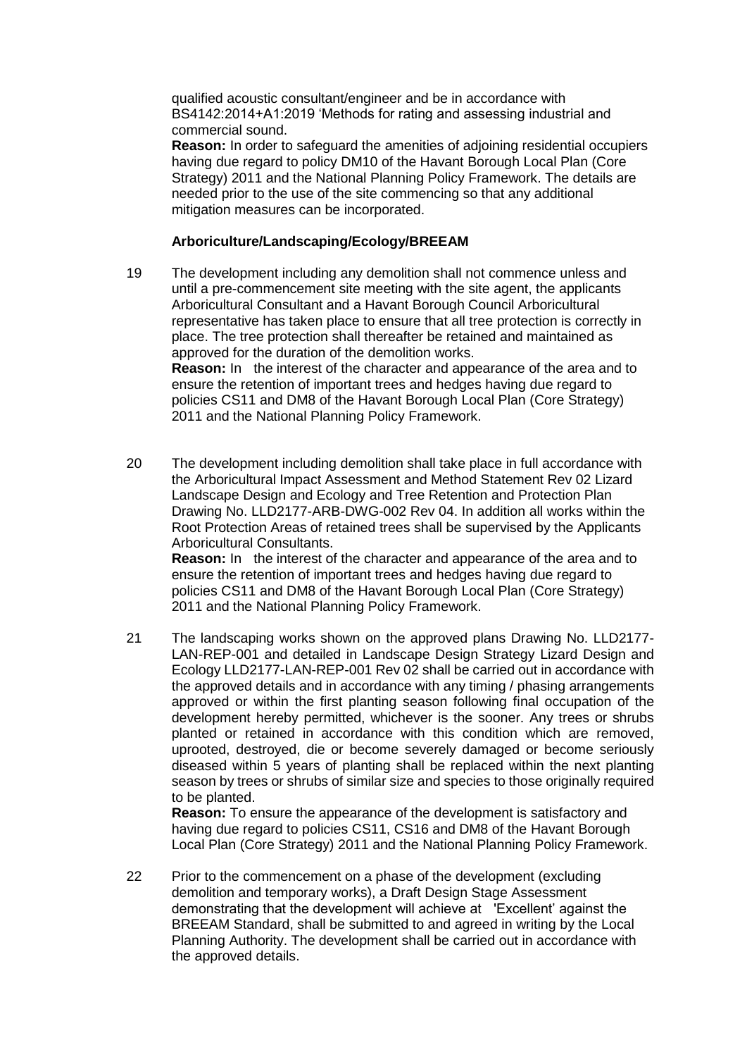qualified acoustic consultant/engineer and be in accordance with BS4142:2014+A1:2019 'Methods for rating and assessing industrial and commercial sound.

**Reason:** In order to safeguard the amenities of adjoining residential occupiers having due regard to policy DM10 of the Havant Borough Local Plan (Core Strategy) 2011 and the National Planning Policy Framework. The details are needed prior to the use of the site commencing so that any additional mitigation measures can be incorporated.

**Arboriculture/Landscaping/Ecology/BREEAM**

19 The development including any demolition shall not commence unless and until a pre-commencement site meeting with the site agent, the applicants Arboricultural Consultant and a Havant Borough Council Arboricultural representative has taken place to ensure that all tree protection is correctly in place. The tree protection shall thereafter be retained and maintained as approved for the duration of the demolition works.

**Reason:** In the interest of the character and appearance of the area and to ensure the retention of important trees and hedges having due regard to policies CS11 and DM8 of the Havant Borough Local Plan (Core Strategy) 2011 and the National Planning Policy Framework.

20 The development including demolition shall take place in full accordance with the Arboricultural Impact Assessment and Method Statement Rev 02 Lizard Landscape Design and Ecology and Tree Retention and Protection Plan Drawing No. LLD2177-ARB-DWG-002 Rev 04. In addition all works within the Root Protection Areas of retained trees shall be supervised by the Applicants Arboricultural Consultants.

**Reason:** In the interest of the character and appearance of the area and to ensure the retention of important trees and hedges having due regard to policies CS11 and DM8 of the Havant Borough Local Plan (Core Strategy) 2011 and the National Planning Policy Framework.

21 The landscaping works shown on the approved plans Drawing No. LLD2177-LAN-REP-001 and detailed in Landscape Design Strategy Lizard Design and Ecology LLD2177-LAN-REP-001 Rev 02 shall be carried out in accordance with the approved details and in accordance with any timing / phasing arrangements approved or within the first planting season following final occupation of the development hereby permitted, whichever is the sooner. Any trees or shrubs planted or retained in accordance with this condition which are removed, uprooted, destroyed, die or become severely damaged or become seriously diseased within 5 years of planting shall be replaced within the next planting season by trees or shrubs of similar size and species to those originally required to be planted.

**Reason:** To ensure the appearance of the development is satisfactory and having due regard to policies CS11, CS16 and DM8 of the Havant Borough Local Plan (Core Strategy) 2011 and the National Planning Policy Framework.

22 Prior to the commencement on a phase of the development (excluding demolition and temporary works), a Draft Design Stage Assessment demonstrating that the development will achieve at 'Excellent' against the BREEAM Standard, shall be submitted to and agreed in writing by the Local Planning Authority. The development shall be carried out in accordance with the approved details.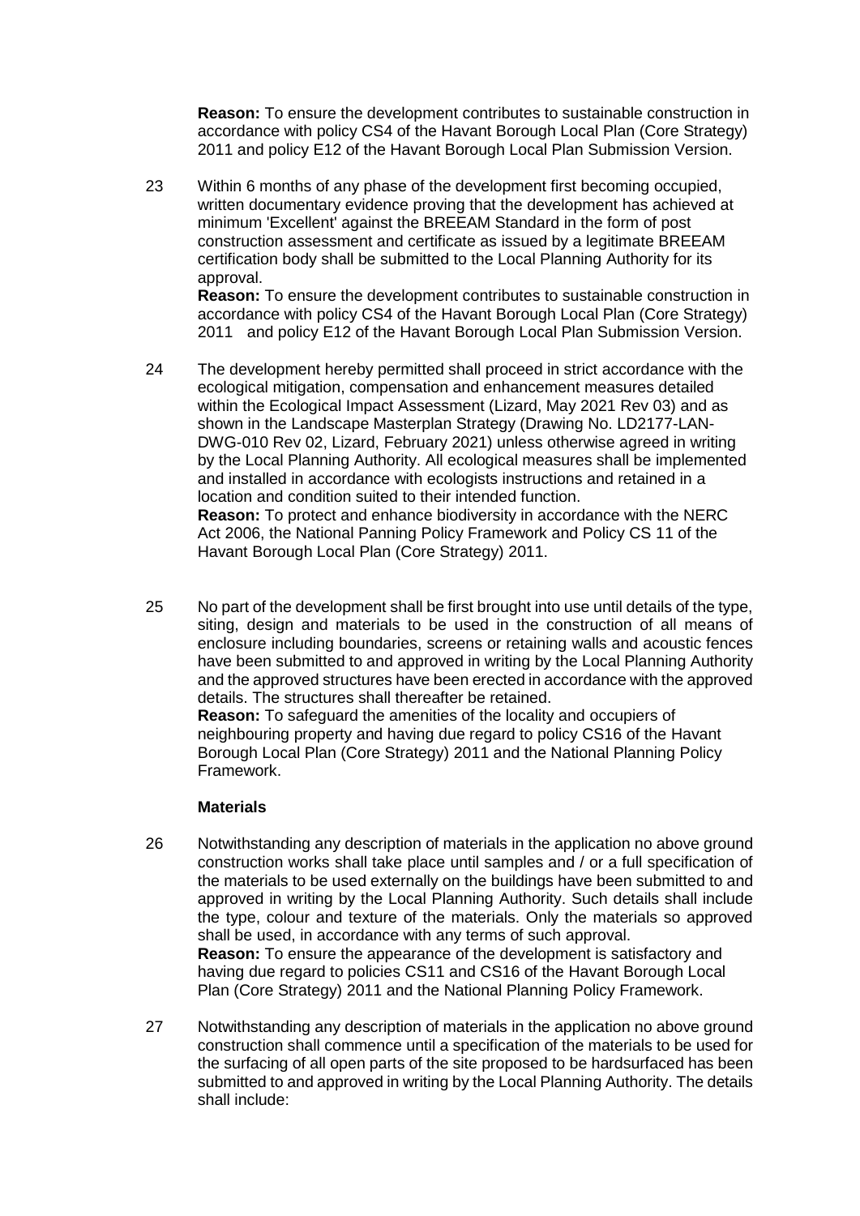**Reason:** To ensure the development contributes to sustainable construction in accordance with policy CS4 of the Havant Borough Local Plan (Core Strategy) 2011 and policy E12 of the Havant Borough Local Plan Submission Version.

23 Within 6 months of any phase of the development first becoming occupied, written documentary evidence proving that the development has achieved at minimum 'Excellent' against the BREEAM Standard in the form of post construction assessment and certificate as issued by a legitimate BREEAM certification body shall be submitted to the Local Planning Authority for its approval.
**Reason:** To ensure the development contributes to sustainable construction in accordance with policy CS4 of the Havant Borough Local Plan (Core Strategy) 2011 and policy E12 of the Havant Borough Local Plan Submission Version.

24 The development hereby permitted shall proceed in strict accordance with the ecological mitigation, compensation and enhancement measures detailed within the Ecological Impact Assessment (Lizard, May 2021 Rev 03) and as shown in the Landscape Masterplan Strategy (Drawing No. LD2177-LAN-DWG-010 Rev 02, Lizard, February 2021) unless otherwise agreed in writing by the Local Planning Authority. All ecological measures shall be implemented and installed in accordance with ecologists instructions and retained in a location and condition suited to their intended function.
**Reason:** To protect and enhance biodiversity in accordance with the NERC Act 2006, the National Panning Policy Framework and Policy CS 11 of the Havant Borough Local Plan (Core Strategy) 2011.

25 No part of the development shall be first brought into use until details of the type, siting, design and materials to be used in the construction of all means of enclosure including boundaries, screens or retaining walls and acoustic fences have been submitted to and approved in writing by the Local Planning Authority and the approved structures have been erected in accordance with the approved details. The structures shall thereafter be retained.
**Reason:** To safeguard the amenities of the locality and occupiers of neighbouring property and having due regard to policy CS16 of the Havant Borough Local Plan (Core Strategy) 2011 and the National Planning Policy Framework.

**Materials**

26 Notwithstanding any description of materials in the application no above ground construction works shall take place until samples and / or a full specification of the materials to be used externally on the buildings have been submitted to and approved in writing by the Local Planning Authority. Such details shall include the type, colour and texture of the materials. Only the materials so approved shall be used, in accordance with any terms of such approval.
**Reason:** To ensure the appearance of the development is satisfactory and having due regard to policies CS11 and CS16 of the Havant Borough Local Plan (Core Strategy) 2011 and the National Planning Policy Framework.

27 Notwithstanding any description of materials in the application no above ground construction shall commence until a specification of the materials to be used for the surfacing of all open parts of the site proposed to be hardsurfaced has been submitted to and approved in writing by the Local Planning Authority. The details shall include: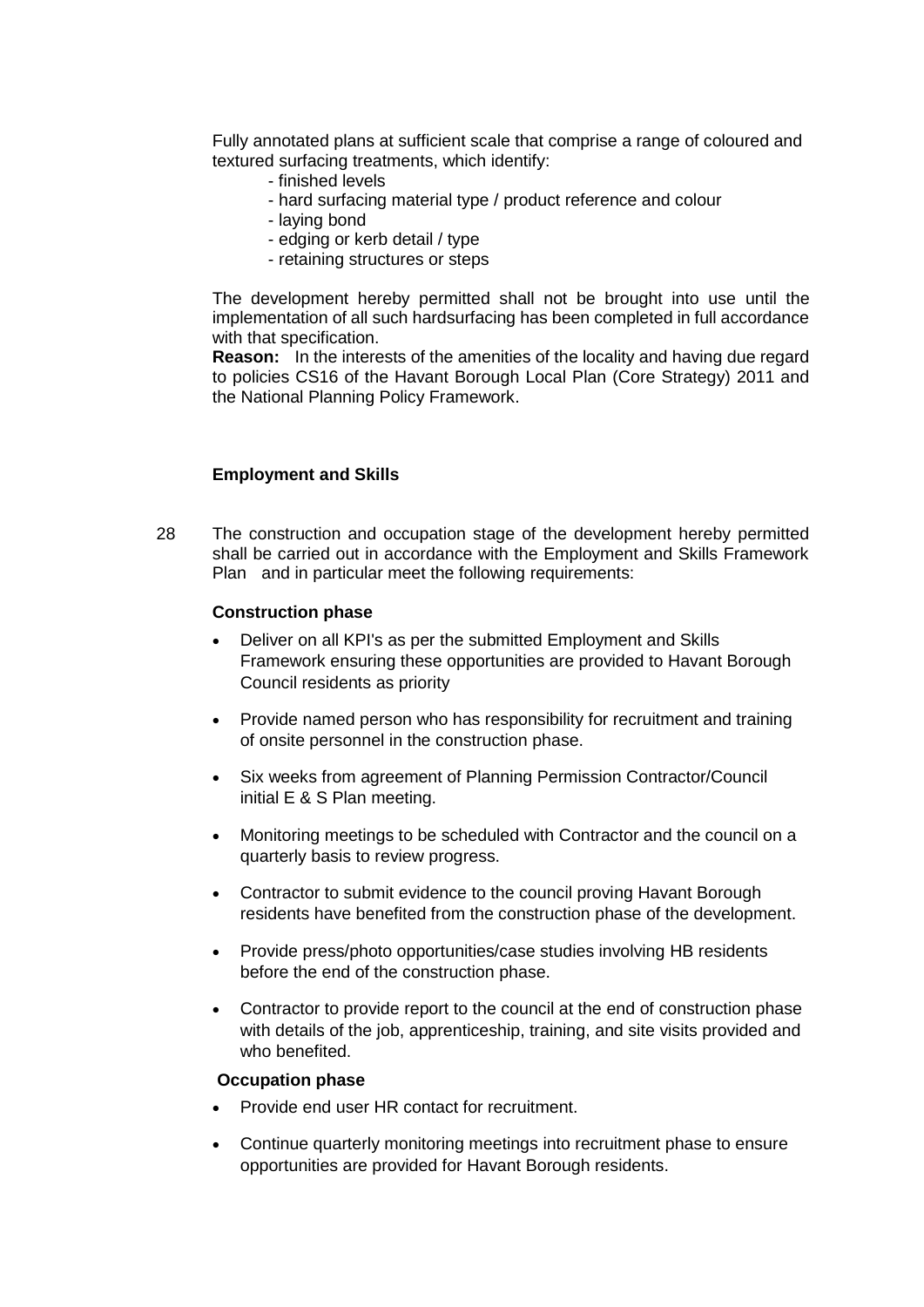Fully annotated plans at sufficient scale that comprise a range of coloured and textured surfacing treatments, which identify:

- finished levels
- hard surfacing material type / product reference and colour
- laying bond
- edging or kerb detail / type
- retaining structures or steps

The development hereby permitted shall not be brought into use until the implementation of all such hardsurfacing has been completed in full accordance with that specification.

**Reason:** In the interests of the amenities of the locality and having due regard to policies CS16 of the Havant Borough Local Plan (Core Strategy) 2011 and the National Planning Policy Framework.

**Employment and Skills**

28 The construction and occupation stage of the development hereby permitted shall be carried out in accordance with the Employment and Skills Framework Plan and in particular meet the following requirements:

**Construction phase**

- Deliver on all KPI's as per the submitted Employment and Skills Framework ensuring these opportunities are provided to Havant Borough Council residents as priority
- Provide named person who has responsibility for recruitment and training of onsite personnel in the construction phase.
- Six weeks from agreement of Planning Permission Contractor/Council initial E & S Plan meeting.
- Monitoring meetings to be scheduled with Contractor and the council on a quarterly basis to review progress.
- Contractor to submit evidence to the council proving Havant Borough residents have benefited from the construction phase of the development.
- Provide press/photo opportunities/case studies involving HB residents before the end of the construction phase.
- Contractor to provide report to the council at the end of construction phase with details of the job, apprenticeship, training, and site visits provided and who benefited.

**Occupation phase**

- Provide end user HR contact for recruitment.
- Continue quarterly monitoring meetings into recruitment phase to ensure opportunities are provided for Havant Borough residents.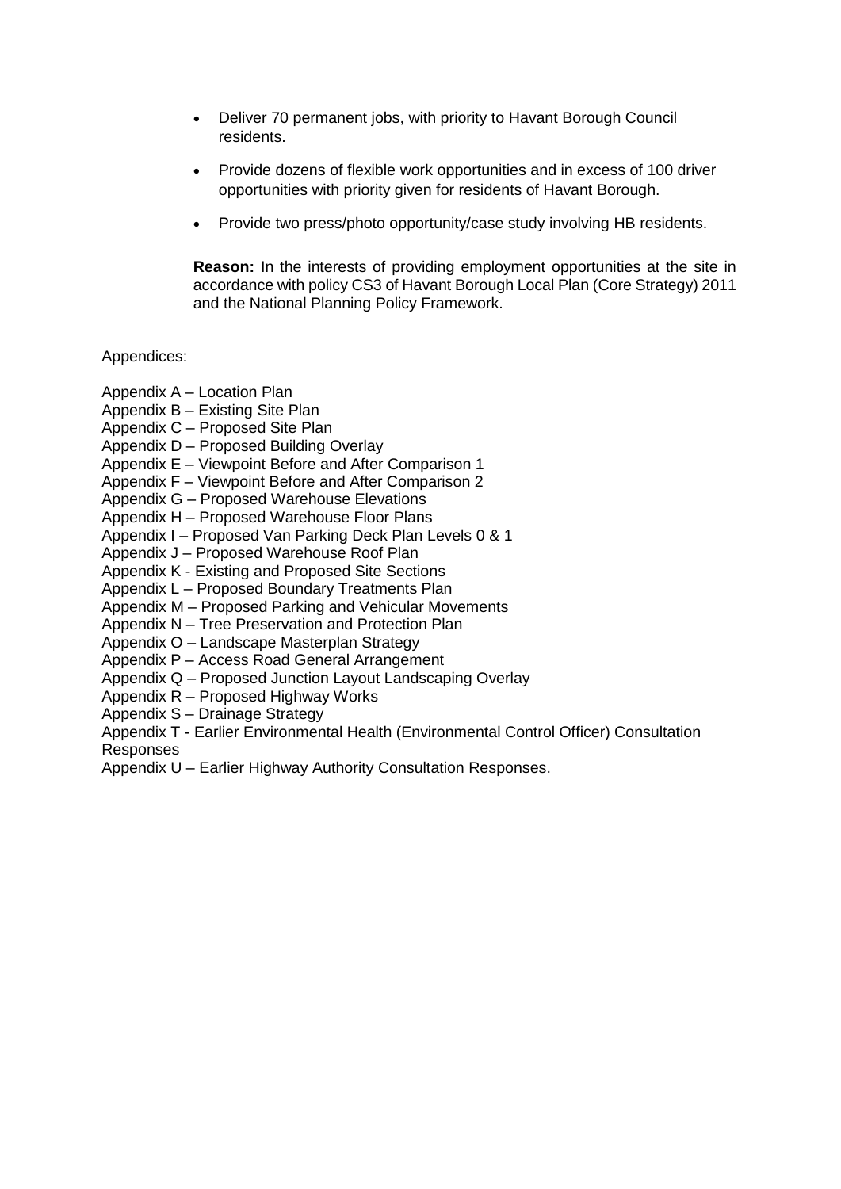- Deliver 70 permanent jobs, with priority to Havant Borough Council residents.
- Provide dozens of flexible work opportunities and in excess of 100 driver opportunities with priority given for residents of Havant Borough.
- Provide two press/photo opportunity/case study involving HB residents.

**Reason:** In the interests of providing employment opportunities at the site in accordance with policy CS3 of Havant Borough Local Plan (Core Strategy) 2011 and the National Planning Policy Framework.

Appendices:

Appendix A – Location Plan
Appendix B – Existing Site Plan
Appendix C – Proposed Site Plan
Appendix D – Proposed Building Overlay
Appendix E – Viewpoint Before and After Comparison 1
Appendix F – Viewpoint Before and After Comparison 2
Appendix G – Proposed Warehouse Elevations
Appendix H – Proposed Warehouse Floor Plans
Appendix I – Proposed Van Parking Deck Plan Levels 0 & 1
Appendix J – Proposed Warehouse Roof Plan
Appendix K - Existing and Proposed Site Sections
Appendix L – Proposed Boundary Treatments Plan
Appendix M – Proposed Parking and Vehicular Movements
Appendix N – Tree Preservation and Protection Plan
Appendix O – Landscape Masterplan Strategy
Appendix P – Access Road General Arrangement
Appendix Q – Proposed Junction Layout Landscaping Overlay
Appendix R – Proposed Highway Works
Appendix S – Drainage Strategy
Appendix T - Earlier Environmental Health (Environmental Control Officer) Consultation Responses
Appendix U – Earlier Highway Authority Consultation Responses.